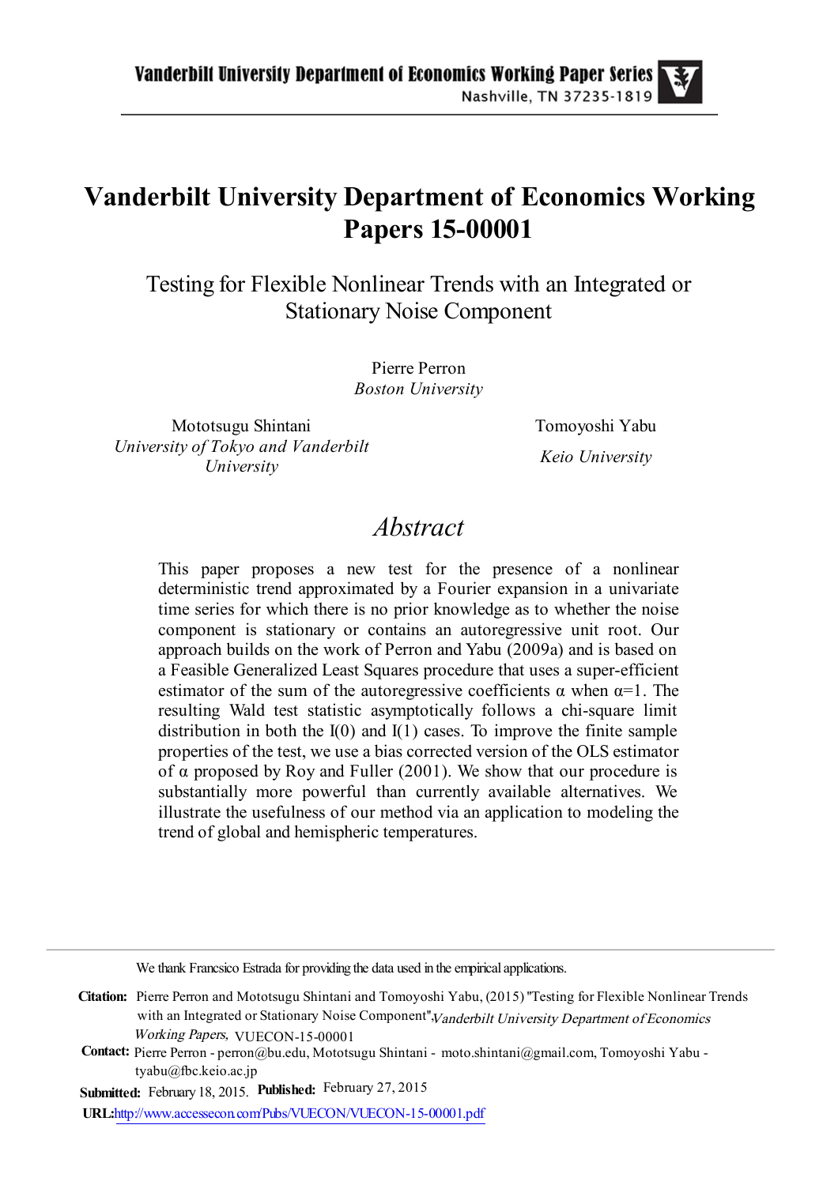# Vanderbilt University Department of Economics Working Papers 15-00001

## Testing for Flexible Nonlinear Trends with an Integrated or Stationary Noise Component

Pierre Perron
*Boston University*

Mototsugu Shintani
*University of Tokyo and Vanderbilt University*

Tomoyoshi Yabu
*Keio University*

## *Abstract*

This paper proposes a new test for the presence of a nonlinear deterministic trend approximated by a Fourier expansion in a univariate time series for which there is no prior knowledge as to whether the noise component is stationary or contains an autoregressive unit root. Our approach builds on the work of Perron and Yabu (2009a) and is based on a Feasible Generalized Least Squares procedure that uses a super-efficient estimator of the sum of the autoregressive coefficients $\alpha$ when $\alpha=1$. The resulting Wald test statistic asymptotically follows a chi-square limit distribution in both the I(0) and I(1) cases. To improve the finite sample properties of the test, we use a bias corrected version of the OLS estimator of $\alpha$ proposed by Roy and Fuller (2001). We show that our procedure is substantially more powerful than currently available alternatives. We illustrate the usefulness of our method via an application to modeling the trend of global and hemispheric temperatures.

---

We thank Francsico Estrada for providing the data used in the empirical applications.

**Citation:** Pierre Perron and Mototsugu Shintani and Tomoyoshi Yabu, (2015) "Testing for Flexible Nonlinear Trends with an Integrated or Stationary Noise Component", *Vanderbilt University Department of Economics Working Papers,* VUECON-15-00001

**Contact:** Pierre Perron - perron@bu.edu, Mototsugu Shintani - moto.shintani@gmail.com, Tomoyoshi Yabu - tyabu@fbc.keio.ac.jp

**Submitted:** February 18, 2015. **Published:** February 27, 2015

**URL:** http://www.accessecon.com/Pubs/VUECON/VUECON-15-00001.pdf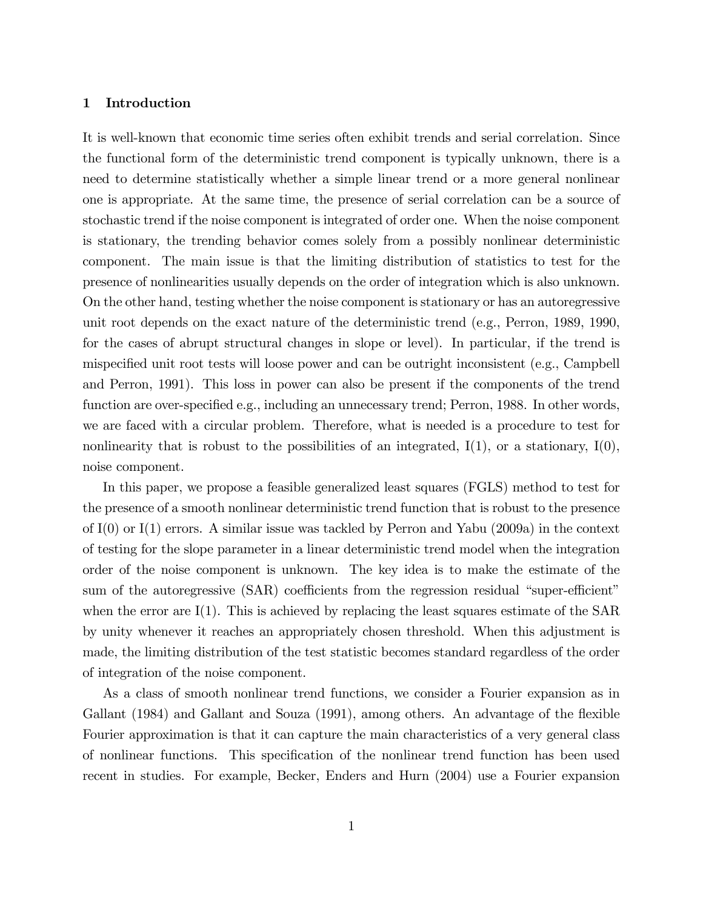## 1 Introduction

It is well-known that economic time series often exhibit trends and serial correlation. Since the functional form of the deterministic trend component is typically unknown, there is a need to determine statistically whether a simple linear trend or a more general nonlinear one is appropriate. At the same time, the presence of serial correlation can be a source of stochastic trend if the noise component is integrated of order one. When the noise component is stationary, the trending behavior comes solely from a possibly nonlinear deterministic component. The main issue is that the limiting distribution of statistics to test for the presence of nonlinearities usually depends on the order of integration which is also unknown. On the other hand, testing whether the noise component is stationary or has an autoregressive unit root depends on the exact nature of the deterministic trend (e.g., Perron, 1989, 1990, for the cases of abrupt structural changes in slope or level). In particular, if the trend is mispecified unit root tests will loose power and can be outright inconsistent (e.g., Campbell and Perron, 1991). This loss in power can also be present if the components of the trend function are over-specified e.g., including an unnecessary trend; Perron, 1988. In other words, we are faced with a circular problem. Therefore, what is needed is a procedure to test for nonlinearity that is robust to the possibilities of an integrated, I(1), or a stationary, I(0), noise component.

In this paper, we propose a feasible generalized least squares (FGLS) method to test for the presence of a smooth nonlinear deterministic trend function that is robust to the presence of I(0) or I(1) errors. A similar issue was tackled by Perron and Yabu (2009a) in the context of testing for the slope parameter in a linear deterministic trend model when the integration order of the noise component is unknown. The key idea is to make the estimate of the sum of the autoregressive (SAR) coefficients from the regression residual "super-efficient" when the error are I(1). This is achieved by replacing the least squares estimate of the SAR by unity whenever it reaches an appropriately chosen threshold. When this adjustment is made, the limiting distribution of the test statistic becomes standard regardless of the order of integration of the noise component.

As a class of smooth nonlinear trend functions, we consider a Fourier expansion as in Gallant (1984) and Gallant and Souza (1991), among others. An advantage of the flexible Fourier approximation is that it can capture the main characteristics of a very general class of nonlinear functions. This specification of the nonlinear trend function has been used recent in studies. For example, Becker, Enders and Hurn (2004) use a Fourier expansion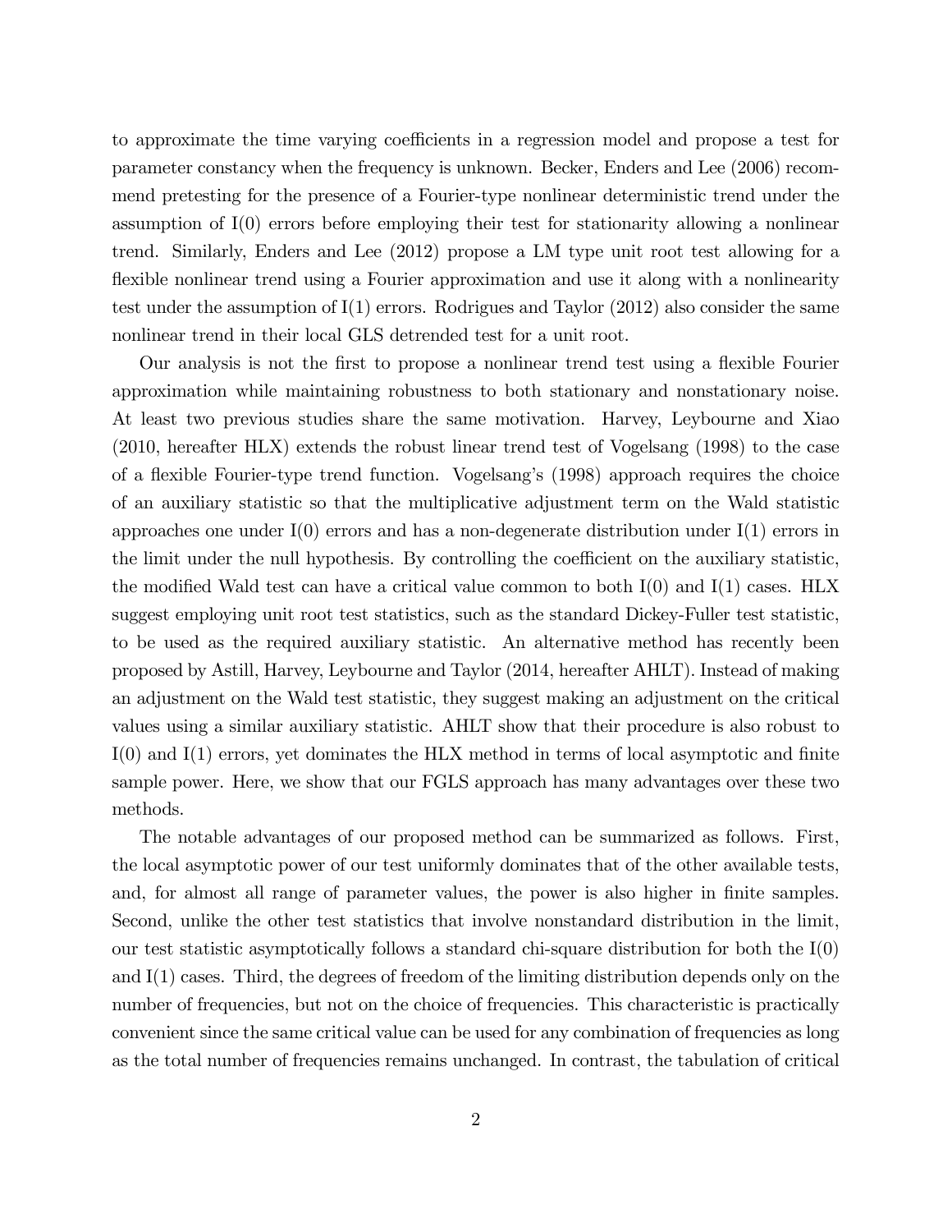to approximate the time varying coefficients in a regression model and propose a test for parameter constancy when the frequency is unknown. Becker, Enders and Lee (2006) recommend pretesting for the presence of a Fourier-type nonlinear deterministic trend under the assumption of I(0) errors before employing their test for stationarity allowing a nonlinear trend. Similarly, Enders and Lee (2012) propose a LM type unit root test allowing for a flexible nonlinear trend using a Fourier approximation and use it along with a nonlinearity test under the assumption of I(1) errors. Rodrigues and Taylor (2012) also consider the same nonlinear trend in their local GLS detrended test for a unit root.

Our analysis is not the first to propose a nonlinear trend test using a flexible Fourier approximation while maintaining robustness to both stationary and nonstationary noise. At least two previous studies share the same motivation. Harvey, Leybourne and Xiao (2010, hereafter HLX) extends the robust linear trend test of Vogelsang (1998) to the case of a flexible Fourier-type trend function. Vogelsang's (1998) approach requires the choice of an auxiliary statistic so that the multiplicative adjustment term on the Wald statistic approaches one under I(0) errors and has a non-degenerate distribution under I(1) errors in the limit under the null hypothesis. By controlling the coefficient on the auxiliary statistic, the modified Wald test can have a critical value common to both I(0) and I(1) cases. HLX suggest employing unit root test statistics, such as the standard Dickey-Fuller test statistic, to be used as the required auxiliary statistic. An alternative method has recently been proposed by Astill, Harvey, Leybourne and Taylor (2014, hereafter AHLT). Instead of making an adjustment on the Wald test statistic, they suggest making an adjustment on the critical values using a similar auxiliary statistic. AHLT show that their procedure is also robust to I(0) and I(1) errors, yet dominates the HLX method in terms of local asymptotic and finite sample power. Here, we show that our FGLS approach has many advantages over these two methods.

The notable advantages of our proposed method can be summarized as follows. First, the local asymptotic power of our test uniformly dominates that of the other available tests, and, for almost all range of parameter values, the power is also higher in finite samples. Second, unlike the other test statistics that involve nonstandard distribution in the limit, our test statistic asymptotically follows a standard chi-square distribution for both the I(0) and I(1) cases. Third, the degrees of freedom of the limiting distribution depends only on the number of frequencies, but not on the choice of frequencies. This characteristic is practically convenient since the same critical value can be used for any combination of frequencies as long as the total number of frequencies remains unchanged. In contrast, the tabulation of critical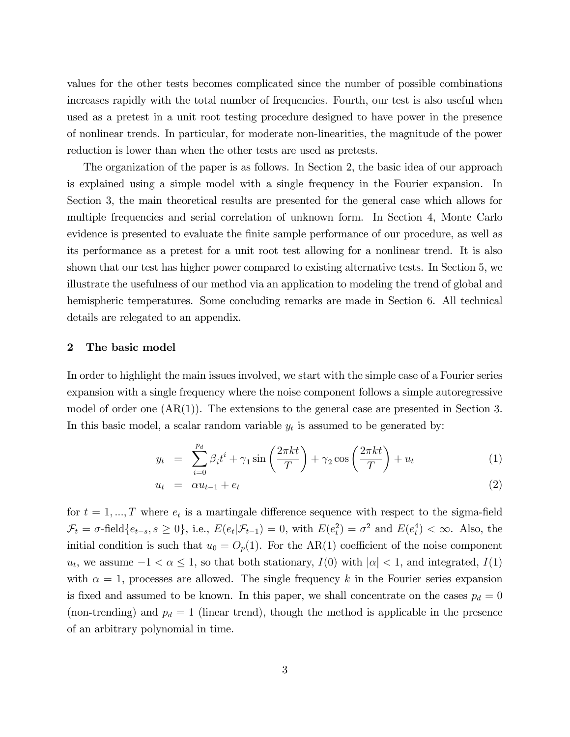values for the other tests becomes complicated since the number of possible combinations increases rapidly with the total number of frequencies. Fourth, our test is also useful when used as a pretest in a unit root testing procedure designed to have power in the presence of nonlinear trends. In particular, for moderate non-linearities, the magnitude of the power reduction is lower than when the other tests are used as pretests.

The organization of the paper is as follows. In Section 2, the basic idea of our approach is explained using a simple model with a single frequency in the Fourier expansion. In Section 3, the main theoretical results are presented for the general case which allows for multiple frequencies and serial correlation of unknown form. In Section 4, Monte Carlo evidence is presented to evaluate the finite sample performance of our procedure, as well as its performance as a pretest for a unit root test allowing for a nonlinear trend. It is also shown that our test has higher power compared to existing alternative tests. In Section 5, we illustrate the usefulness of our method via an application to modeling the trend of global and hemispheric temperatures. Some concluding remarks are made in Section 6. All technical details are relegated to an appendix.

## 2 The basic model

In order to highlight the main issues involved, we start with the simple case of a Fourier series expansion with a single frequency where the noise component follows a simple autoregressive model of order one (AR(1)). The extensions to the general case are presented in Section 3. In this basic model, a scalar random variable $y_t$ is assumed to be generated by:

$$y_t = \sum_{i=0}^{p_d} \beta_i t^i + \gamma_1 \sin\left(\frac{2\pi k t}{T}\right) + \gamma_2 \cos\left(\frac{2\pi k t}{T}\right) + u_t \tag{1}$$

$$u_t = \alpha u_{t-1} + e_t \tag{2}$$

for $t = 1, ..., T$ where $e_t$ is a martingale difference sequence with respect to the sigma-field $\mathcal{F}_t = \sigma\text{-field}\{e_{t-s}, s \geq 0\}$, i.e., $E(e_t|\mathcal{F}_{t-1}) = 0$, with $E(e_t^2) = \sigma^2$ and $E(e_t^4) < \infty$. Also, the initial condition is such that $u_0 = O_p(1)$. For the AR(1) coefficient of the noise component $u_t$, we assume $-1 < \alpha \leq 1$, so that both stationary, $I(0)$ with $|\alpha| < 1$, and integrated, $I(1)$ with $\alpha = 1$, processes are allowed. The single frequency $k$ in the Fourier series expansion is fixed and assumed to be known. In this paper, we shall concentrate on the cases $p_d = 0$ (non-trending) and $p_d = 1$ (linear trend), though the method is applicable in the presence of an arbitrary polynomial in time.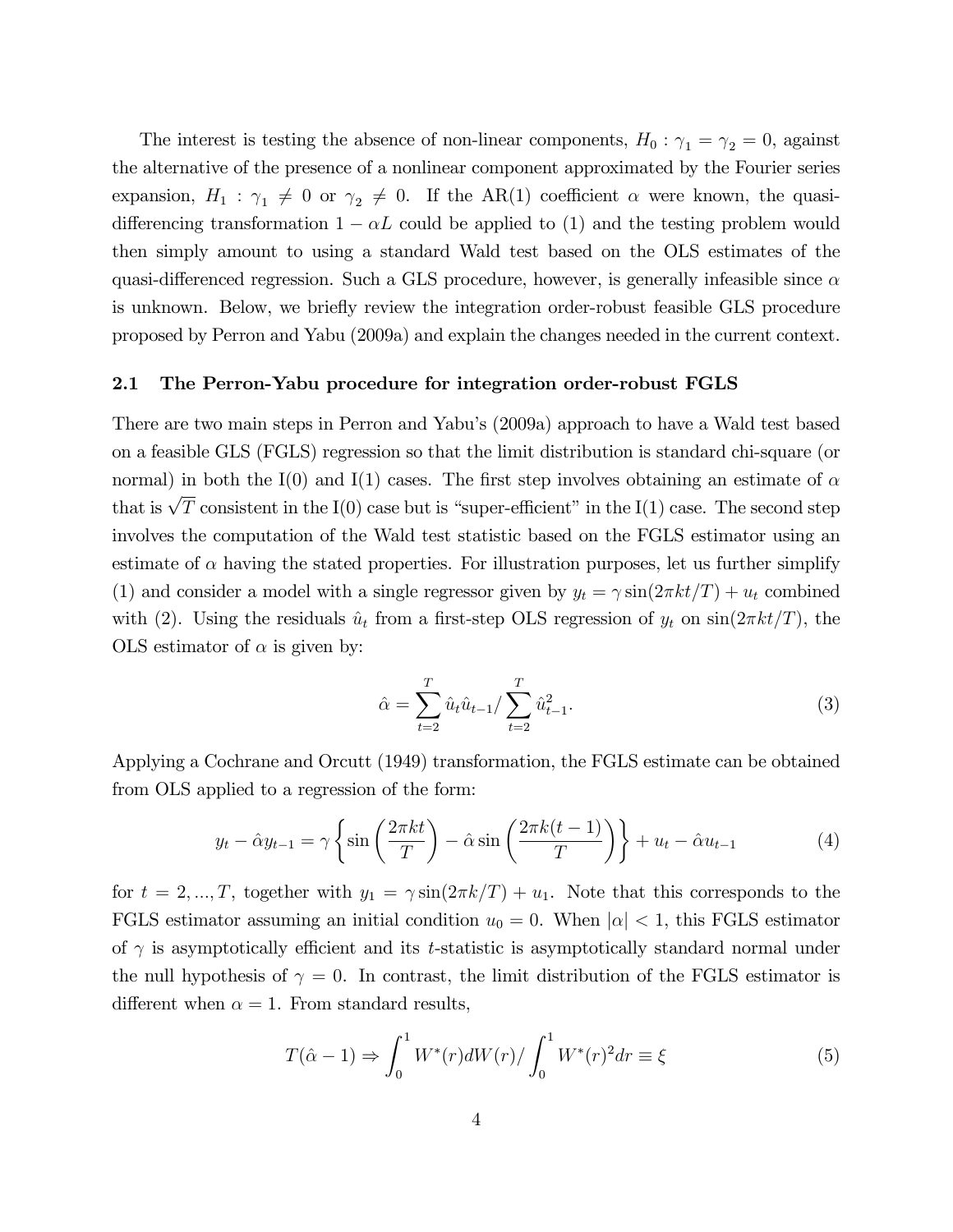The interest is testing the absence of non-linear components, $H_0 : \gamma_1 = \gamma_2 = 0$, against the alternative of the presence of a nonlinear component approximated by the Fourier series expansion, $H_1 : \gamma_1 \neq 0$ or $\gamma_2 \neq 0$. If the AR(1) coefficient $\alpha$ were known, the quasi-differencing transformation $1 - \alpha L$ could be applied to (1) and the testing problem would then simply amount to using a standard Wald test based on the OLS estimates of the quasi-differenced regression. Such a GLS procedure, however, is generally infeasible since $\alpha$ is unknown. Below, we briefly review the integration order-robust feasible GLS procedure proposed by Perron and Yabu (2009a) and explain the changes needed in the current context.

### 2.1 The Perron-Yabu procedure for integration order-robust FGLS

There are two main steps in Perron and Yabu's (2009a) approach to have a Wald test based on a feasible GLS (FGLS) regression so that the limit distribution is standard chi-square (or normal) in both the I(0) and I(1) cases. The first step involves obtaining an estimate of $\alpha$ that is $\sqrt{T}$ consistent in the I(0) case but is "super-efficient" in the I(1) case. The second step involves the computation of the Wald test statistic based on the FGLS estimator using an estimate of $\alpha$ having the stated properties. For illustration purposes, let us further simplify (1) and consider a model with a single regressor given by $y_t = \gamma \sin(2\pi kt/T) + u_t$ combined with (2). Using the residuals $\hat{u}_t$ from a first-step OLS regression of $y_t$ on $\sin(2\pi kt/T)$, the OLS estimator of $\alpha$ is given by:

$$\hat{\alpha} = \sum_{t=2}^{T} \hat{u}_t \hat{u}_{t-1} / \sum_{t=2}^{T} \hat{u}_{t-1}^2. \tag{3}$$

Applying a Cochrane and Orcutt (1949) transformation, the FGLS estimate can be obtained from OLS applied to a regression of the form:

$$y_t - \hat{\alpha} y_{t-1} = \gamma \left\{ \sin\left(\frac{2\pi kt}{T}\right) - \hat{\alpha} \sin\left(\frac{2\pi k(t-1)}{T}\right) \right\} + u_t - \hat{\alpha} u_{t-1} \tag{4}$$

for $t = 2, ..., T$, together with $y_1 = \gamma \sin(2\pi k/T) + u_1$. Note that this corresponds to the FGLS estimator assuming an initial condition $u_0 = 0$. When $|\alpha| < 1$, this FGLS estimator of $\gamma$ is asymptotically efficient and its $t$-statistic is asymptotically standard normal under the null hypothesis of $\gamma = 0$. In contrast, the limit distribution of the FGLS estimator is different when $\alpha = 1$. From standard results,

$$T(\hat{\alpha} - 1) \Rightarrow \int_0^1 W^*(r) dW(r) / \int_0^1 W^*(r)^2 dr \equiv \xi \tag{5}$$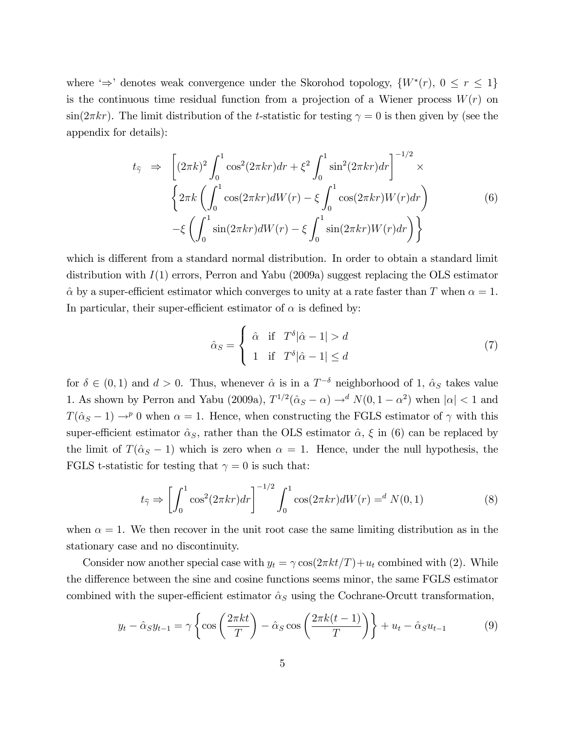where '$\Rightarrow$' denotes weak convergence under the Skorohod topology, $\{W^*(r),\ 0 \leq r \leq 1\}$ is the continuous time residual function from a projection of a Wiener process $W(r)$ on $\sin(2\pi kr)$. The limit distribution of the $t$-statistic for testing $\gamma = 0$ is then given by (see the appendix for details):

$$
\begin{aligned}
t_{\widehat{\gamma}} \;\Rightarrow\; & \left[(2\pi k)^2 \int_0^1 \cos^2(2\pi kr)dr + \xi^2 \int_0^1 \sin^2(2\pi kr)dr\right]^{-1/2} \times \\
& \left\{ 2\pi k \left( \int_0^1 \cos(2\pi kr)dW(r) - \xi \int_0^1 \cos(2\pi kr)W(r)dr \right) \right. \\
& \left. -\xi \left( \int_0^1 \sin(2\pi kr)dW(r) - \xi \int_0^1 \sin(2\pi kr)W(r)dr \right) \right\}
\end{aligned} \tag{6}
$$

which is different from a standard normal distribution. In order to obtain a standard limit distribution with $I(1)$ errors, Perron and Yabu (2009a) suggest replacing the OLS estimator $\hat{\alpha}$ by a super-efficient estimator which converges to unity at a rate faster than $T$ when $\alpha = 1$. In particular, their super-efficient estimator of $\alpha$ is defined by:

$$
\hat{\alpha}_S = \begin{cases} \hat{\alpha} & \text{if} \quad T^{\delta}|\hat{\alpha} - 1| > d \\ 1 & \text{if} \quad T^{\delta}|\hat{\alpha} - 1| \leq d \end{cases} \tag{7}
$$

for $\delta \in (0, 1)$ and $d > 0$. Thus, whenever $\hat{\alpha}$ is in a $T^{-\delta}$ neighborhood of 1, $\hat{\alpha}_S$ takes value 1. As shown by Perron and Yabu (2009a), $T^{1/2}(\hat{\alpha}_S - \alpha) \to^d N(0, 1 - \alpha^2)$ when $|\alpha| < 1$ and $T(\hat{\alpha}_S - 1) \to^p 0$ when $\alpha = 1$. Hence, when constructing the FGLS estimator of $\gamma$ with this super-efficient estimator $\hat{\alpha}_S$, rather than the OLS estimator $\hat{\alpha}$, $\xi$ in (6) can be replaced by the limit of $T(\hat{\alpha}_S - 1)$ which is zero when $\alpha = 1$. Hence, under the null hypothesis, the FGLS t-statistic for testing that $\gamma = 0$ is such that:

$$
t_{\widehat{\gamma}} \Rightarrow \left[\int_0^1 \cos^2(2\pi kr)dr\right]^{-1/2} \int_0^1 \cos(2\pi kr)dW(r) =^d N(0, 1) \tag{8}
$$

when $\alpha = 1$. We then recover in the unit root case the same limiting distribution as in the stationary case and no discontinuity.

Consider now another special case with $y_t = \gamma \cos(2\pi kt/T) + u_t$ combined with (2). While the difference between the sine and cosine functions seems minor, the same FGLS estimator combined with the super-efficient estimator $\hat{\alpha}_S$ using the Cochrane-Orcutt transformation,

$$
y_t - \hat{\alpha}_S y_{t-1} = \gamma \left\{ \cos\left(\frac{2\pi kt}{T}\right) - \hat{\alpha}_S \cos\left(\frac{2\pi k(t-1)}{T}\right) \right\} + u_t - \hat{\alpha}_S u_{t-1} \tag{9}
$$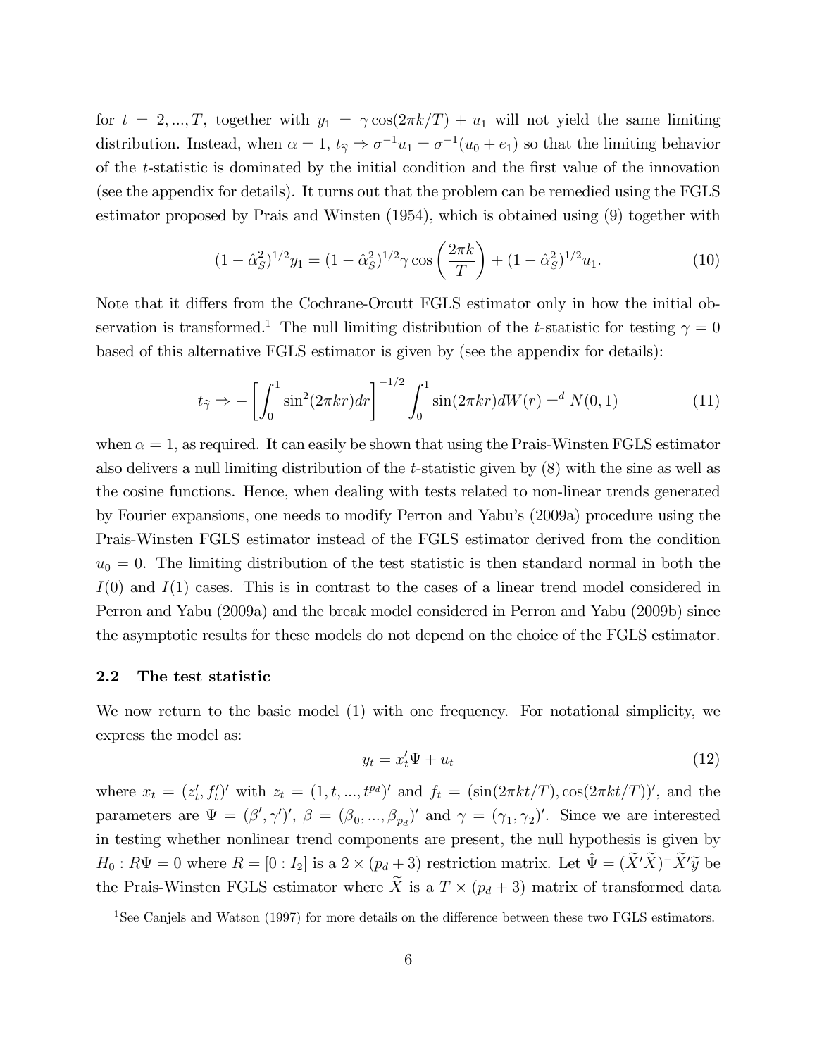for $t = 2, ..., T$, together with $y_1 = \gamma \cos(2\pi k/T) + u_1$ will not yield the same limiting distribution. Instead, when $\alpha = 1$, $t_{\widehat{\gamma}} \Rightarrow \sigma^{-1} u_1 = \sigma^{-1}(u_0 + e_1)$ so that the limiting behavior of the $t$-statistic is dominated by the initial condition and the first value of the innovation (see the appendix for details). It turns out that the problem can be remedied using the FGLS estimator proposed by Prais and Winsten (1954), which is obtained using (9) together with

$$(1 - \hat{\alpha}_S^2)^{1/2} y_1 = (1 - \hat{\alpha}_S^2)^{1/2} \gamma \cos\left(\frac{2\pi k}{T}\right) + (1 - \hat{\alpha}_S^2)^{1/2} u_1. \tag{10}$$

Note that it differs from the Cochrane-Orcutt FGLS estimator only in how the initial observation is transformed.[1] The null limiting distribution of the $t$-statistic for testing $\gamma = 0$ based of this alternative FGLS estimator is given by (see the appendix for details):

$$t_{\widehat{\gamma}} \Rightarrow -\left[\int_0^1 \sin^2(2\pi k r) dr\right]^{-1/2} \int_0^1 \sin(2\pi k r) dW(r) =^d N(0, 1) \tag{11}$$

when $\alpha = 1$, as required. It can easily be shown that using the Prais-Winsten FGLS estimator also delivers a null limiting distribution of the $t$-statistic given by (8) with the sine as well as the cosine functions. Hence, when dealing with tests related to non-linear trends generated by Fourier expansions, one needs to modify Perron and Yabu's (2009a) procedure using the Prais-Winsten FGLS estimator instead of the FGLS estimator derived from the condition $u_0 = 0$. The limiting distribution of the test statistic is then standard normal in both the $I(0)$ and $I(1)$ cases. This is in contrast to the cases of a linear trend model considered in Perron and Yabu (2009a) and the break model considered in Perron and Yabu (2009b) since the asymptotic results for these models do not depend on the choice of the FGLS estimator.

### 2.2 The test statistic

We now return to the basic model (1) with one frequency. For notational simplicity, we express the model as:

$$y_t = x_t' \Psi + u_t \tag{12}$$

where $x_t = (z_t', f_t')'$ with $z_t = (1, t, ..., t^{p_d})'$ and $f_t = (\sin(2\pi k t/T), \cos(2\pi k t/T))'$, and the parameters are $\Psi = (\beta', \gamma')'$, $\beta = (\beta_0, ..., \beta_{p_d})'$ and $\gamma = (\gamma_1, \gamma_2)'$. Since we are interested in testing whether nonlinear trend components are present, the null hypothesis is given by $H_0 : R\Psi = 0$ where $R = [0 : I_2]$ is a $2 \times (p_d + 3)$ restriction matrix. Let $\hat{\Psi} = (\widetilde{X}'\widetilde{X})^{-}\widetilde{X}'\widetilde{y}$ be the Prais-Winsten FGLS estimator where $\widetilde{X}$ is a $T \times (p_d + 3)$ matrix of transformed data

[1] See Canjels and Watson (1997) for more details on the difference between these two FGLS estimators.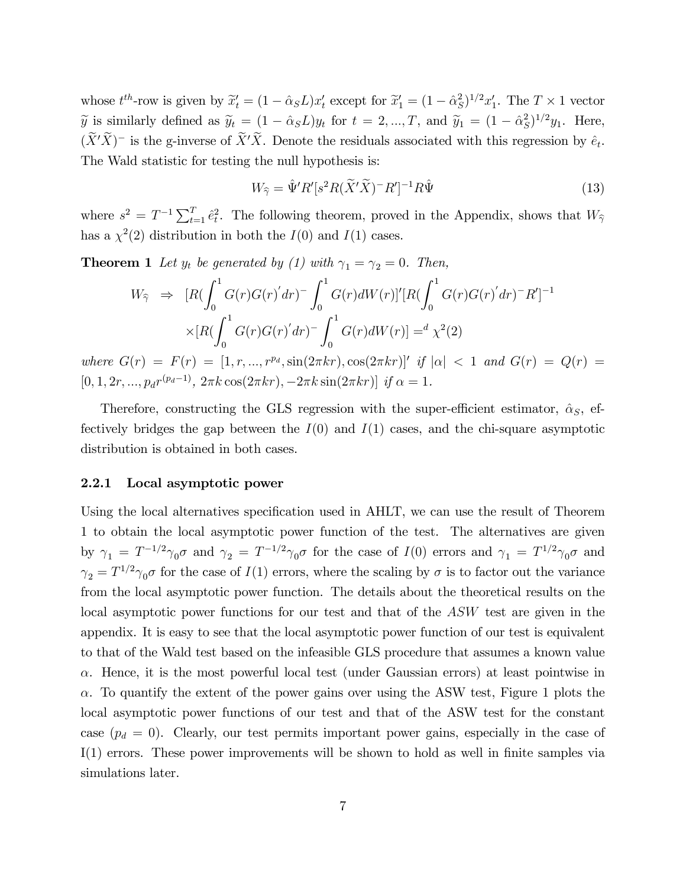whose $t^{th}$-row is given by $\widetilde{x}_t' = (1 - \hat{\alpha}_S L)x_t'$ except for $\widetilde{x}_1' = (1 - \hat{\alpha}_S^2)^{1/2}x_1'$. The $T \times 1$ vector $\widetilde{y}$ is similarly defined as $\widetilde{y}_t = (1 - \hat{\alpha}_S L)y_t$ for $t = 2, ..., T$, and $\widetilde{y}_1 = (1 - \hat{\alpha}_S^2)^{1/2}y_1$. Here, $(\widetilde{X}'\widetilde{X})^-$ is the g-inverse of $\widetilde{X}'\widetilde{X}$. Denote the residuals associated with this regression by $\hat{e}_t$. The Wald statistic for testing the null hypothesis is:

$$W_{\widehat{\gamma}} = \hat{\Psi}'R'[s^2 R(\widetilde{X}'\widetilde{X})^- R']^{-1}R\hat{\Psi} \tag{13}$$

where $s^2 = T^{-1}\sum_{t=1}^{T}\hat{e}_t^2$. The following theorem, proved in the Appendix, shows that $W_{\widehat{\gamma}}$ has a $\chi^2(2)$ distribution in both the $I(0)$ and $I(1)$ cases.

**Theorem 1** *Let $y_t$ be generated by (1) with $\gamma_1 = \gamma_2 = 0$. Then,*

$$\begin{aligned} W_{\widehat{\gamma}} \;&\Rightarrow\; [R(\int_0^1 G(r)G(r)'dr)^- \int_0^1 G(r)dW(r)]'[R(\int_0^1 G(r)G(r)'dr)^- R']^{-1} \\ &\quad\times[R(\int_0^1 G(r)G(r)'dr)^- \int_0^1 G(r)dW(r)] =^d \chi^2(2) \end{aligned}$$

*where $G(r) = F(r) = [1, r, ..., r^{p_d}, \sin(2\pi kr), \cos(2\pi kr)]'$ if $|\alpha| < 1$ and $G(r) = Q(r) = [0, 1, 2r, ..., p_d r^{(p_d-1)},\ 2\pi k\cos(2\pi kr), -2\pi k\sin(2\pi kr)]$ if $\alpha = 1$.*

Therefore, constructing the GLS regression with the super-efficient estimator, $\hat{\alpha}_S$, effectively bridges the gap between the $I(0)$ and $I(1)$ cases, and the chi-square asymptotic distribution is obtained in both cases.

### 2.2.1 Local asymptotic power

Using the local alternatives specification used in AHLT, we can use the result of Theorem 1 to obtain the local asymptotic power function of the test. The alternatives are given by $\gamma_1 = T^{-1/2}\gamma_0\sigma$ and $\gamma_2 = T^{-1/2}\gamma_0\sigma$ for the case of $I(0)$ errors and $\gamma_1 = T^{1/2}\gamma_0\sigma$ and $\gamma_2 = T^{1/2}\gamma_0\sigma$ for the case of $I(1)$ errors, where the scaling by $\sigma$ is to factor out the variance from the local asymptotic power function. The details about the theoretical results on the local asymptotic power functions for our test and that of the *ASW* test are given in the appendix. It is easy to see that the local asymptotic power function of our test is equivalent to that of the Wald test based on the infeasible GLS procedure that assumes a known value $\alpha$. Hence, it is the most powerful local test (under Gaussian errors) at least pointwise in $\alpha$. To quantify the extent of the power gains over using the ASW test, Figure 1 plots the local asymptotic power functions of our test and that of the ASW test for the constant case ($p_d = 0$). Clearly, our test permits important power gains, especially in the case of I(1) errors. These power improvements will be shown to hold as well in finite samples via simulations later.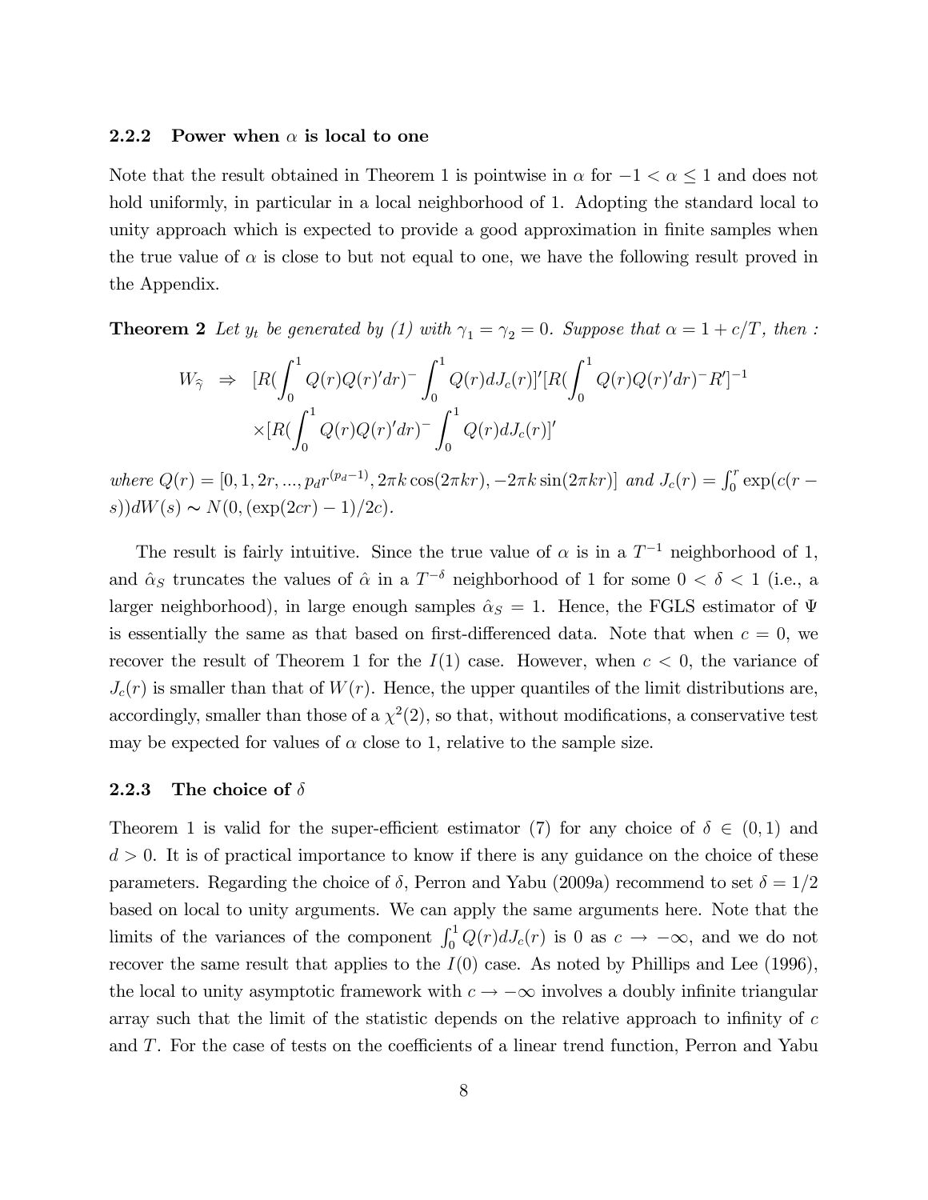### 2.2.2 Power when $\alpha$ is local to one

Note that the result obtained in Theorem 1 is pointwise in $\alpha$ for $-1 < \alpha \leq 1$ and does not hold uniformly, in particular in a local neighborhood of 1. Adopting the standard local to unity approach which is expected to provide a good approximation in finite samples when the true value of $\alpha$ is close to but not equal to one, we have the following result proved in the Appendix.

**Theorem 2** *Let $y_t$ be generated by (1) with $\gamma_1 = \gamma_2 = 0$. Suppose that $\alpha = 1 + c/T$, then :*

$$
\begin{aligned}
W_{\widehat{\gamma}} \;\Rightarrow\; & [R(\int_0^1 Q(r)Q(r)'dr)^{-} \int_0^1 Q(r)dJ_c(r)]'[R(\int_0^1 Q(r)Q(r)'dr)^{-} R']^{-1} \\
& \times [R(\int_0^1 Q(r)Q(r)'dr)^{-} \int_0^1 Q(r)dJ_c(r)]'
\end{aligned}
$$

*where $Q(r) = [0, 1, 2r, ..., p_d r^{(p_d-1)}, 2\pi k \cos(2\pi kr), -2\pi k \sin(2\pi kr)]$ and $J_c(r) = \int_0^r \exp(c(r - s))dW(s) \sim N(0, (\exp(2cr) - 1)/2c)$.*

The result is fairly intuitive. Since the true value of $\alpha$ is in a $T^{-1}$ neighborhood of 1, and $\hat{\alpha}_S$ truncates the values of $\hat{\alpha}$ in a $T^{-\delta}$ neighborhood of 1 for some $0 < \delta < 1$ (i.e., a larger neighborhood), in large enough samples $\hat{\alpha}_S = 1$. Hence, the FGLS estimator of $\Psi$ is essentially the same as that based on first-differenced data. Note that when $c = 0$, we recover the result of Theorem 1 for the $I(1)$ case. However, when $c < 0$, the variance of $J_c(r)$ is smaller than that of $W(r)$. Hence, the upper quantiles of the limit distributions are, accordingly, smaller than those of a $\chi^2(2)$, so that, without modifications, a conservative test may be expected for values of $\alpha$ close to 1, relative to the sample size.

### 2.2.3 The choice of $\delta$

Theorem 1 is valid for the super-efficient estimator (7) for any choice of $\delta \in (0, 1)$ and $d > 0$. It is of practical importance to know if there is any guidance on the choice of these parameters. Regarding the choice of $\delta$, Perron and Yabu (2009a) recommend to set $\delta = 1/2$ based on local to unity arguments. We can apply the same arguments here. Note that the limits of the variances of the component $\int_0^1 Q(r)dJ_c(r)$ is 0 as $c \to -\infty$, and we do not recover the same result that applies to the $I(0)$ case. As noted by Phillips and Lee (1996), the local to unity asymptotic framework with $c \to -\infty$ involves a doubly infinite triangular array such that the limit of the statistic depends on the relative approach to infinity of $c$ and $T$. For the case of tests on the coefficients of a linear trend function, Perron and Yabu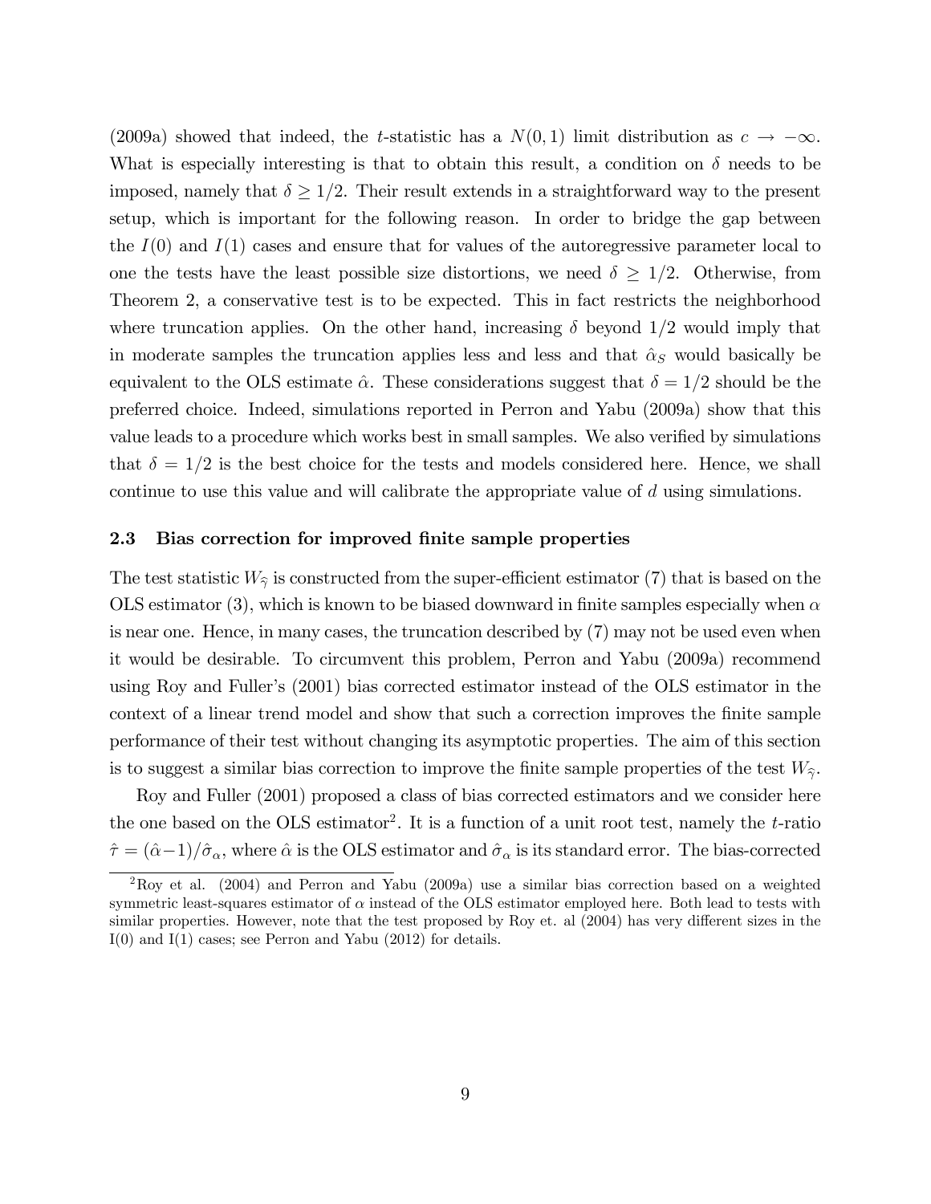(2009a) showed that indeed, the $t$-statistic has a $N(0,1)$ limit distribution as $c \to -\infty$. What is especially interesting is that to obtain this result, a condition on $\delta$ needs to be imposed, namely that $\delta \geq 1/2$. Their result extends in a straightforward way to the present setup, which is important for the following reason. In order to bridge the gap between the $I(0)$ and $I(1)$ cases and ensure that for values of the autoregressive parameter local to one the tests have the least possible size distortions, we need $\delta \geq 1/2$. Otherwise, from Theorem 2, a conservative test is to be expected. This in fact restricts the neighborhood where truncation applies. On the other hand, increasing $\delta$ beyond $1/2$ would imply that in moderate samples the truncation applies less and less and that $\hat{\alpha}_S$ would basically be equivalent to the OLS estimate $\hat{\alpha}$. These considerations suggest that $\delta = 1/2$ should be the preferred choice. Indeed, simulations reported in Perron and Yabu (2009a) show that this value leads to a procedure which works best in small samples. We also verified by simulations that $\delta = 1/2$ is the best choice for the tests and models considered here. Hence, we shall continue to use this value and will calibrate the appropriate value of $d$ using simulations.

### 2.3 Bias correction for improved finite sample properties

The test statistic $W_{\widehat{\gamma}}$ is constructed from the super-efficient estimator (7) that is based on the OLS estimator (3), which is known to be biased downward in finite samples especially when $\alpha$ is near one. Hence, in many cases, the truncation described by (7) may not be used even when it would be desirable. To circumvent this problem, Perron and Yabu (2009a) recommend using Roy and Fuller's (2001) bias corrected estimator instead of the OLS estimator in the context of a linear trend model and show that such a correction improves the finite sample performance of their test without changing its asymptotic properties. The aim of this section is to suggest a similar bias correction to improve the finite sample properties of the test $W_{\widehat{\gamma}}$.

Roy and Fuller (2001) proposed a class of bias corrected estimators and we consider here the one based on the OLS estimator[2]. It is a function of a unit root test, namely the $t$-ratio $\hat{\tau} = (\hat{\alpha} - 1)/\hat{\sigma}_\alpha$, where $\hat{\alpha}$ is the OLS estimator and $\hat{\sigma}_\alpha$ is its standard error. The bias-corrected

[2] Roy et al. (2004) and Perron and Yabu (2009a) use a similar bias correction based on a weighted symmetric least-squares estimator of $\alpha$ instead of the OLS estimator employed here. Both lead to tests with similar properties. However, note that the test proposed by Roy et. al (2004) has very different sizes in the I(0) and I(1) cases; see Perron and Yabu (2012) for details.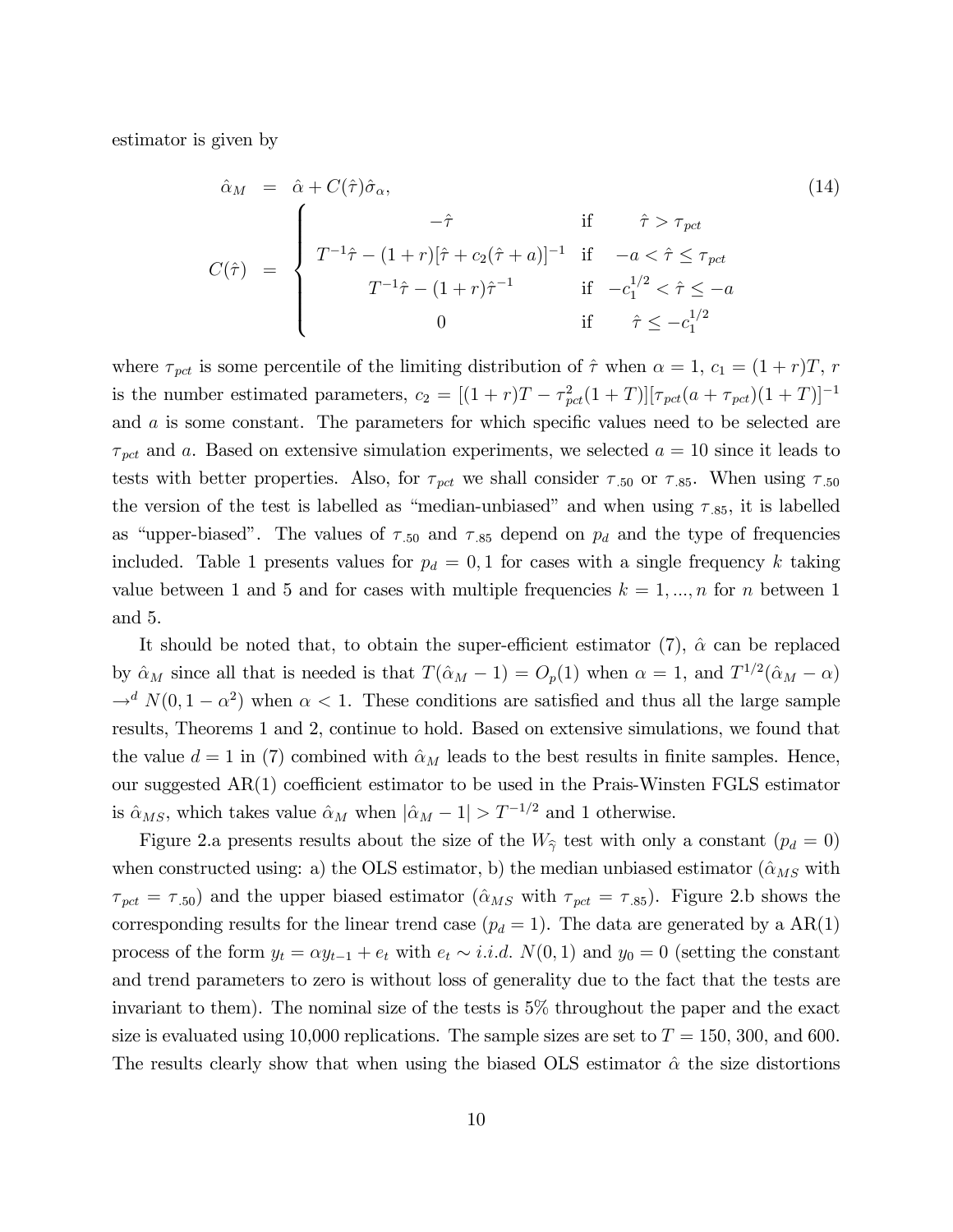estimator is given by

$$
\begin{aligned}
\hat{\alpha}_M &= \hat{\alpha} + C(\hat{\tau})\hat{\sigma}_\alpha, \qquad (14) \\
C(\hat{\tau}) &= \begin{cases} -\hat{\tau} & \text{if} \quad \hat{\tau} > \tau_{pct} \\ T^{-1}\hat{\tau} - (1+r)[\hat{\tau} + c_2(\hat{\tau}+a)]^{-1} & \text{if} \quad -a < \hat{\tau} \leq \tau_{pct} \\ T^{-1}\hat{\tau} - (1+r)\hat{\tau}^{-1} & \text{if} \quad -c_1^{1/2} < \hat{\tau} \leq -a \\ 0 & \text{if} \quad \hat{\tau} \leq -c_1^{1/2} \end{cases}
\end{aligned}
$$

where $\tau_{pct}$ is some percentile of the limiting distribution of $\hat{\tau}$ when $\alpha = 1$, $c_1 = (1+r)T$, $r$ is the number estimated parameters, $c_2 = [(1+r)T - \tau_{pct}^2(1+T)][\tau_{pct}(a+\tau_{pct})(1+T)]^{-1}$ and $a$ is some constant. The parameters for which specific values need to be selected are $\tau_{pct}$ and $a$. Based on extensive simulation experiments, we selected $a = 10$ since it leads to tests with better properties. Also, for $\tau_{pct}$ we shall consider $\tau_{.50}$ or $\tau_{.85}$. When using $\tau_{.50}$ the version of the test is labelled as "median-unbiased" and when using $\tau_{.85}$, it is labelled as "upper-biased". The values of $\tau_{.50}$ and $\tau_{.85}$ depend on $p_d$ and the type of frequencies included. Table 1 presents values for $p_d = 0, 1$ for cases with a single frequency $k$ taking value between 1 and 5 and for cases with multiple frequencies $k = 1, ..., n$ for $n$ between 1 and 5.

It should be noted that, to obtain the super-efficient estimator (7), $\hat{\alpha}$ can be replaced by $\hat{\alpha}_M$ since all that is needed is that $T(\hat{\alpha}_M - 1) = O_p(1)$ when $\alpha = 1$, and $T^{1/2}(\hat{\alpha}_M - \alpha) \to^d N(0, 1-\alpha^2)$ when $\alpha < 1$. These conditions are satisfied and thus all the large sample results, Theorems 1 and 2, continue to hold. Based on extensive simulations, we found that the value $d = 1$ in (7) combined with $\hat{\alpha}_M$ leads to the best results in finite samples. Hence, our suggested AR(1) coefficient estimator to be used in the Prais-Winsten FGLS estimator is $\hat{\alpha}_{MS}$, which takes value $\hat{\alpha}_M$ when $|\hat{\alpha}_M - 1| > T^{-1/2}$ and 1 otherwise.

Figure 2.a presents results about the size of the $W_{\hat{\gamma}}$ test with only a constant ($p_d = 0$) when constructed using: a) the OLS estimator, b) the median unbiased estimator ($\hat{\alpha}_{MS}$ with $\tau_{pct} = \tau_{.50}$) and the upper biased estimator ($\hat{\alpha}_{MS}$ with $\tau_{pct} = \tau_{.85}$). Figure 2.b shows the corresponding results for the linear trend case ($p_d = 1$). The data are generated by a AR(1) process of the form $y_t = \alpha y_{t-1} + e_t$ with $e_t \sim i.i.d.\ N(0,1)$ and $y_0 = 0$ (setting the constant and trend parameters to zero is without loss of generality due to the fact that the tests are invariant to them). The nominal size of the tests is 5% throughout the paper and the exact size is evaluated using 10,000 replications. The sample sizes are set to $T = 150$, 300, and 600. The results clearly show that when using the biased OLS estimator $\hat{\alpha}$ the size distortions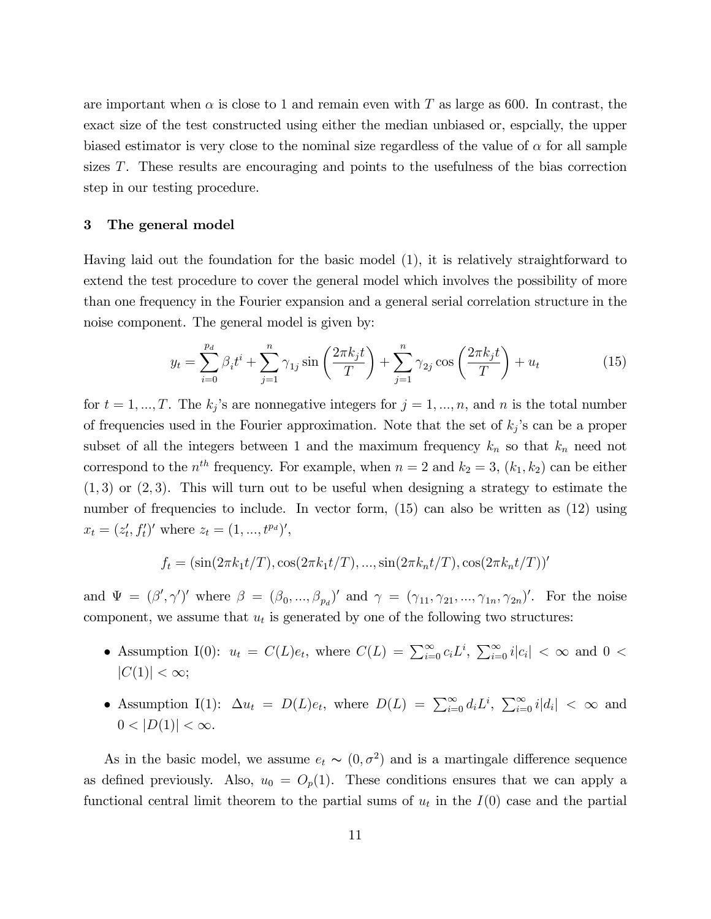are important when $\alpha$ is close to 1 and remain even with $T$ as large as 600. In contrast, the exact size of the test constructed using either the median unbiased or, espcially, the upper biased estimator is very close to the nominal size regardless of the value of $\alpha$ for all sample sizes $T$. These results are encouraging and points to the usefulness of the bias correction step in our testing procedure.

## 3 The general model

Having laid out the foundation for the basic model (1), it is relatively straightforward to extend the test procedure to cover the general model which involves the possibility of more than one frequency in the Fourier expansion and a general serial correlation structure in the noise component. The general model is given by:

$$y_t = \sum_{i=0}^{p_d} \beta_i t^i + \sum_{j=1}^{n} \gamma_{1j} \sin\left(\frac{2\pi k_j t}{T}\right) + \sum_{j=1}^{n} \gamma_{2j} \cos\left(\frac{2\pi k_j t}{T}\right) + u_t \tag{15}$$

for $t = 1, ..., T$. The $k_j$'s are nonnegative integers for $j = 1, ..., n$, and $n$ is the total number of frequencies used in the Fourier approximation. Note that the set of $k_j$'s can be a proper subset of all the integers between 1 and the maximum frequency $k_n$ so that $k_n$ need not correspond to the $n^{th}$ frequency. For example, when $n = 2$ and $k_2 = 3$, $(k_1, k_2)$ can be either $(1, 3)$ or $(2, 3)$. This will turn out to be useful when designing a strategy to estimate the number of frequencies to include. In vector form, (15) can also be written as (12) using $x_t = (z_t', f_t')'$ where $z_t = (1, ..., t^{p_d})'$,

$$f_t = (\sin(2\pi k_1 t/T), \cos(2\pi k_1 t/T), ..., \sin(2\pi k_n t/T), \cos(2\pi k_n t/T))'$$

and $\Psi = (\beta', \gamma')'$ where $\beta = (\beta_0, ..., \beta_{p_d})'$ and $\gamma = (\gamma_{11}, \gamma_{21}, ..., \gamma_{1n}, \gamma_{2n})'$. For the noise component, we assume that $u_t$ is generated by one of the following two structures:

- Assumption I(0): $u_t = C(L)e_t$, where $C(L) = \sum_{i=0}^{\infty} c_i L^i$, $\sum_{i=0}^{\infty} i|c_i| < \infty$ and $0 < |C(1)| < \infty$;
- Assumption I(1): $\Delta u_t = D(L)e_t$, where $D(L) = \sum_{i=0}^{\infty} d_i L^i$, $\sum_{i=0}^{\infty} i|d_i| < \infty$ and $0 < |D(1)| < \infty$.

As in the basic model, we assume $e_t \sim (0, \sigma^2)$ and is a martingale difference sequence as defined previously. Also, $u_0 = O_p(1)$. These conditions ensures that we can apply a functional central limit theorem to the partial sums of $u_t$ in the $I(0)$ case and the partial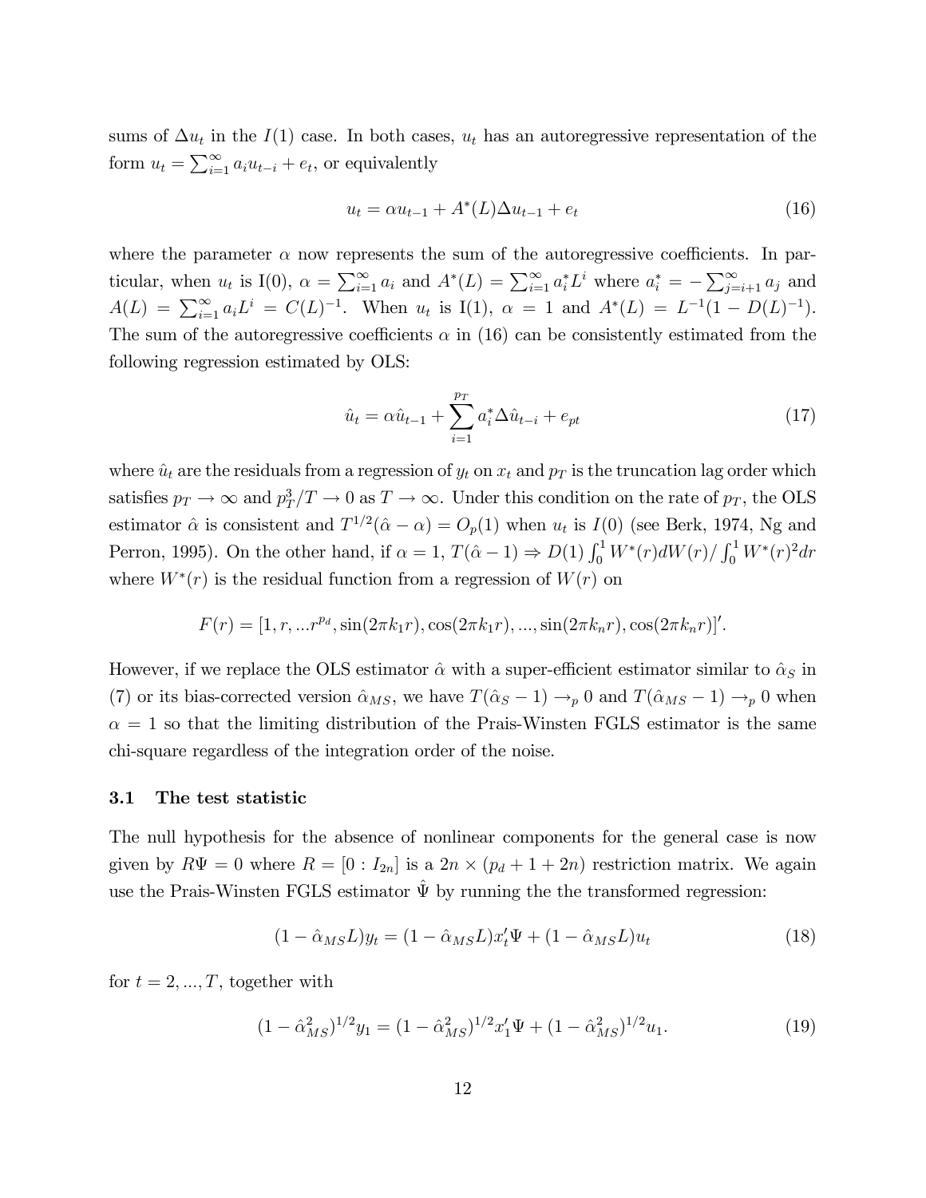sums of $\Delta u_t$ in the $I(1)$ case. In both cases, $u_t$ has an autoregressive representation of the form $u_t = \sum_{i=1}^{\infty} a_i u_{t-i} + e_t$, or equivalently

$$u_t = \alpha u_{t-1} + A^*(L)\Delta u_{t-1} + e_t \tag{16}$$

where the parameter $\alpha$ now represents the sum of the autoregressive coefficients. In particular, when $u_t$ is I(0), $\alpha = \sum_{i=1}^{\infty} a_i$ and $A^*(L) = \sum_{i=1}^{\infty} a_i^* L^i$ where $a_i^* = -\sum_{j=i+1}^{\infty} a_j$ and $A(L) = \sum_{i=1}^{\infty} a_i L^i = C(L)^{-1}$. When $u_t$ is I(1), $\alpha = 1$ and $A^*(L) = L^{-1}(1 - D(L)^{-1})$. The sum of the autoregressive coefficients $\alpha$ in (16) can be consistently estimated from the following regression estimated by OLS:

$$\hat{u}_t = \alpha \hat{u}_{t-1} + \sum_{i=1}^{p_T} a_i^* \Delta \hat{u}_{t-i} + e_{pt} \tag{17}$$

where $\hat{u}_t$ are the residuals from a regression of $y_t$ on $x_t$ and $p_T$ is the truncation lag order which satisfies $p_T \to \infty$ and $p_T^3/T \to 0$ as $T \to \infty$. Under this condition on the rate of $p_T$, the OLS estimator $\hat{\alpha}$ is consistent and $T^{1/2}(\hat{\alpha} - \alpha) = O_p(1)$ when $u_t$ is $I(0)$ (see Berk, 1974, Ng and Perron, 1995). On the other hand, if $\alpha = 1$, $T(\hat{\alpha} - 1) \Rightarrow D(1) \int_0^1 W^*(r)dW(r) / \int_0^1 W^*(r)^2 dr$ where $W^*(r)$ is the residual function from a regression of $W(r)$ on

$$F(r) = [1, r, ...r^{p_d}, \sin(2\pi k_1 r), \cos(2\pi k_1 r), ..., \sin(2\pi k_n r), \cos(2\pi k_n r)]'.$$

However, if we replace the OLS estimator $\hat{\alpha}$ with a super-efficient estimator similar to $\hat{\alpha}_S$ in (7) or its bias-corrected version $\hat{\alpha}_{MS}$, we have $T(\hat{\alpha}_S - 1) \to_p 0$ and $T(\hat{\alpha}_{MS} - 1) \to_p 0$ when $\alpha = 1$ so that the limiting distribution of the Prais-Winsten FGLS estimator is the same chi-square regardless of the integration order of the noise.

### 3.1 The test statistic

The null hypothesis for the absence of nonlinear components for the general case is now given by $R\Psi = 0$ where $R = [0 : I_{2n}]$ is a $2n \times (p_d + 1 + 2n)$ restriction matrix. We again use the Prais-Winsten FGLS estimator $\hat{\Psi}$ by running the the transformed regression:

$$(1 - \hat{\alpha}_{MS}L)y_t = (1 - \hat{\alpha}_{MS}L)x_t'\Psi + (1 - \hat{\alpha}_{MS}L)u_t \tag{18}$$

for $t = 2, ..., T$, together with

$$(1 - \hat{\alpha}_{MS}^2)^{1/2} y_1 = (1 - \hat{\alpha}_{MS}^2)^{1/2} x_1'\Psi + (1 - \hat{\alpha}_{MS}^2)^{1/2} u_1. \tag{19}$$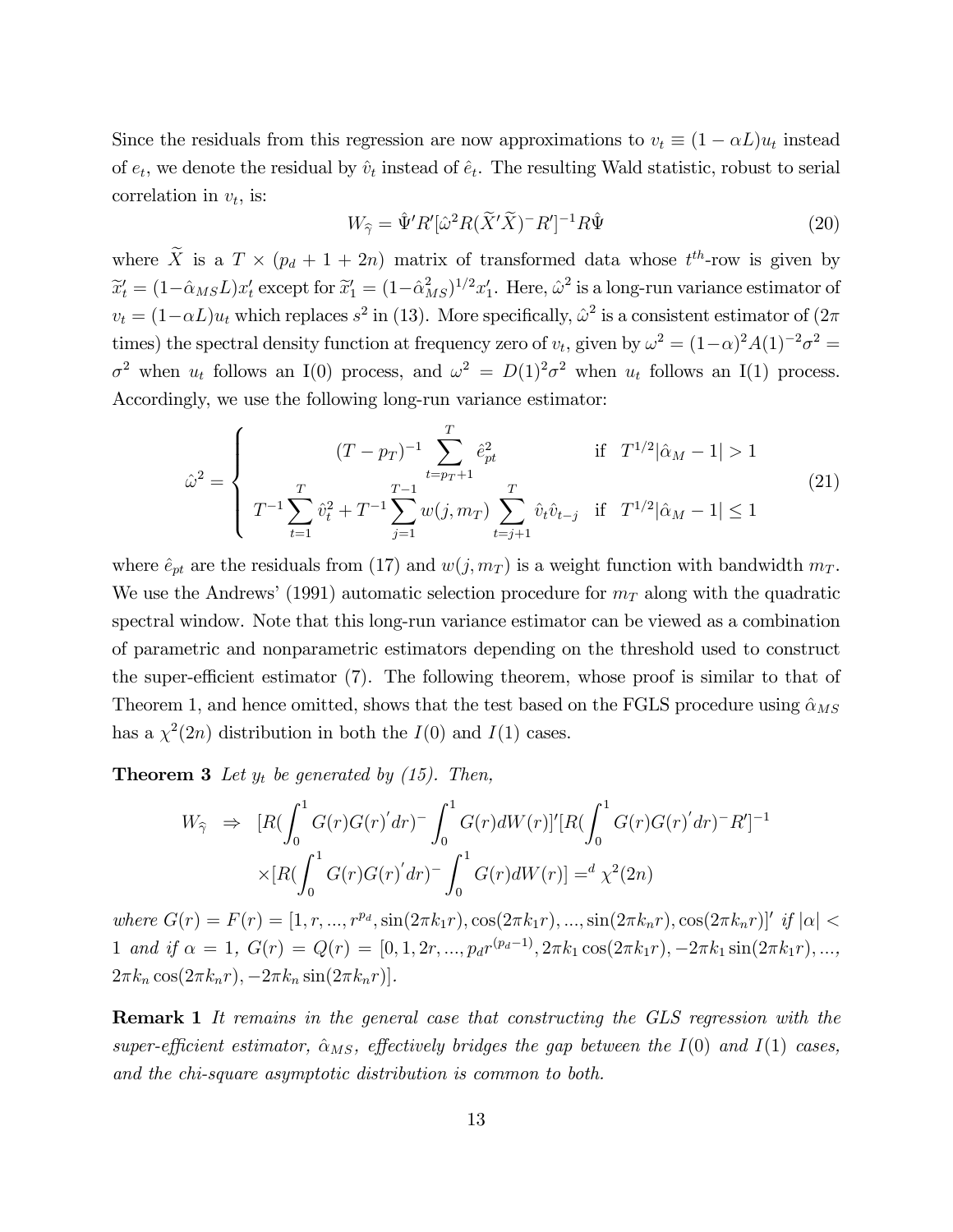Since the residuals from this regression are now approximations to $v_t \equiv (1-\alpha L)u_t$ instead of $e_t$, we denote the residual by $\hat{v}_t$ instead of $\hat{e}_t$. The resulting Wald statistic, robust to serial correlation in $v_t$, is:

$$W_{\widehat{\gamma}} = \hat{\Psi}' R' [\hat{\omega}^2 R(\widetilde{X}'\widetilde{X})^{-} R']^{-1} R\hat{\Psi} \tag{20}$$

where $\widetilde{X}$ is a $T \times (p_d + 1 + 2n)$ matrix of transformed data whose $t^{th}$-row is given by $\widetilde{x}_t' = (1-\hat{\alpha}_{MS}L)x_t'$ except for $\widetilde{x}_1' = (1-\hat{\alpha}_{MS}^2)^{1/2}x_1'$. Here, $\hat{\omega}^2$ is a long-run variance estimator of $v_t = (1-\alpha L)u_t$ which replaces $s^2$ in (13). More specifically, $\hat{\omega}^2$ is a consistent estimator of ($2\pi$ times) the spectral density function at frequency zero of $v_t$, given by $\omega^2 = (1-\alpha)^2 A(1)^{-2}\sigma^2 = \sigma^2$ when $u_t$ follows an I(0) process, and $\omega^2 = D(1)^2\sigma^2$ when $u_t$ follows an I(1) process. Accordingly, we use the following long-run variance estimator:

$$\hat{\omega}^2 = \begin{cases} (T-p_T)^{-1} \displaystyle\sum_{t=p_T+1}^{T} \hat{e}_{pt}^2 & \text{if } \ T^{1/2}|\hat{\alpha}_M - 1| > 1 \\ T^{-1}\displaystyle\sum_{t=1}^{T} \hat{v}_t^2 + T^{-1}\sum_{j=1}^{T-1} w(j, m_T) \sum_{t=j+1}^{T} \hat{v}_t \hat{v}_{t-j} & \text{if } \ T^{1/2}|\hat{\alpha}_M - 1| \leq 1 \end{cases} \tag{21}$$

where $\hat{e}_{pt}$ are the residuals from (17) and $w(j, m_T)$ is a weight function with bandwidth $m_T$. We use the Andrews' (1991) automatic selection procedure for $m_T$ along with the quadratic spectral window. Note that this long-run variance estimator can be viewed as a combination of parametric and nonparametric estimators depending on the threshold used to construct the super-efficient estimator (7). The following theorem, whose proof is similar to that of Theorem 1, and hence omitted, shows that the test based on the FGLS procedure using $\hat{\alpha}_{MS}$ has a $\chi^2(2n)$ distribution in both the $I(0)$ and $I(1)$ cases.

**Theorem 3** *Let $y_t$ be generated by (15). Then,*

$$\begin{aligned} W_{\widehat{\gamma}} \ &\Rightarrow \ [R(\int_0^1 G(r)G(r)'dr)^{-} \int_0^1 G(r)dW(r)]'[R(\int_0^1 G(r)G(r)'dr)^{-}R']^{-1} \\ &\times [R(\int_0^1 G(r)G(r)'dr)^{-} \int_0^1 G(r)dW(r)] =^d \chi^2(2n) \end{aligned}$$

*where $G(r) = F(r) = [1, r, ..., r^{p_d}, \sin(2\pi k_1 r), \cos(2\pi k_1 r), ..., \sin(2\pi k_n r), \cos(2\pi k_n r)]'$ if $|\alpha| < 1$ and if $\alpha = 1$, $G(r) = Q(r) = [0, 1, 2r, ..., p_d r^{(p_d-1)}, 2\pi k_1 \cos(2\pi k_1 r), -2\pi k_1 \sin(2\pi k_1 r), ..., 2\pi k_n \cos(2\pi k_n r), -2\pi k_n \sin(2\pi k_n r)]$.*

**Remark 1** *It remains in the general case that constructing the GLS regression with the super-efficient estimator, $\hat{\alpha}_{MS}$, effectively bridges the gap between the $I(0)$ and $I(1)$ cases, and the chi-square asymptotic distribution is common to both.*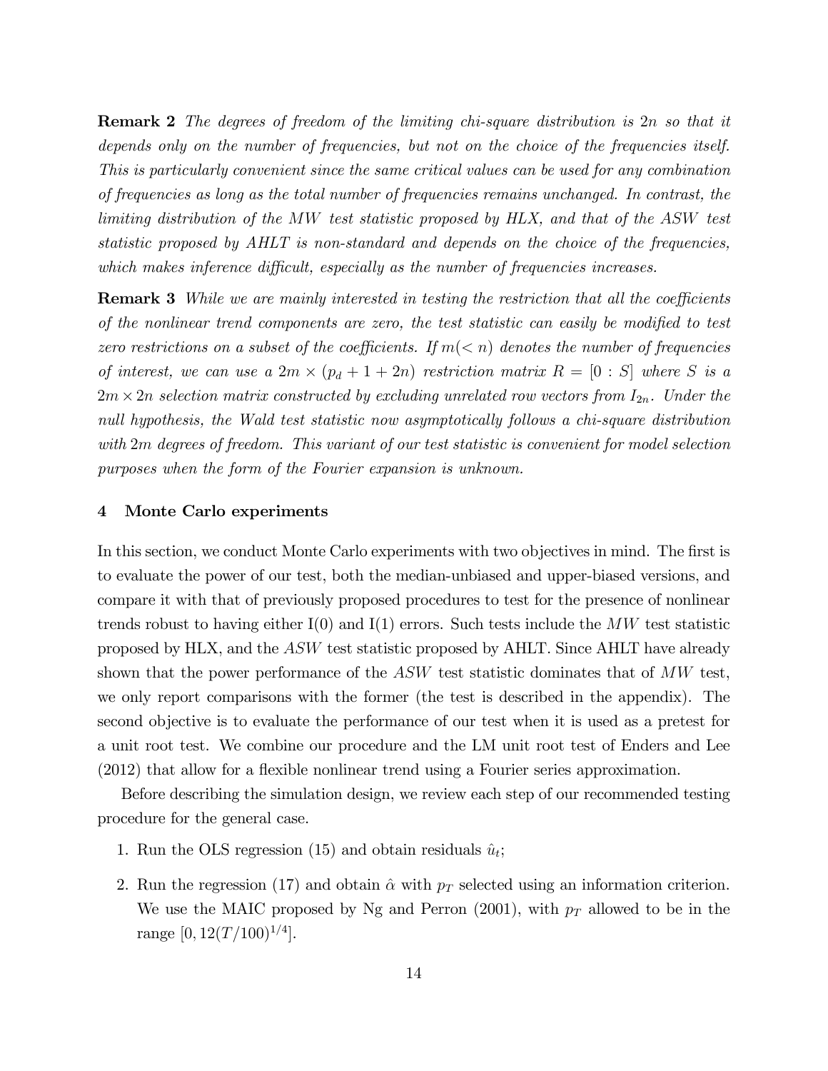**Remark 2** *The degrees of freedom of the limiting chi-square distribution is $2n$ so that it depends only on the number of frequencies, but not on the choice of the frequencies itself. This is particularly convenient since the same critical values can be used for any combination of frequencies as long as the total number of frequencies remains unchanged. In contrast, the limiting distribution of the $MW$ test statistic proposed by HLX, and that of the $ASW$ test statistic proposed by AHLT is non-standard and depends on the choice of the frequencies, which makes inference difficult, especially as the number of frequencies increases.*

**Remark 3** *While we are mainly interested in testing the restriction that all the coefficients of the nonlinear trend components are zero, the test statistic can easily be modified to test zero restrictions on a subset of the coefficients. If $m(< n)$ denotes the number of frequencies of interest, we can use a $2m \times (p_d + 1 + 2n)$ restriction matrix $R = [0 : S]$ where $S$ is a $2m \times 2n$ selection matrix constructed by excluding unrelated row vectors from $I_{2n}$. Under the null hypothesis, the Wald test statistic now asymptotically follows a chi-square distribution with $2m$ degrees of freedom. This variant of our test statistic is convenient for model selection purposes when the form of the Fourier expansion is unknown.*

## 4 Monte Carlo experiments

In this section, we conduct Monte Carlo experiments with two objectives in mind. The first is to evaluate the power of our test, both the median-unbiased and upper-biased versions, and compare it with that of previously proposed procedures to test for the presence of nonlinear trends robust to having either I(0) and I(1) errors. Such tests include the $MW$ test statistic proposed by HLX, and the $ASW$ test statistic proposed by AHLT. Since AHLT have already shown that the power performance of the $ASW$ test statistic dominates that of $MW$ test, we only report comparisons with the former (the test is described in the appendix). The second objective is to evaluate the performance of our test when it is used as a pretest for a unit root test. We combine our procedure and the LM unit root test of Enders and Lee (2012) that allow for a flexible nonlinear trend using a Fourier series approximation.

Before describing the simulation design, we review each step of our recommended testing procedure for the general case.

1. Run the OLS regression (15) and obtain residuals $\hat{u}_t$;
2. Run the regression (17) and obtain $\hat{\alpha}$ with $p_T$ selected using an information criterion. We use the MAIC proposed by Ng and Perron (2001), with $p_T$ allowed to be in the range $[0, 12(T/100)^{1/4}]$.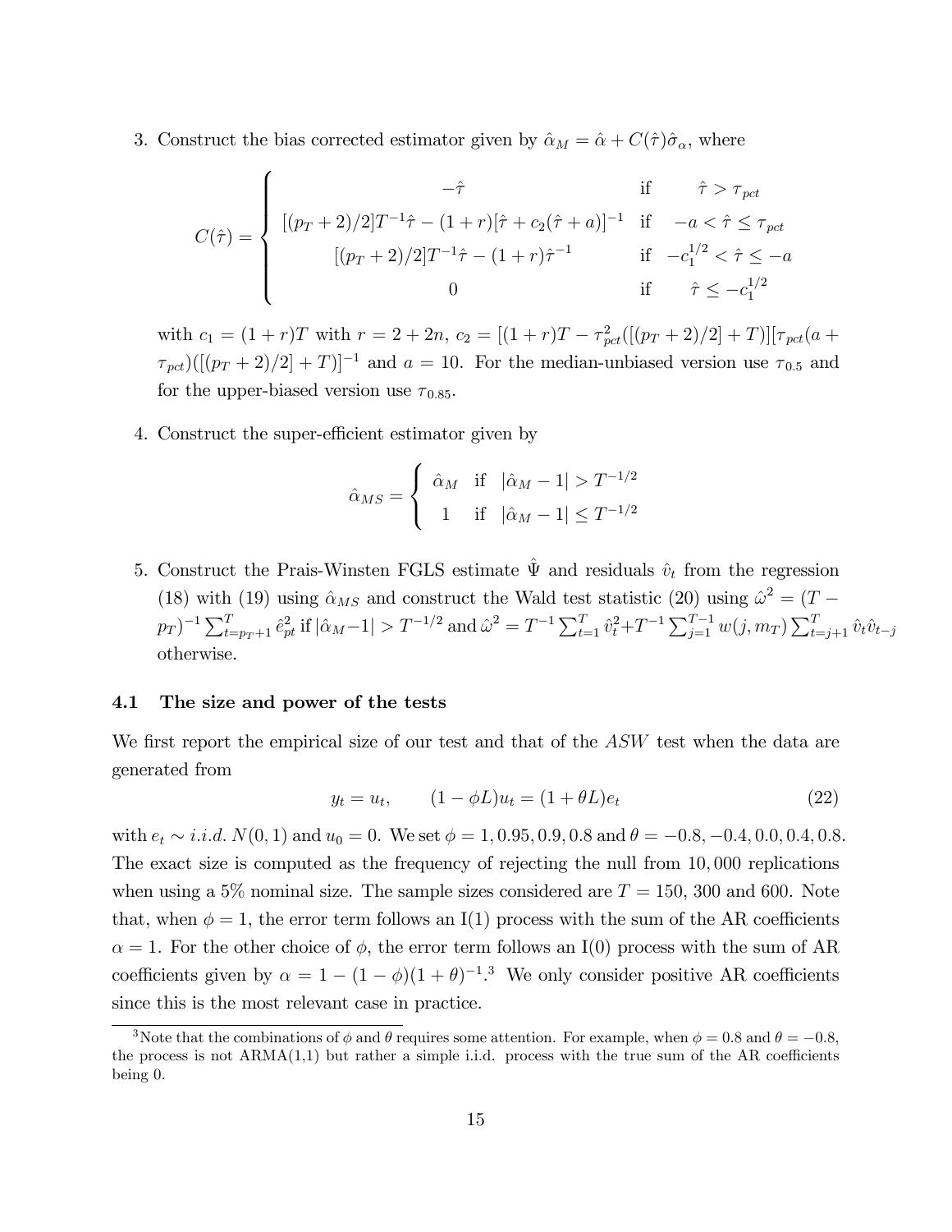3. Construct the bias corrected estimator given by $\hat{\alpha}_M = \hat{\alpha} + C(\hat{\tau})\hat{\sigma}_\alpha$, where

$$C(\hat{\tau}) = \begin{cases} -\hat{\tau} & \text{if} \quad \hat{\tau} > \tau_{pct} \\ [(p_T+2)/2]T^{-1}\hat{\tau} - (1+r)[\hat{\tau} + c_2(\hat{\tau}+a)]^{-1} & \text{if} \quad -a < \hat{\tau} \leq \tau_{pct} \\ [(p_T+2)/2]T^{-1}\hat{\tau} - (1+r)\hat{\tau}^{-1} & \text{if} \quad -c_1^{1/2} < \hat{\tau} \leq -a \\ 0 & \text{if} \quad \hat{\tau} \leq -c_1^{1/2} \end{cases}$$

with $c_1 = (1+r)T$ with $r = 2+2n$, $c_2 = [(1+r)T - \tau_{pct}^2([(p_T+2)/2] + T)][\tau_{pct}(a + \tau_{pct})([(p_T+2)/2]+T)]^{-1}$ and $a = 10$. For the median-unbiased version use $\tau_{0.5}$ and for the upper-biased version use $\tau_{0.85}$.

4. Construct the super-efficient estimator given by

$$\hat{\alpha}_{MS} = \begin{cases} \hat{\alpha}_M & \text{if} \quad |\hat{\alpha}_M - 1| > T^{-1/2} \\ 1 & \text{if} \quad |\hat{\alpha}_M - 1| \leq T^{-1/2} \end{cases}$$

5. Construct the Prais-Winsten FGLS estimate $\hat{\Psi}$ and residuals $\hat{v}_t$ from the regression (18) with (19) using $\hat{\alpha}_{MS}$ and construct the Wald test statistic (20) using $\hat{\omega}^2 = (T - p_T)^{-1}\sum_{t=p_T+1}^{T}\hat{e}_{pt}^2$ if $|\hat{\alpha}_M - 1| > T^{-1/2}$ and $\hat{\omega}^2 = T^{-1}\sum_{t=1}^{T}\hat{v}_t^2 + T^{-1}\sum_{j=1}^{T-1}w(j,m_T)\sum_{t=j+1}^{T}\hat{v}_t\hat{v}_{t-j}$ otherwise.

### 4.1 The size and power of the tests

We first report the empirical size of our test and that of the *ASW* test when the data are generated from

$$y_t = u_t, \qquad (1-\phi L)u_t = (1+\theta L)e_t \tag{22}$$

with $e_t \sim i.i.d.\ N(0,1)$ and $u_0 = 0$. We set $\phi = 1, 0.95, 0.9, 0.8$ and $\theta = -0.8, -0.4, 0.0, 0.4, 0.8$. The exact size is computed as the frequency of rejecting the null from 10,000 replications when using a 5% nominal size. The sample sizes considered are $T = 150$, 300 and 600. Note that, when $\phi = 1$, the error term follows an I(1) process with the sum of the AR coefficients $\alpha = 1$. For the other choice of $\phi$, the error term follows an I(0) process with the sum of AR coefficients given by $\alpha = 1 - (1-\phi)(1+\theta)^{-1}$.[3] We only consider positive AR coefficients since this is the most relevant case in practice.

[3] Note that the combinations of $\phi$ and $\theta$ requires some attention. For example, when $\phi = 0.8$ and $\theta = -0.8$, the process is not ARMA(1,1) but rather a simple i.i.d. process with the true sum of the AR coefficients being 0.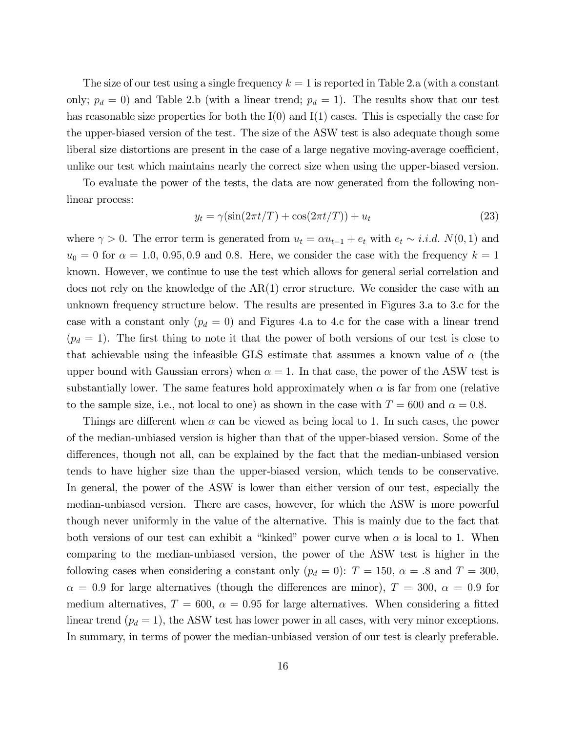The size of our test using a single frequency $k = 1$ is reported in Table 2.a (with a constant only; $p_d = 0$) and Table 2.b (with a linear trend; $p_d = 1$). The results show that our test has reasonable size properties for both the I(0) and I(1) cases. This is especially the case for the upper-biased version of the test. The size of the ASW test is also adequate though some liberal size distortions are present in the case of a large negative moving-average coefficient, unlike our test which maintains nearly the correct size when using the upper-biased version.

To evaluate the power of the tests, the data are now generated from the following nonlinear process:

$$y_t = \gamma(\sin(2\pi t/T) + \cos(2\pi t/T)) + u_t \tag{23}$$

where $\gamma > 0$. The error term is generated from $u_t = \alpha u_{t-1} + e_t$ with $e_t \sim i.i.d.\ N(0, 1)$ and $u_0 = 0$ for $\alpha = 1.0,\ 0.95, 0.9$ and $0.8$. Here, we consider the case with the frequency $k = 1$ known. However, we continue to use the test which allows for general serial correlation and does not rely on the knowledge of the AR(1) error structure. We consider the case with an unknown frequency structure below. The results are presented in Figures 3.a to 3.c for the case with a constant only ($p_d = 0$) and Figures 4.a to 4.c for the case with a linear trend ($p_d = 1$). The first thing to note it that the power of both versions of our test is close to that achievable using the infeasible GLS estimate that assumes a known value of $\alpha$ (the upper bound with Gaussian errors) when $\alpha = 1$. In that case, the power of the ASW test is substantially lower. The same features hold approximately when $\alpha$ is far from one (relative to the sample size, i.e., not local to one) as shown in the case with $T = 600$ and $\alpha = 0.8$.

Things are different when $\alpha$ can be viewed as being local to 1. In such cases, the power of the median-unbiased version is higher than that of the upper-biased version. Some of the differences, though not all, can be explained by the fact that the median-unbiased version tends to have higher size than the upper-biased version, which tends to be conservative. In general, the power of the ASW is lower than either version of our test, especially the median-unbiased version. There are cases, however, for which the ASW is more powerful though never uniformly in the value of the alternative. This is mainly due to the fact that both versions of our test can exhibit a "kinked" power curve when $\alpha$ is local to 1. When comparing to the median-unbiased version, the power of the ASW test is higher in the following cases when considering a constant only ($p_d = 0$): $T = 150$, $\alpha = .8$ and $T = 300$, $\alpha = 0.9$ for large alternatives (though the differences are minor), $T = 300$, $\alpha = 0.9$ for medium alternatives, $T = 600$, $\alpha = 0.95$ for large alternatives. When considering a fitted linear trend ($p_d = 1$), the ASW test has lower power in all cases, with very minor exceptions. In summary, in terms of power the median-unbiased version of our test is clearly preferable.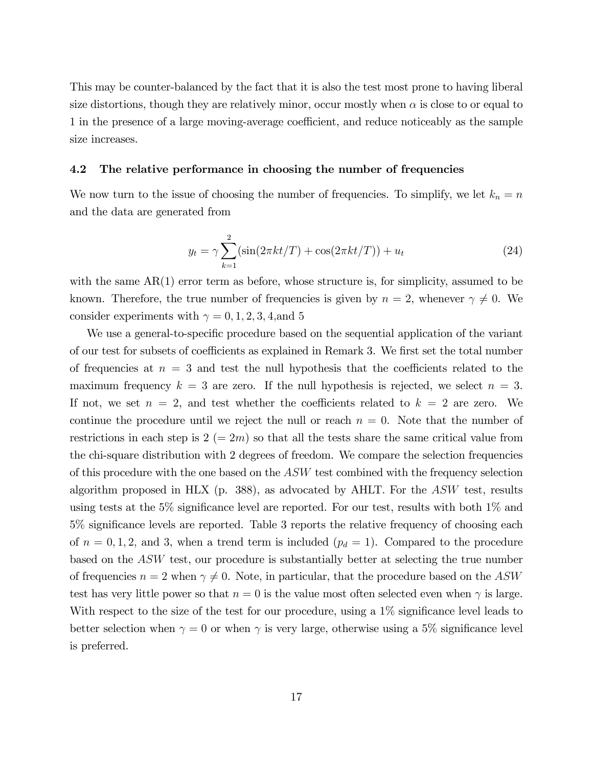This may be counter-balanced by the fact that it is also the test most prone to having liberal size distortions, though they are relatively minor, occur mostly when $\alpha$ is close to or equal to 1 in the presence of a large moving-average coefficient, and reduce noticeably as the sample size increases.

### 4.2 The relative performance in choosing the number of frequencies

We now turn to the issue of choosing the number of frequencies. To simplify, we let $k_n = n$ and the data are generated from

$$y_t = \gamma \sum_{k=1}^{2} (\sin(2\pi kt/T) + \cos(2\pi kt/T)) + u_t \tag{24}$$

with the same AR(1) error term as before, whose structure is, for simplicity, assumed to be known. Therefore, the true number of frequencies is given by $n = 2$, whenever $\gamma \neq 0$. We consider experiments with $\gamma = 0, 1, 2, 3, 4,$and 5

We use a general-to-specific procedure based on the sequential application of the variant of our test for subsets of coefficients as explained in Remark 3. We first set the total number of frequencies at $n = 3$ and test the null hypothesis that the coefficients related to the maximum frequency $k = 3$ are zero. If the null hypothesis is rejected, we select $n = 3$. If not, we set $n = 2$, and test whether the coefficients related to $k = 2$ are zero. We continue the procedure until we reject the null or reach $n = 0$. Note that the number of restrictions in each step is 2 $(= 2m)$ so that all the tests share the same critical value from the chi-square distribution with 2 degrees of freedom. We compare the selection frequencies of this procedure with the one based on the $ASW$ test combined with the frequency selection algorithm proposed in HLX (p. 388), as advocated by AHLT. For the $ASW$ test, results using tests at the 5% significance level are reported. For our test, results with both 1% and 5% significance levels are reported. Table 3 reports the relative frequency of choosing each of $n = 0, 1, 2,$ and 3, when a trend term is included ($p_d = 1$). Compared to the procedure based on the $ASW$ test, our procedure is substantially better at selecting the true number of frequencies $n = 2$ when $\gamma \neq 0$. Note, in particular, that the procedure based on the $ASW$ test has very little power so that $n = 0$ is the value most often selected even when $\gamma$ is large. With respect to the size of the test for our procedure, using a 1% significance level leads to better selection when $\gamma = 0$ or when $\gamma$ is very large, otherwise using a 5% significance level is preferred.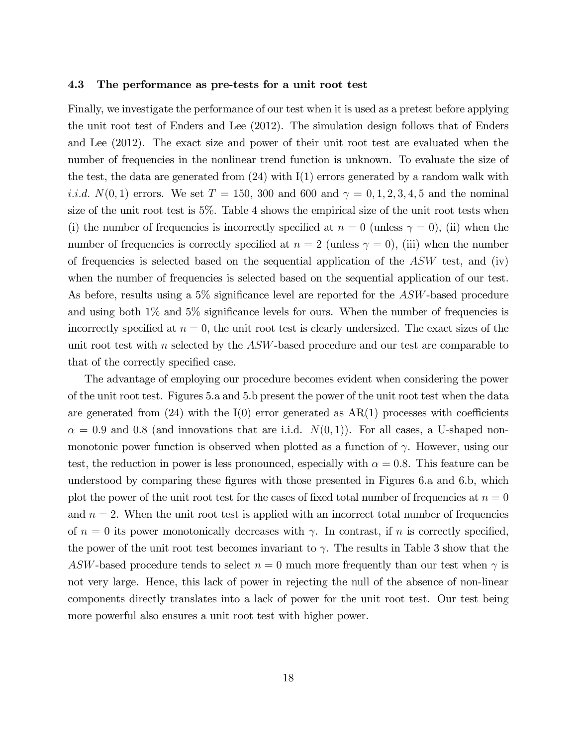### 4.3 The performance as pre-tests for a unit root test

Finally, we investigate the performance of our test when it is used as a pretest before applying the unit root test of Enders and Lee (2012). The simulation design follows that of Enders and Lee (2012). The exact size and power of their unit root test are evaluated when the number of frequencies in the nonlinear trend function is unknown. To evaluate the size of the test, the data are generated from (24) with I(1) errors generated by a random walk with *i.i.d.* $N(0,1)$ errors. We set $T = 150$, 300 and 600 and $\gamma = 0, 1, 2, 3, 4, 5$ and the nominal size of the unit root test is 5%. Table 4 shows the empirical size of the unit root tests when (i) the number of frequencies is incorrectly specified at $n = 0$ (unless $\gamma = 0$), (ii) when the number of frequencies is correctly specified at $n = 2$ (unless $\gamma = 0$), (iii) when the number of frequencies is selected based on the sequential application of the $ASW$ test, and (iv) when the number of frequencies is selected based on the sequential application of our test. As before, results using a 5% significance level are reported for the $ASW$-based procedure and using both 1% and 5% significance levels for ours. When the number of frequencies is incorrectly specified at $n = 0$, the unit root test is clearly undersized. The exact sizes of the unit root test with $n$ selected by the $ASW$-based procedure and our test are comparable to that of the correctly specified case.

The advantage of employing our procedure becomes evident when considering the power of the unit root test. Figures 5.a and 5.b present the power of the unit root test when the data are generated from (24) with the I(0) error generated as AR(1) processes with coefficients $\alpha = 0.9$ and 0.8 (and innovations that are i.i.d. $N(0,1)$). For all cases, a U-shaped non-monotonic power function is observed when plotted as a function of $\gamma$. However, using our test, the reduction in power is less pronounced, especially with $\alpha = 0.8$. This feature can be understood by comparing these figures with those presented in Figures 6.a and 6.b, which plot the power of the unit root test for the cases of fixed total number of frequencies at $n = 0$ and $n = 2$. When the unit root test is applied with an incorrect total number of frequencies of $n = 0$ its power monotonically decreases with $\gamma$. In contrast, if $n$ is correctly specified, the power of the unit root test becomes invariant to $\gamma$. The results in Table 3 show that the $ASW$-based procedure tends to select $n = 0$ much more frequently than our test when $\gamma$ is not very large. Hence, this lack of power in rejecting the null of the absence of non-linear components directly translates into a lack of power for the unit root test. Our test being more powerful also ensures a unit root test with higher power.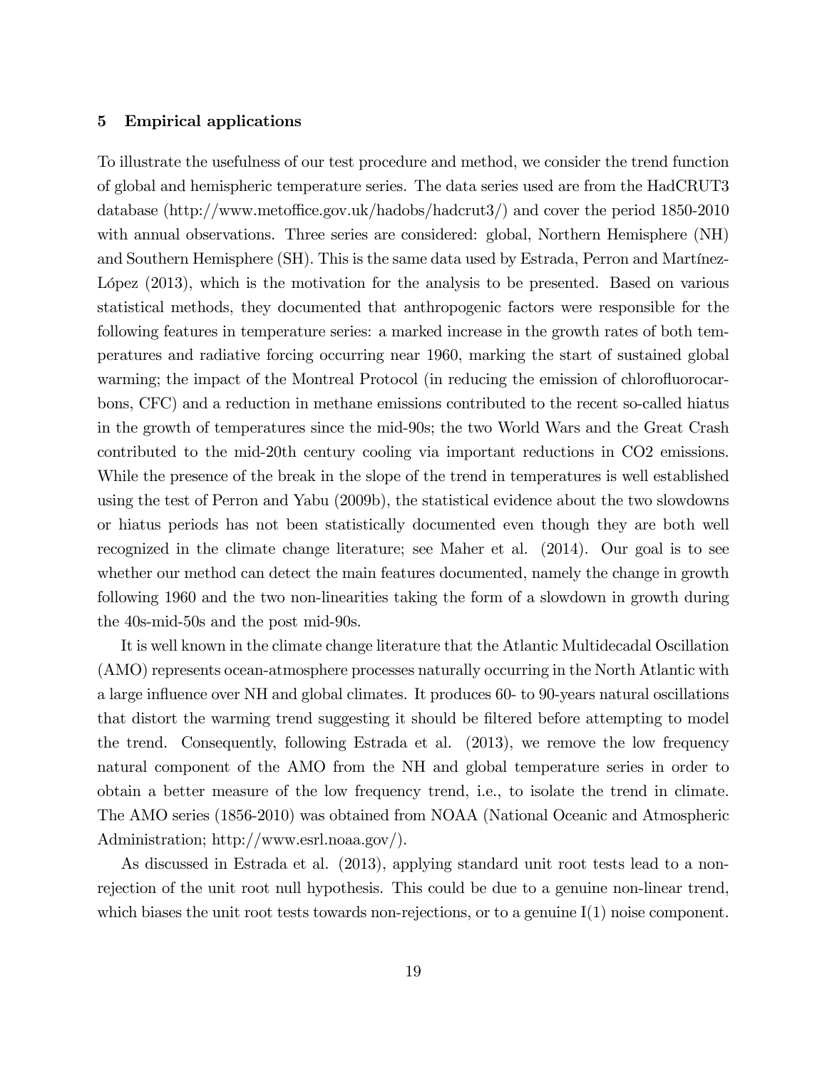## 5 Empirical applications

To illustrate the usefulness of our test procedure and method, we consider the trend function of global and hemispheric temperature series. The data series used are from the HadCRUT3 database (http://www.metoffice.gov.uk/hadobs/hadcrut3/) and cover the period 1850-2010 with annual observations. Three series are considered: global, Northern Hemisphere (NH) and Southern Hemisphere (SH). This is the same data used by Estrada, Perron and Martínez-López (2013), which is the motivation for the analysis to be presented. Based on various statistical methods, they documented that anthropogenic factors were responsible for the following features in temperature series: a marked increase in the growth rates of both temperatures and radiative forcing occurring near 1960, marking the start of sustained global warming; the impact of the Montreal Protocol (in reducing the emission of chlorofluorocarbons, CFC) and a reduction in methane emissions contributed to the recent so-called hiatus in the growth of temperatures since the mid-90s; the two World Wars and the Great Crash contributed to the mid-20th century cooling via important reductions in $CO_2$ emissions. While the presence of the break in the slope of the trend in temperatures is well established using the test of Perron and Yabu (2009b), the statistical evidence about the two slowdowns or hiatus periods has not been statistically documented even though they are both well recognized in the climate change literature; see Maher et al. (2014). Our goal is to see whether our method can detect the main features documented, namely the change in growth following 1960 and the two non-linearities taking the form of a slowdown in growth during the 40s-mid-50s and the post mid-90s.

It is well known in the climate change literature that the Atlantic Multidecadal Oscillation (AMO) represents ocean-atmosphere processes naturally occurring in the North Atlantic with a large influence over NH and global climates. It produces 60- to 90-years natural oscillations that distort the warming trend suggesting it should be filtered before attempting to model the trend. Consequently, following Estrada et al. (2013), we remove the low frequency natural component of the AMO from the NH and global temperature series in order to obtain a better measure of the low frequency trend, i.e., to isolate the trend in climate. The AMO series (1856-2010) was obtained from NOAA (National Oceanic and Atmospheric Administration; http://www.esrl.noaa.gov/).

As discussed in Estrada et al. (2013), applying standard unit root tests lead to a non-rejection of the unit root null hypothesis. This could be due to a genuine non-linear trend, which biases the unit root tests towards non-rejections, or to a genuine I(1) noise component.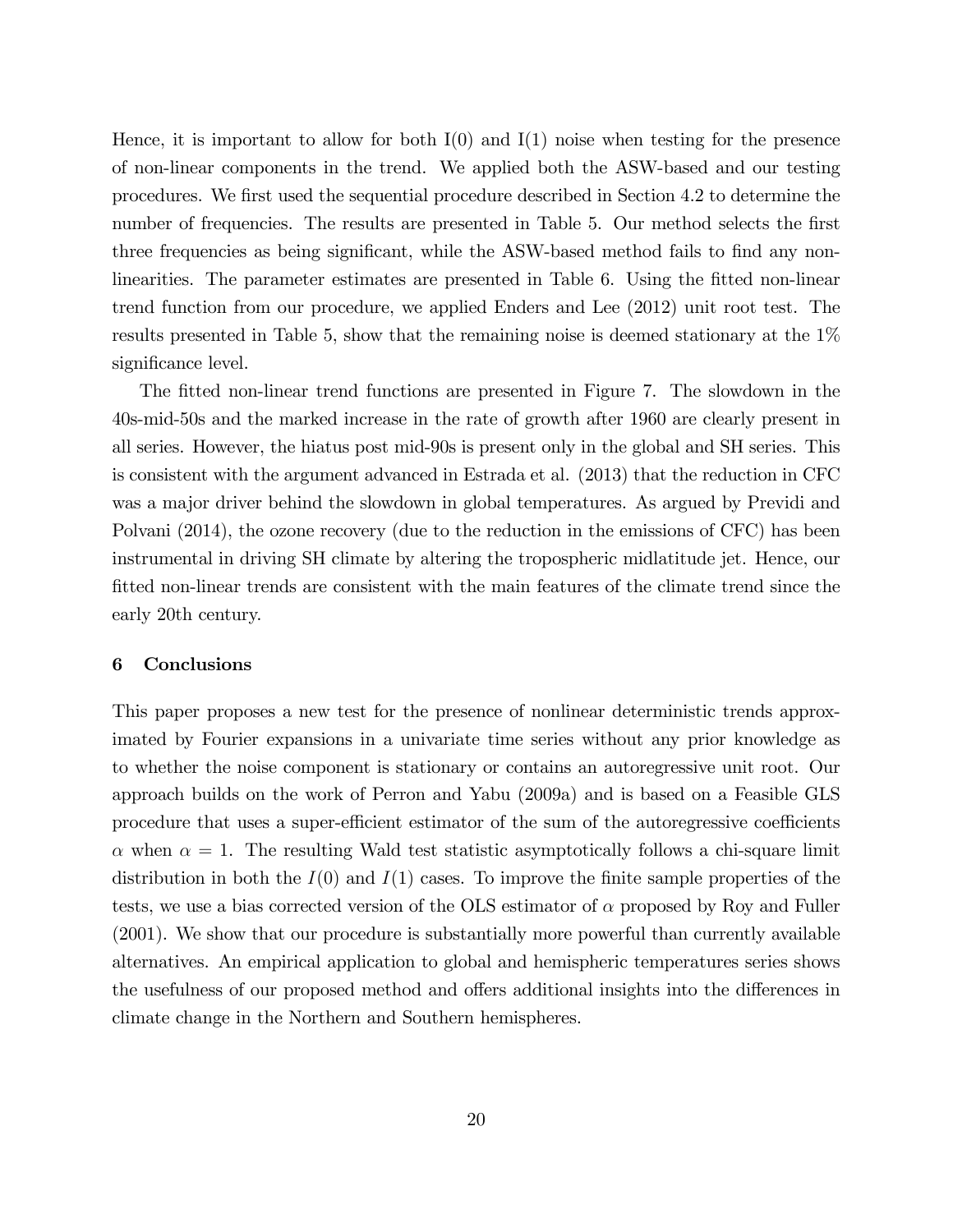Hence, it is important to allow for both I(0) and I(1) noise when testing for the presence of non-linear components in the trend. We applied both the ASW-based and our testing procedures. We first used the sequential procedure described in Section 4.2 to determine the number of frequencies. The results are presented in Table 5. Our method selects the first three frequencies as being significant, while the ASW-based method fails to find any non-linearities. The parameter estimates are presented in Table 6. Using the fitted non-linear trend function from our procedure, we applied Enders and Lee (2012) unit root test. The results presented in Table 5, show that the remaining noise is deemed stationary at the 1% significance level.

The fitted non-linear trend functions are presented in Figure 7. The slowdown in the 40s-mid-50s and the marked increase in the rate of growth after 1960 are clearly present in all series. However, the hiatus post mid-90s is present only in the global and SH series. This is consistent with the argument advanced in Estrada et al. (2013) that the reduction in CFC was a major driver behind the slowdown in global temperatures. As argued by Previdi and Polvani (2014), the ozone recovery (due to the reduction in the emissions of CFC) has been instrumental in driving SH climate by altering the tropospheric midlatitude jet. Hence, our fitted non-linear trends are consistent with the main features of the climate trend since the early 20th century.

## 6 Conclusions

This paper proposes a new test for the presence of nonlinear deterministic trends approximated by Fourier expansions in a univariate time series without any prior knowledge as to whether the noise component is stationary or contains an autoregressive unit root. Our approach builds on the work of Perron and Yabu (2009a) and is based on a Feasible GLS procedure that uses a super-efficient estimator of the sum of the autoregressive coefficients $\alpha$ when $\alpha = 1$. The resulting Wald test statistic asymptotically follows a chi-square limit distribution in both the $I(0)$ and $I(1)$ cases. To improve the finite sample properties of the tests, we use a bias corrected version of the OLS estimator of $\alpha$ proposed by Roy and Fuller (2001). We show that our procedure is substantially more powerful than currently available alternatives. An empirical application to global and hemispheric temperatures series shows the usefulness of our proposed method and offers additional insights into the differences in climate change in the Northern and Southern hemispheres.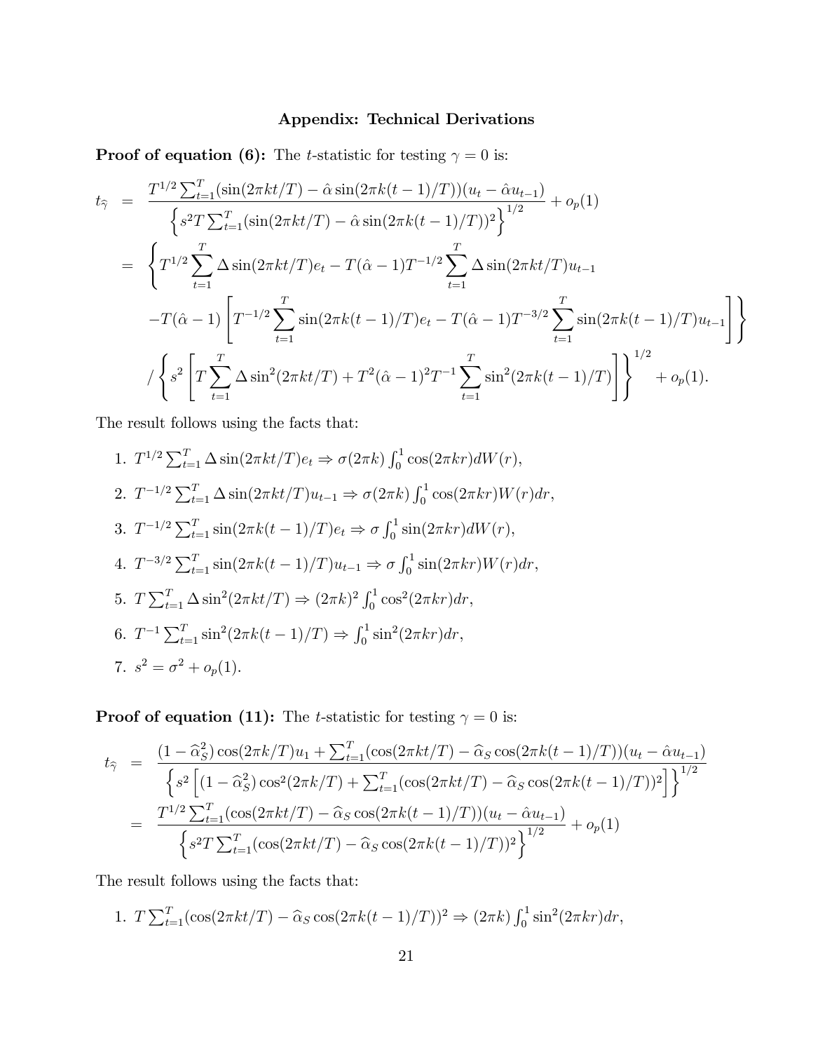## Appendix: Technical Derivations

**Proof of equation (6):** The $t$-statistic for testing $\gamma = 0$ is:

$$
\begin{aligned}
t_{\hat{\gamma}} &= \frac{T^{1/2}\sum_{t=1}^{T}(\sin(2\pi kt/T) - \hat{\alpha}\sin(2\pi k(t-1)/T))(u_t - \hat{\alpha}u_{t-1})}{\left\{s^2 T\sum_{t=1}^{T}(\sin(2\pi kt/T) - \hat{\alpha}\sin(2\pi k(t-1)/T))^2\right\}^{1/2}} + o_p(1) \\
&= \left\{T^{1/2}\sum_{t=1}^{T}\Delta\sin(2\pi kt/T)e_t - T(\hat{\alpha}-1)T^{-1/2}\sum_{t=1}^{T}\Delta\sin(2\pi kt/T)u_{t-1}\right. \\
&\quad \left. - T(\hat{\alpha}-1)\left[T^{-1/2}\sum_{t=1}^{T}\sin(2\pi k(t-1)/T)e_t - T(\hat{\alpha}-1)T^{-3/2}\sum_{t=1}^{T}\sin(2\pi k(t-1)/T)u_{t-1}\right]\right\} \\
&\quad \Big/ \left\{s^2\left[T\sum_{t=1}^{T}\Delta\sin^2(2\pi kt/T) + T^2(\hat{\alpha}-1)^2 T^{-1}\sum_{t=1}^{T}\sin^2(2\pi k(t-1)/T)\right]\right\}^{1/2} + o_p(1).
\end{aligned}
$$

The result follows using the facts that:

1. $T^{1/2}\sum_{t=1}^{T}\Delta\sin(2\pi kt/T)e_t \Rightarrow \sigma(2\pi k)\int_0^1 \cos(2\pi kr)dW(r)$,
2. $T^{-1/2}\sum_{t=1}^{T}\Delta\sin(2\pi kt/T)u_{t-1} \Rightarrow \sigma(2\pi k)\int_0^1 \cos(2\pi kr)W(r)dr$,
3. $T^{-1/2}\sum_{t=1}^{T}\sin(2\pi k(t-1)/T)e_t \Rightarrow \sigma\int_0^1 \sin(2\pi kr)dW(r)$,
4. $T^{-3/2}\sum_{t=1}^{T}\sin(2\pi k(t-1)/T)u_{t-1} \Rightarrow \sigma\int_0^1 \sin(2\pi kr)W(r)dr$,
5. $T\sum_{t=1}^{T}\Delta\sin^2(2\pi kt/T) \Rightarrow (2\pi k)^2\int_0^1 \cos^2(2\pi kr)dr$,
6. $T^{-1}\sum_{t=1}^{T}\sin^2(2\pi k(t-1)/T) \Rightarrow \int_0^1 \sin^2(2\pi kr)dr$,
7. $s^2 = \sigma^2 + o_p(1)$.

**Proof of equation (11):** The $t$-statistic for testing $\gamma = 0$ is:

$$
\begin{aligned}
t_{\hat{\gamma}} &= \frac{(1-\widehat{\alpha}_S^2)\cos(2\pi k/T)u_1 + \sum_{t=1}^{T}(\cos(2\pi kt/T) - \widehat{\alpha}_S\cos(2\pi k(t-1)/T))(u_t - \hat{\alpha}u_{t-1})}{\left\{s^2\left[(1-\widehat{\alpha}_S^2)\cos^2(2\pi k/T) + \sum_{t=1}^{T}(\cos(2\pi kt/T) - \widehat{\alpha}_S\cos(2\pi k(t-1)/T))^2\right]\right\}^{1/2}} \\
&= \frac{T^{1/2}\sum_{t=1}^{T}(\cos(2\pi kt/T) - \widehat{\alpha}_S\cos(2\pi k(t-1)/T))(u_t - \hat{\alpha}u_{t-1})}{\left\{s^2 T\sum_{t=1}^{T}(\cos(2\pi kt/T) - \widehat{\alpha}_S\cos(2\pi k(t-1)/T))^2\right\}^{1/2}} + o_p(1)
\end{aligned}
$$

The result follows using the facts that:

1. $T\sum_{t=1}^{T}(\cos(2\pi kt/T) - \widehat{\alpha}_S\cos(2\pi k(t-1)/T))^2 \Rightarrow (2\pi k)\int_0^1 \sin^2(2\pi kr)dr$,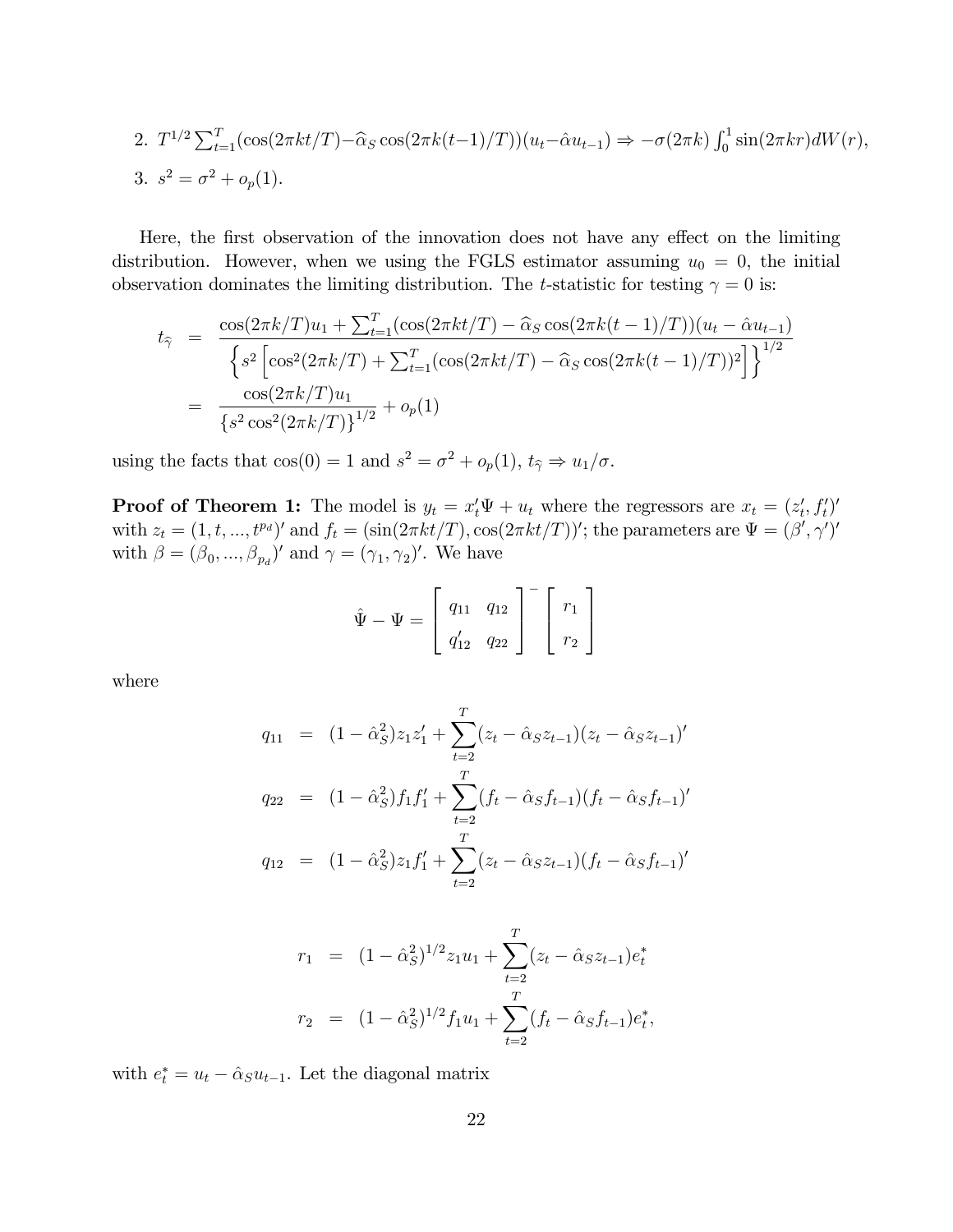2. $T^{1/2}\sum_{t=1}^{T}(\cos(2\pi kt/T)-\widehat{\alpha}_S\cos(2\pi k(t-1)/T))(u_t-\hat{\alpha}u_{t-1}) \Rightarrow -\sigma(2\pi k)\int_0^1 \sin(2\pi kr)dW(r)$,
3. $s^2 = \sigma^2 + o_p(1)$.

Here, the first observation of the innovation does not have any effect on the limiting distribution. However, when we using the FGLS estimator assuming $u_0 = 0$, the initial observation dominates the limiting distribution. The $t$-statistic for testing $\gamma = 0$ is:

$$
\begin{aligned}
t_{\widehat{\gamma}} &= \frac{\cos(2\pi k/T)u_1 + \sum_{t=1}^{T}(\cos(2\pi kt/T) - \widehat{\alpha}_S\cos(2\pi k(t-1)/T))(u_t - \hat{\alpha}u_{t-1})}{\left\{s^2\left[\cos^2(2\pi k/T) + \sum_{t=1}^{T}(\cos(2\pi kt/T) - \widehat{\alpha}_S\cos(2\pi k(t-1)/T))^2\right]\right\}^{1/2}} \\
&= \frac{\cos(2\pi k/T)u_1}{\left\{s^2\cos^2(2\pi k/T)\right\}^{1/2}} + o_p(1)
\end{aligned}
$$

using the facts that $\cos(0) = 1$ and $s^2 = \sigma^2 + o_p(1)$, $t_{\widehat{\gamma}} \Rightarrow u_1/\sigma$.

**Proof of Theorem 1:** The model is $y_t = x_t'\Psi + u_t$ where the regressors are $x_t = (z_t', f_t')'$ with $z_t = (1, t, ..., t^{p_d})'$ and $f_t = (\sin(2\pi kt/T), \cos(2\pi kt/T))'$; the parameters are $\Psi = (\beta', \gamma')'$ with $\beta = (\beta_0, ..., \beta_{p_d})'$ and $\gamma = (\gamma_1, \gamma_2)'$. We have

$$
\hat{\Psi} - \Psi = \begin{bmatrix} q_{11} & q_{12} \\ q_{12}' & q_{22} \end{bmatrix}^{-} \begin{bmatrix} r_1 \\ r_2 \end{bmatrix}
$$

where

$$
\begin{aligned}
q_{11} &= (1-\hat{\alpha}_S^2)z_1z_1' + \sum_{t=2}^{T}(z_t - \hat{\alpha}_S z_{t-1})(z_t - \hat{\alpha}_S z_{t-1})' \\
q_{22} &= (1-\hat{\alpha}_S^2)f_1f_1' + \sum_{t=2}^{T}(f_t - \hat{\alpha}_S f_{t-1})(f_t - \hat{\alpha}_S f_{t-1})' \\
q_{12} &= (1-\hat{\alpha}_S^2)z_1f_1' + \sum_{t=2}^{T}(z_t - \hat{\alpha}_S z_{t-1})(f_t - \hat{\alpha}_S f_{t-1})'
\end{aligned}
$$

$$
\begin{aligned}
r_1 &= (1-\hat{\alpha}_S^2)^{1/2}z_1u_1 + \sum_{t=2}^{T}(z_t - \hat{\alpha}_S z_{t-1})e_t^* \\
r_2 &= (1-\hat{\alpha}_S^2)^{1/2}f_1u_1 + \sum_{t=2}^{T}(f_t - \hat{\alpha}_S f_{t-1})e_t^*,
\end{aligned}
$$

with $e_t^* = u_t - \hat{\alpha}_S u_{t-1}$. Let the diagonal matrix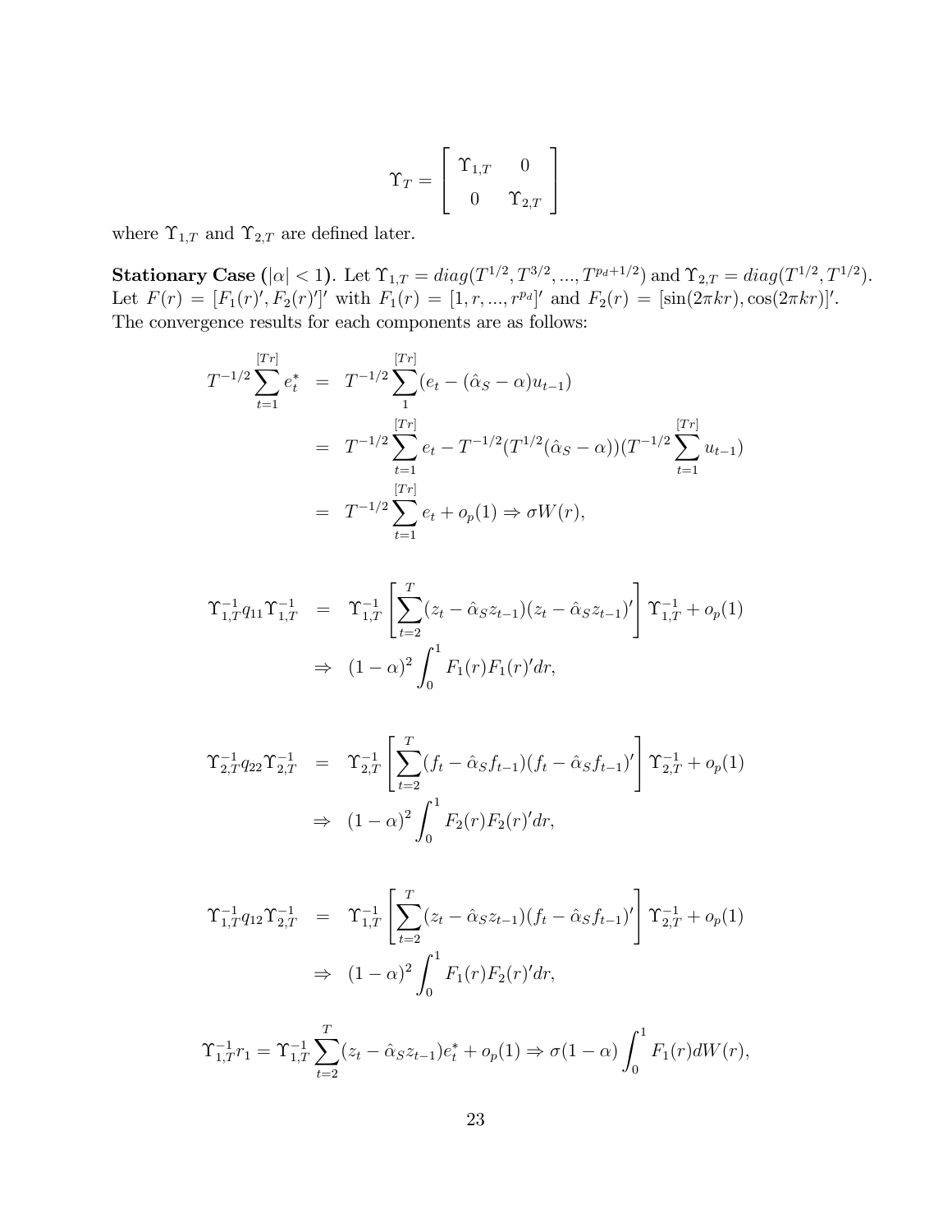$$\Upsilon_T = \left[ \begin{array}{cc} \Upsilon_{1,T} & 0 \\ 0 & \Upsilon_{2,T} \end{array} \right]$$

where $\Upsilon_{1,T}$ and $\Upsilon_{2,T}$ are defined later.

**Stationary Case ($|\alpha| < 1$).** Let $\Upsilon_{1,T} = diag(T^{1/2}, T^{3/2}, ..., T^{p_d+1/2})$ and $\Upsilon_{2,T} = diag(T^{1/2}, T^{1/2})$. Let $F(r) = [F_1(r)', F_2(r)']'$ with $F_1(r) = [1, r, ..., r^{p_d}]'$ and $F_2(r) = [\sin(2\pi kr), \cos(2\pi kr)]'$. The convergence results for each components are as follows:

$$\begin{aligned}
T^{-1/2}\sum_{t=1}^{[Tr]} e_t^* &= T^{-1/2}\sum_{1}^{[Tr]}(e_t - (\hat{\alpha}_S - \alpha)u_{t-1}) \\
&= T^{-1/2}\sum_{t=1}^{[Tr]} e_t - T^{-1/2}(T^{1/2}(\hat{\alpha}_S - \alpha))(T^{-1/2}\sum_{t=1}^{[Tr]} u_{t-1}) \\
&= T^{-1/2}\sum_{t=1}^{[Tr]} e_t + o_p(1) \Rightarrow \sigma W(r),
\end{aligned}$$

$$\begin{aligned}
\Upsilon_{1,T}^{-1} q_{11} \Upsilon_{1,T}^{-1} &= \Upsilon_{1,T}^{-1}\left[\sum_{t=2}^{T}(z_t - \hat{\alpha}_S z_{t-1})(z_t - \hat{\alpha}_S z_{t-1})'\right]\Upsilon_{1,T}^{-1} + o_p(1) \\
&\Rightarrow (1-\alpha)^2 \int_0^1 F_1(r)F_1(r)'dr,
\end{aligned}$$

$$\begin{aligned}
\Upsilon_{2,T}^{-1} q_{22} \Upsilon_{2,T}^{-1} &= \Upsilon_{2,T}^{-1}\left[\sum_{t=2}^{T}(f_t - \hat{\alpha}_S f_{t-1})(f_t - \hat{\alpha}_S f_{t-1})'\right]\Upsilon_{2,T}^{-1} + o_p(1) \\
&\Rightarrow (1-\alpha)^2 \int_0^1 F_2(r)F_2(r)'dr,
\end{aligned}$$

$$\begin{aligned}
\Upsilon_{1,T}^{-1} q_{12} \Upsilon_{2,T}^{-1} &= \Upsilon_{1,T}^{-1}\left[\sum_{t=2}^{T}(z_t - \hat{\alpha}_S z_{t-1})(f_t - \hat{\alpha}_S f_{t-1})'\right]\Upsilon_{2,T}^{-1} + o_p(1) \\
&\Rightarrow (1-\alpha)^2 \int_0^1 F_1(r)F_2(r)'dr,
\end{aligned}$$

$$\Upsilon_{1,T}^{-1} r_1 = \Upsilon_{1,T}^{-1}\sum_{t=2}^{T}(z_t - \hat{\alpha}_S z_{t-1})e_t^* + o_p(1) \Rightarrow \sigma(1-\alpha)\int_0^1 F_1(r)dW(r),$$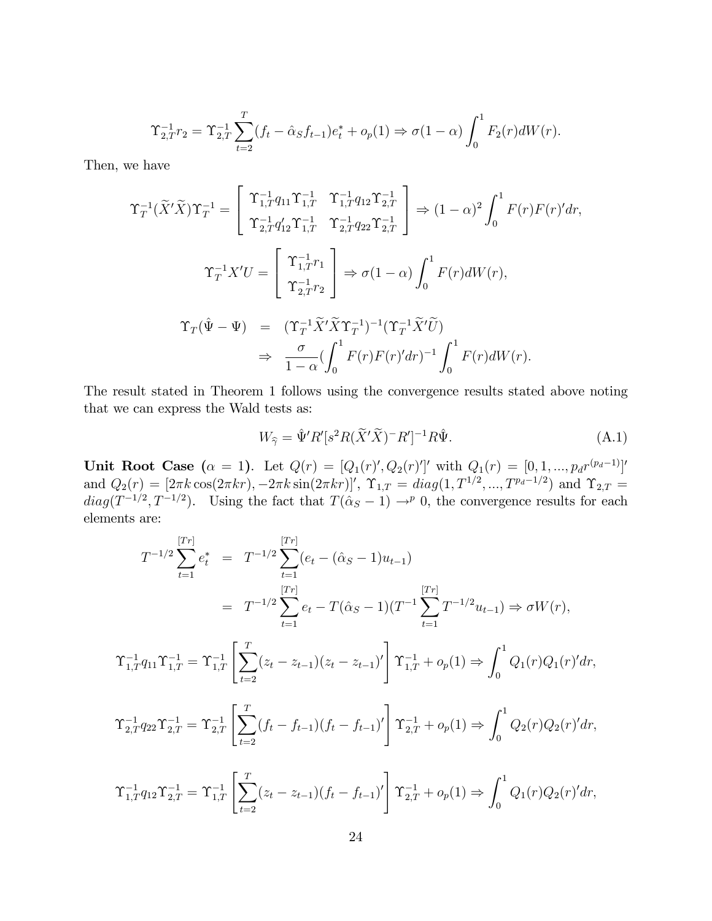$$\Upsilon_{2,T}^{-1} r_2 = \Upsilon_{2,T}^{-1} \sum_{t=2}^{T} (f_t - \hat{\alpha}_S f_{t-1}) e_t^* + o_p(1) \Rightarrow \sigma(1-\alpha) \int_0^1 F_2(r) dW(r).$$

Then, we have

$$\Upsilon_T^{-1}(\widetilde{X}'\widetilde{X})\Upsilon_T^{-1} = \begin{bmatrix} \Upsilon_{1,T}^{-1} q_{11} \Upsilon_{1,T}^{-1} & \Upsilon_{1,T}^{-1} q_{12} \Upsilon_{2,T}^{-1} \\ \Upsilon_{2,T}^{-1} q_{12}' \Upsilon_{1,T}^{-1} & \Upsilon_{2,T}^{-1} q_{22} \Upsilon_{2,T}^{-1} \end{bmatrix} \Rightarrow (1-\alpha)^2 \int_0^1 F(r)F(r)' dr,$$

$$\Upsilon_T^{-1} X'U = \begin{bmatrix} \Upsilon_{1,T}^{-1} r_1 \\ \Upsilon_{2,T}^{-1} r_2 \end{bmatrix} \Rightarrow \sigma(1-\alpha) \int_0^1 F(r) dW(r),$$

$$\begin{aligned} \Upsilon_T(\hat{\Psi} - \Psi) &= (\Upsilon_T^{-1} \widetilde{X}'\widetilde{X} \Upsilon_T^{-1})^{-1} (\Upsilon_T^{-1} \widetilde{X}'\widetilde{U}) \\ &\Rightarrow \frac{\sigma}{1-\alpha} (\int_0^1 F(r)F(r)' dr)^{-1} \int_0^1 F(r) dW(r). \end{aligned}$$

The result stated in Theorem 1 follows using the convergence results stated above noting that we can express the Wald tests as:

$$W_{\widehat{\gamma}} = \hat{\Psi}' R' [s^2 R (\widetilde{X}'\widetilde{X})^{-} R']^{-1} R \hat{\Psi}. \tag{A.1}$$

**Unit Root Case ($\alpha = 1$).** Let $Q(r) = [Q_1(r)', Q_2(r)']'$ with $Q_1(r) = [0, 1, ..., p_d r^{(p_d - 1)}]'$ and $Q_2(r) = [2\pi k \cos(2\pi k r), -2\pi k \sin(2\pi k r)]'$, $\Upsilon_{1,T} = diag(1, T^{1/2}, ..., T^{p_d - 1/2})$ and $\Upsilon_{2,T} = diag(T^{-1/2}, T^{-1/2})$. Using the fact that $T(\hat{\alpha}_S - 1) \to^p 0$, the convergence results for each elements are:

$$\begin{aligned} T^{-1/2} \sum_{t=1}^{[Tr]} e_t^* &= T^{-1/2} \sum_{t=1}^{[Tr]} (e_t - (\hat{\alpha}_S - 1) u_{t-1}) \\ &= T^{-1/2} \sum_{t=1}^{[Tr]} e_t - T(\hat{\alpha}_S - 1)(T^{-1} \sum_{t=1}^{[Tr]} T^{-1/2} u_{t-1}) \Rightarrow \sigma W(r), \end{aligned}$$

$$\Upsilon_{1,T}^{-1} q_{11} \Upsilon_{1,T}^{-1} = \Upsilon_{1,T}^{-1} \left[ \sum_{t=2}^{T} (z_t - z_{t-1})(z_t - z_{t-1})' \right] \Upsilon_{1,T}^{-1} + o_p(1) \Rightarrow \int_0^1 Q_1(r) Q_1(r)' dr,$$

$$\Upsilon_{2,T}^{-1} q_{22} \Upsilon_{2,T}^{-1} = \Upsilon_{2,T}^{-1} \left[ \sum_{t=2}^{T} (f_t - f_{t-1})(f_t - f_{t-1})' \right] \Upsilon_{2,T}^{-1} + o_p(1) \Rightarrow \int_0^1 Q_2(r) Q_2(r)' dr,$$

$$\Upsilon_{1,T}^{-1} q_{12} \Upsilon_{2,T}^{-1} = \Upsilon_{1,T}^{-1} \left[ \sum_{t=2}^{T} (z_t - z_{t-1})(f_t - f_{t-1})' \right] \Upsilon_{2,T}^{-1} + o_p(1) \Rightarrow \int_0^1 Q_1(r) Q_2(r)' dr,$$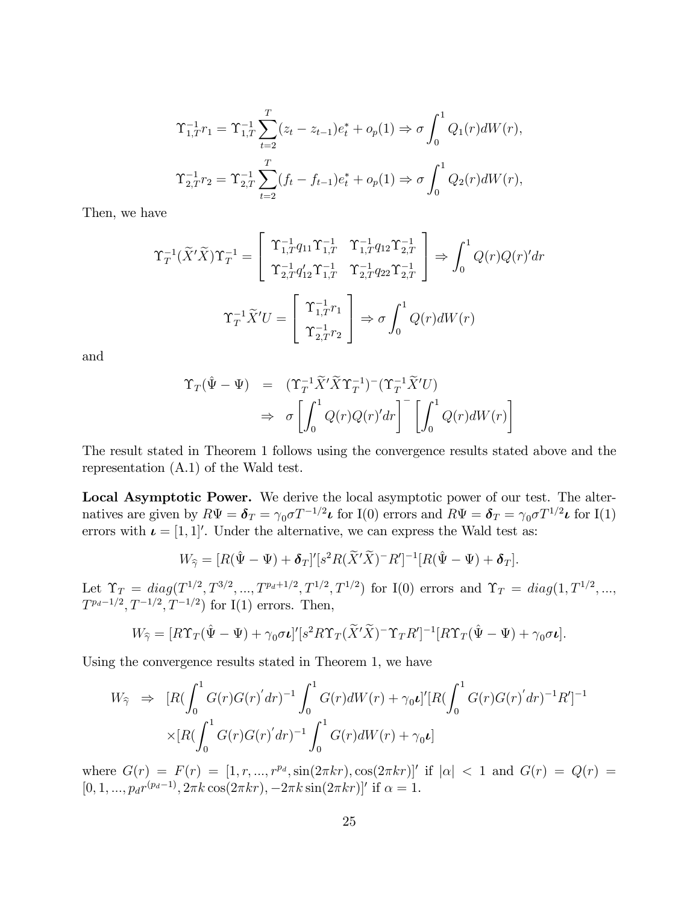$$\Upsilon_{1,T}^{-1} r_1 = \Upsilon_{1,T}^{-1} \sum_{t=2}^{T} (z_t - z_{t-1}) e_t^* + o_p(1) \Rightarrow \sigma \int_0^1 Q_1(r) dW(r),$$

$$\Upsilon_{2,T}^{-1} r_2 = \Upsilon_{2,T}^{-1} \sum_{t=2}^{T} (f_t - f_{t-1}) e_t^* + o_p(1) \Rightarrow \sigma \int_0^1 Q_2(r) dW(r),$$

Then, we have

$$\Upsilon_T^{-1}(\widetilde{X}'\widetilde{X})\Upsilon_T^{-1} = \begin{bmatrix} \Upsilon_{1,T}^{-1} q_{11} \Upsilon_{1,T}^{-1} & \Upsilon_{1,T}^{-1} q_{12} \Upsilon_{2,T}^{-1} \\ \Upsilon_{2,T}^{-1} q_{12}' \Upsilon_{1,T}^{-1} & \Upsilon_{2,T}^{-1} q_{22} \Upsilon_{2,T}^{-1} \end{bmatrix} \Rightarrow \int_0^1 Q(r) Q(r)' dr$$

$$\Upsilon_T^{-1} \widetilde{X}' U = \begin{bmatrix} \Upsilon_{1,T}^{-1} r_1 \\ \Upsilon_{2,T}^{-1} r_2 \end{bmatrix} \Rightarrow \sigma \int_0^1 Q(r) dW(r)$$

and

$$\begin{aligned} \Upsilon_T(\hat{\Psi} - \Psi) &= (\Upsilon_T^{-1} \widetilde{X}' \widetilde{X} \Upsilon_T^{-1})^{-} (\Upsilon_T^{-1} \widetilde{X}' U) \\ &\Rightarrow \sigma \left[ \int_0^1 Q(r) Q(r)' dr \right]^{-} \left[ \int_0^1 Q(r) dW(r) \right] \end{aligned}$$

The result stated in Theorem 1 follows using the convergence results stated above and the representation (A.1) of the Wald test.

**Local Asymptotic Power.** We derive the local asymptotic power of our test. The alternatives are given by $R\Psi = \boldsymbol{\delta}_T = \gamma_0 \sigma T^{-1/2} \boldsymbol{\iota}$ for I(0) errors and $R\Psi = \boldsymbol{\delta}_T = \gamma_0 \sigma T^{1/2} \boldsymbol{\iota}$ for I(1) errors with $\boldsymbol{\iota} = [1, 1]'$. Under the alternative, we can express the Wald test as:

$$W_{\widehat{\gamma}} = [R(\hat{\Psi} - \Psi) + \boldsymbol{\delta}_T]' [s^2 R(\widetilde{X}'\widetilde{X})^{-} R']^{-1} [R(\hat{\Psi} - \Psi) + \boldsymbol{\delta}_T].$$

Let $\Upsilon_T = diag(T^{1/2}, T^{3/2}, ..., T^{p_d+1/2}, T^{1/2}, T^{1/2})$ for I(0) errors and $\Upsilon_T = diag(1, T^{1/2}, ..., T^{p_d-1/2}, T^{-1/2}, T^{-1/2})$ for I(1) errors. Then,

$$W_{\widehat{\gamma}} = [R\Upsilon_T(\hat{\Psi} - \Psi) + \gamma_0 \sigma \boldsymbol{\iota}]' [s^2 R \Upsilon_T (\widetilde{X}'\widetilde{X})^{-} \Upsilon_T R']^{-1} [R\Upsilon_T(\hat{\Psi} - \Psi) + \gamma_0 \sigma \boldsymbol{\iota}].$$

Using the convergence results stated in Theorem 1, we have

$$\begin{aligned} W_{\widehat{\gamma}} \Rightarrow\ & [R(\int_0^1 G(r)G(r)' dr)^{-1} \int_0^1 G(r) dW(r) + \gamma_0 \boldsymbol{\iota}]' [R(\int_0^1 G(r)G(r)' dr)^{-1} R']^{-1} \\ & \times [R(\int_0^1 G(r)G(r)' dr)^{-1} \int_0^1 G(r) dW(r) + \gamma_0 \boldsymbol{\iota}] \end{aligned}$$

where $G(r) = F(r) = [1, r, ..., r^{p_d}, \sin(2\pi kr), \cos(2\pi kr)]'$ if $|\alpha| < 1$ and $G(r) = Q(r) = [0, 1, ..., p_d r^{(p_d-1)}, 2\pi k \cos(2\pi kr), -2\pi k \sin(2\pi kr)]'$ if $\alpha = 1$.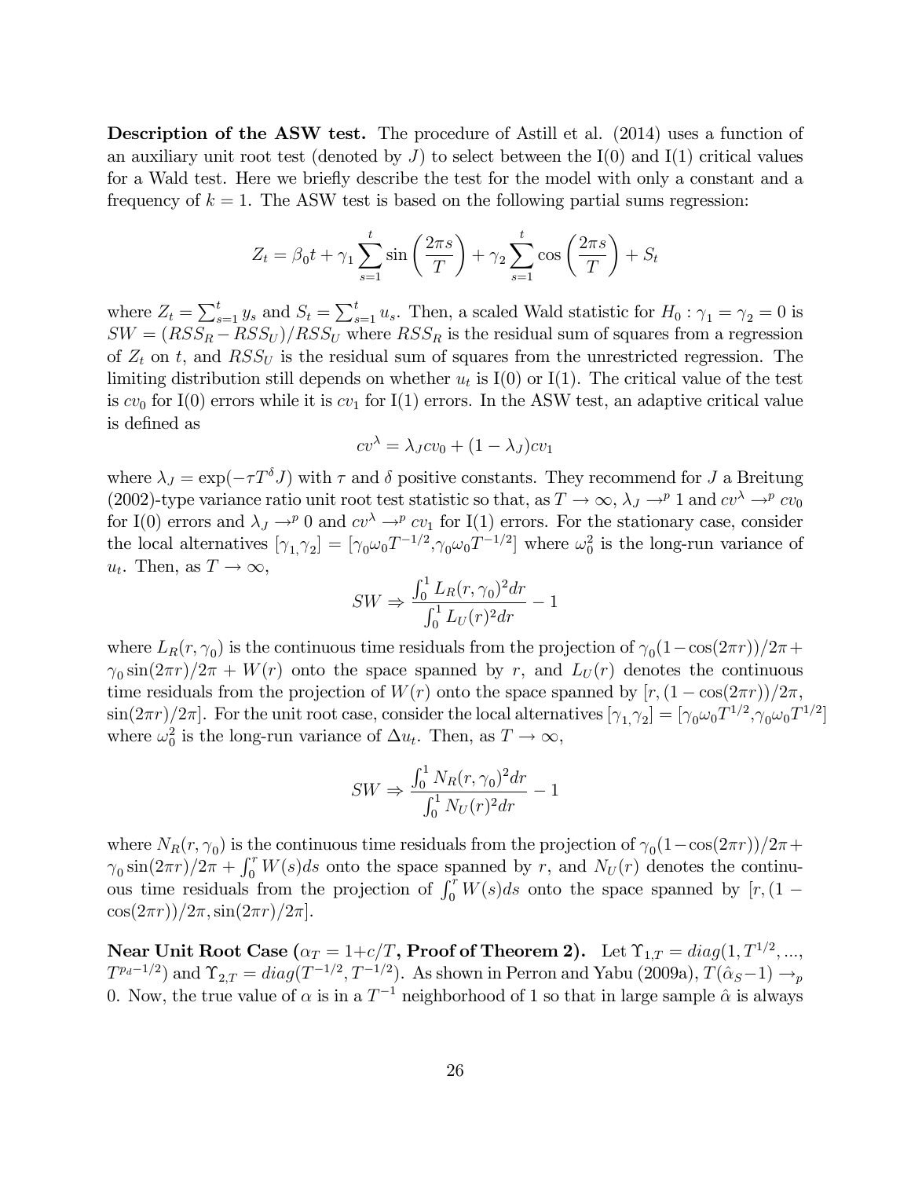**Description of the ASW test.** The procedure of Astill et al. (2014) uses a function of an auxiliary unit root test (denoted by $J$) to select between the I(0) and I(1) critical values for a Wald test. Here we briefly describe the test for the model with only a constant and a frequency of $k = 1$. The ASW test is based on the following partial sums regression:

$$Z_t = \beta_0 t + \gamma_1 \sum_{s=1}^{t} \sin\left(\frac{2\pi s}{T}\right) + \gamma_2 \sum_{s=1}^{t} \cos\left(\frac{2\pi s}{T}\right) + S_t$$

where $Z_t = \sum_{s=1}^{t} y_s$ and $S_t = \sum_{s=1}^{t} u_s$. Then, a scaled Wald statistic for $H_0 : \gamma_1 = \gamma_2 = 0$ is $SW = (RSS_R - RSS_U)/RSS_U$ where $RSS_R$ is the residual sum of squares from a regression of $Z_t$ on $t$, and $RSS_U$ is the residual sum of squares from the unrestricted regression. The limiting distribution still depends on whether $u_t$ is I(0) or I(1). The critical value of the test is $cv_0$ for I(0) errors while it is $cv_1$ for I(1) errors. In the ASW test, an adaptive critical value is defined as

$$cv^{\lambda} = \lambda_J cv_0 + (1 - \lambda_J) cv_1$$

where $\lambda_J = \exp(-\tau T^{\delta} J)$ with $\tau$ and $\delta$ positive constants. They recommend for $J$ a Breitung (2002)-type variance ratio unit root test statistic so that, as $T \to \infty$, $\lambda_J \to^p 1$ and $cv^{\lambda} \to^p cv_0$ for I(0) errors and $\lambda_J \to^p 0$ and $cv^{\lambda} \to^p cv_1$ for I(1) errors. For the stationary case, consider the local alternatives $[\gamma_1, \gamma_2] = [\gamma_0 \omega_0 T^{-1/2}, \gamma_0 \omega_0 T^{-1/2}]$ where $\omega_0^2$ is the long-run variance of $u_t$. Then, as $T \to \infty$,

$$SW \Rightarrow \frac{\int_0^1 L_R(r, \gamma_0)^2 dr}{\int_0^1 L_U(r)^2 dr} - 1$$

where $L_R(r, \gamma_0)$ is the continuous time residuals from the projection of $\gamma_0(1 - \cos(2\pi r))/2\pi + \gamma_0 \sin(2\pi r)/2\pi + W(r)$ onto the space spanned by $r$, and $L_U(r)$ denotes the continuous time residuals from the projection of $W(r)$ onto the space spanned by $[r, (1 - \cos(2\pi r))/2\pi, \sin(2\pi r)/2\pi]$. For the unit root case, consider the local alternatives $[\gamma_1, \gamma_2] = [\gamma_0 \omega_0 T^{1/2}, \gamma_0 \omega_0 T^{1/2}]$ where $\omega_0^2$ is the long-run variance of $\Delta u_t$. Then, as $T \to \infty$,

$$SW \Rightarrow \frac{\int_0^1 N_R(r, \gamma_0)^2 dr}{\int_0^1 N_U(r)^2 dr} - 1$$

where $N_R(r, \gamma_0)$ is the continuous time residuals from the projection of $\gamma_0(1 - \cos(2\pi r))/2\pi + \gamma_0 \sin(2\pi r)/2\pi + \int_0^r W(s) ds$ onto the space spanned by $r$, and $N_U(r)$ denotes the continuous time residuals from the projection of $\int_0^r W(s) ds$ onto the space spanned by $[r, (1 - \cos(2\pi r))/2\pi, \sin(2\pi r)/2\pi]$.

**Near Unit Root Case ($\alpha_T = 1 + c/T$, Proof of Theorem 2).** Let $\Upsilon_{1,T} = diag(1, T^{1/2}, ..., T^{p_d - 1/2})$ and $\Upsilon_{2,T} = diag(T^{-1/2}, T^{-1/2})$. As shown in Perron and Yabu (2009a), $T(\hat{\alpha}_S - 1) \to_p 0$. Now, the true value of $\alpha$ is in a $T^{-1}$ neighborhood of 1 so that in large sample $\hat{\alpha}$ is always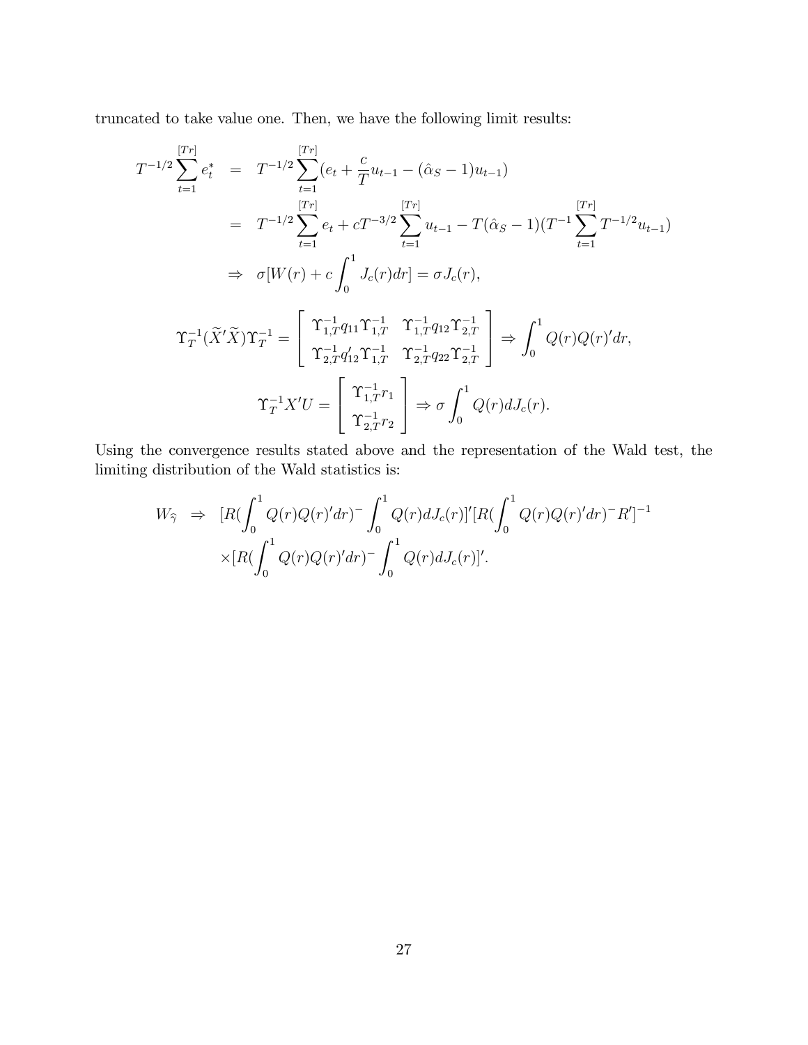truncated to take value one. Then, we have the following limit results:

$$
\begin{aligned}
T^{-1/2}\sum_{t=1}^{[Tr]} e_t^* &= T^{-1/2}\sum_{t=1}^{[Tr]}(e_t + \frac{c}{T}u_{t-1} - (\hat{\alpha}_S - 1)u_{t-1}) \\
&= T^{-1/2}\sum_{t=1}^{[Tr]} e_t + cT^{-3/2}\sum_{t=1}^{[Tr]} u_{t-1} - T(\hat{\alpha}_S - 1)(T^{-1}\sum_{t=1}^{[Tr]} T^{-1/2}u_{t-1}) \\
&\Rightarrow \sigma[W(r) + c\int_0^1 J_c(r)dr] = \sigma J_c(r),
\end{aligned}
$$

$$
\Upsilon_T^{-1}(\widetilde{X}'\widetilde{X})\Upsilon_T^{-1} = \begin{bmatrix} \Upsilon_{1,T}^{-1}q_{11}\Upsilon_{1,T}^{-1} & \Upsilon_{1,T}^{-1}q_{12}\Upsilon_{2,T}^{-1} \\ \Upsilon_{2,T}^{-1}q_{12}'\Upsilon_{1,T}^{-1} & \Upsilon_{2,T}^{-1}q_{22}\Upsilon_{2,T}^{-1} \end{bmatrix} \Rightarrow \int_0^1 Q(r)Q(r)'dr,
$$

$$
\Upsilon_T^{-1}X'U = \begin{bmatrix} \Upsilon_{1,T}^{-1}r_1 \\ \Upsilon_{2,T}^{-1}r_2 \end{bmatrix} \Rightarrow \sigma\int_0^1 Q(r)dJ_c(r).
$$

Using the convergence results stated above and the representation of the Wald test, the limiting distribution of the Wald statistics is:

$$
\begin{aligned}
W_{\widehat{\gamma}} \Rightarrow\ & [R(\int_0^1 Q(r)Q(r)'dr)^- \int_0^1 Q(r)dJ_c(r)]'[R(\int_0^1 Q(r)Q(r)'dr)^- R']^{-1} \\
& \times[R(\int_0^1 Q(r)Q(r)'dr)^- \int_0^1 Q(r)dJ_c(r)]'.
\end{aligned}
$$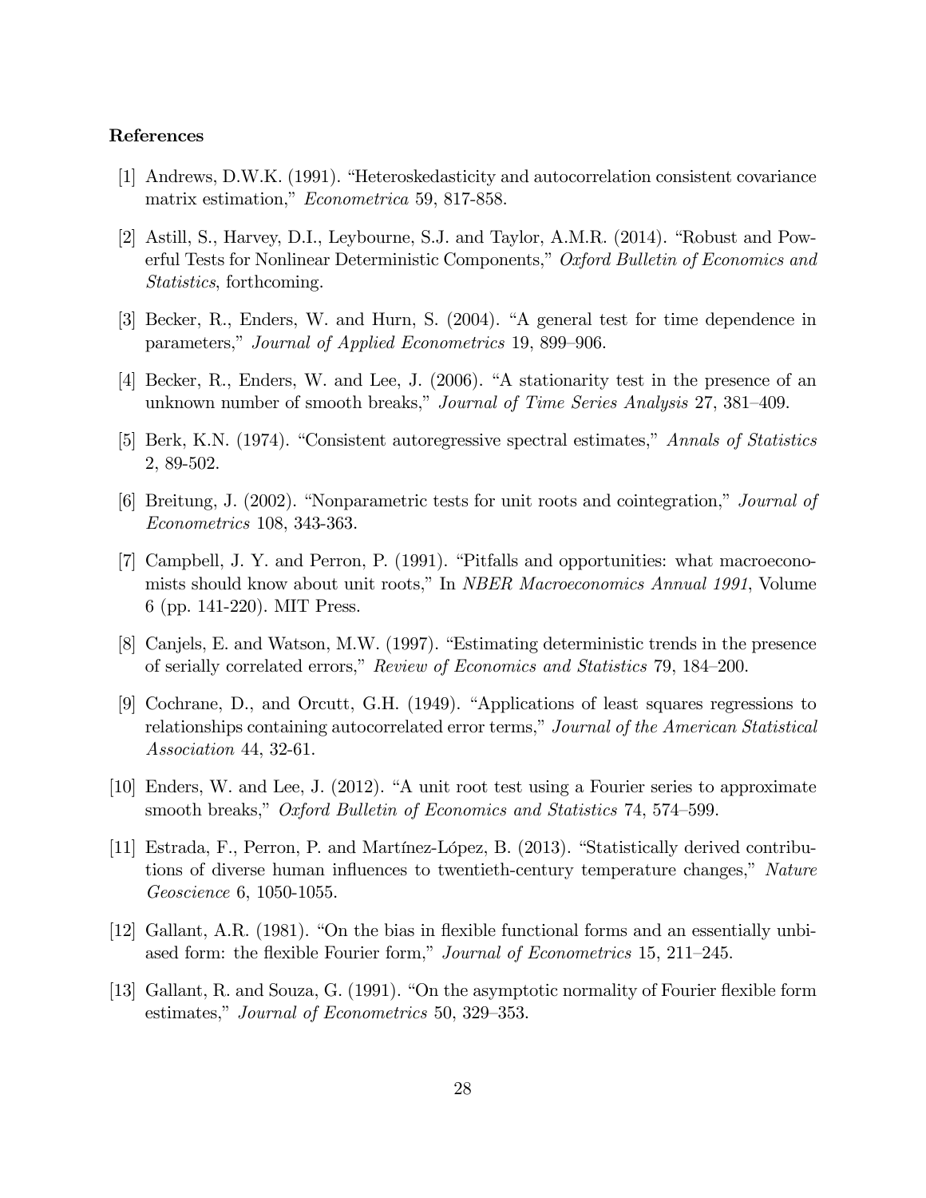## References

[1] Andrews, D.W.K. (1991). "Heteroskedasticity and autocorrelation consistent covariance matrix estimation," *Econometrica* 59, 817-858.

[2] Astill, S., Harvey, D.I., Leybourne, S.J. and Taylor, A.M.R. (2014). "Robust and Powerful Tests for Nonlinear Deterministic Components," *Oxford Bulletin of Economics and Statistics*, forthcoming.

[3] Becker, R., Enders, W. and Hurn, S. (2004). "A general test for time dependence in parameters," *Journal of Applied Econometrics* 19, 899–906.

[4] Becker, R., Enders, W. and Lee, J. (2006). "A stationarity test in the presence of an unknown number of smooth breaks," *Journal of Time Series Analysis* 27, 381–409.

[5] Berk, K.N. (1974). "Consistent autoregressive spectral estimates," *Annals of Statistics* 2, 89-502.

[6] Breitung, J. (2002). "Nonparametric tests for unit roots and cointegration," *Journal of Econometrics* 108, 343-363.

[7] Campbell, J. Y. and Perron, P. (1991). "Pitfalls and opportunities: what macroeconomists should know about unit roots," In *NBER Macroeconomics Annual 1991*, Volume 6 (pp. 141-220). MIT Press.

[8] Canjels, E. and Watson, M.W. (1997). "Estimating deterministic trends in the presence of serially correlated errors," *Review of Economics and Statistics* 79, 184–200.

[9] Cochrane, D., and Orcutt, G.H. (1949). "Applications of least squares regressions to relationships containing autocorrelated error terms," *Journal of the American Statistical Association* 44, 32-61.

[10] Enders, W. and Lee, J. (2012). "A unit root test using a Fourier series to approximate smooth breaks," *Oxford Bulletin of Economics and Statistics* 74, 574–599.

[11] Estrada, F., Perron, P. and Martínez-López, B. (2013). "Statistically derived contributions of diverse human influences to twentieth-century temperature changes," *Nature Geoscience* 6, 1050-1055.

[12] Gallant, A.R. (1981). "On the bias in flexible functional forms and an essentially unbiased form: the flexible Fourier form," *Journal of Econometrics* 15, 211–245.

[13] Gallant, R. and Souza, G. (1991). "On the asymptotic normality of Fourier flexible form estimates," *Journal of Econometrics* 50, 329–353.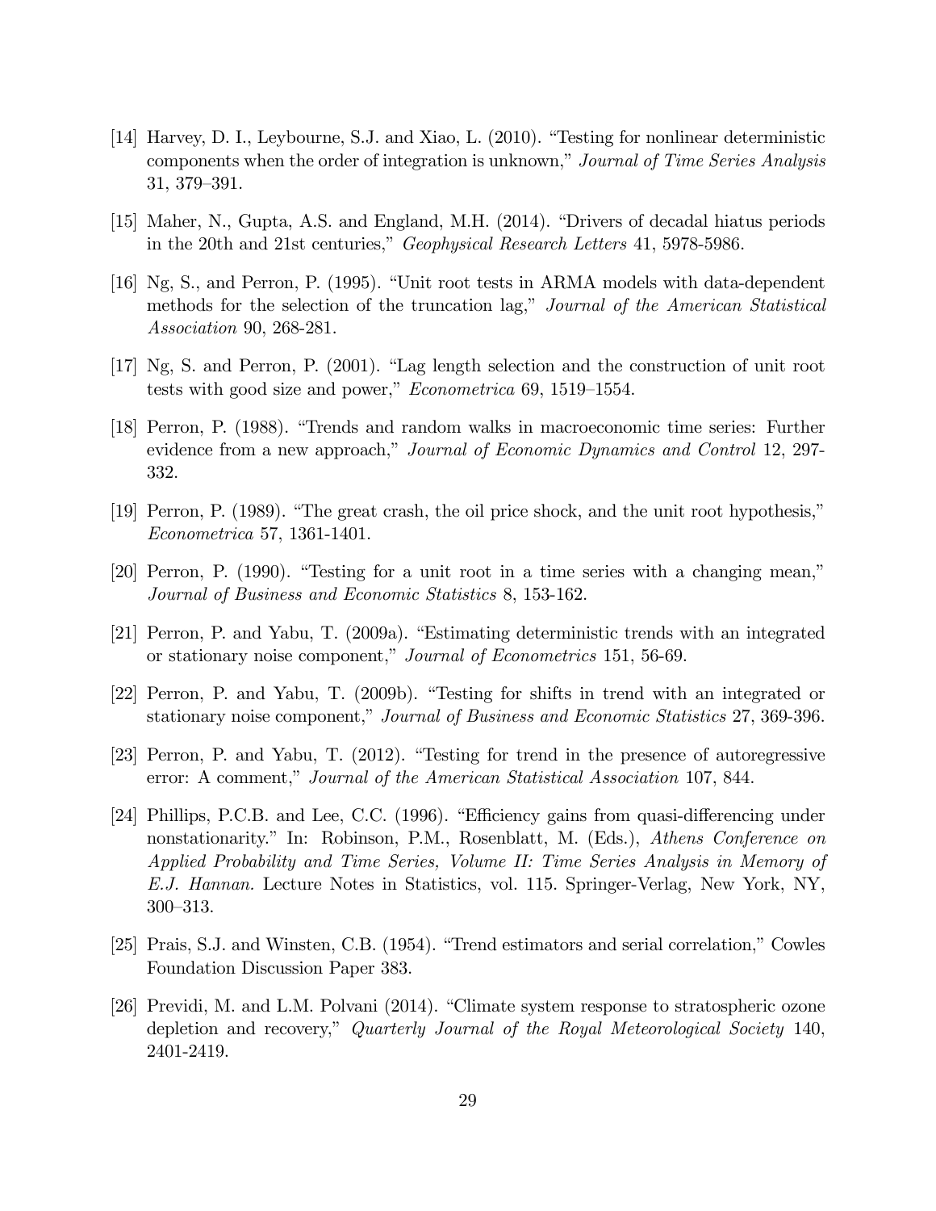[14] Harvey, D. I., Leybourne, S.J. and Xiao, L. (2010). "Testing for nonlinear deterministic components when the order of integration is unknown," *Journal of Time Series Analysis* 31, 379–391.

[15] Maher, N., Gupta, A.S. and England, M.H. (2014). "Drivers of decadal hiatus periods in the 20th and 21st centuries," *Geophysical Research Letters* 41, 5978-5986.

[16] Ng, S., and Perron, P. (1995). "Unit root tests in ARMA models with data-dependent methods for the selection of the truncation lag," *Journal of the American Statistical Association* 90, 268-281.

[17] Ng, S. and Perron, P. (2001). "Lag length selection and the construction of unit root tests with good size and power," *Econometrica* 69, 1519–1554.

[18] Perron, P. (1988). "Trends and random walks in macroeconomic time series: Further evidence from a new approach," *Journal of Economic Dynamics and Control* 12, 297-332.

[19] Perron, P. (1989). "The great crash, the oil price shock, and the unit root hypothesis," *Econometrica* 57, 1361-1401.

[20] Perron, P. (1990). "Testing for a unit root in a time series with a changing mean," *Journal of Business and Economic Statistics* 8, 153-162.

[21] Perron, P. and Yabu, T. (2009a). "Estimating deterministic trends with an integrated or stationary noise component," *Journal of Econometrics* 151, 56-69.

[22] Perron, P. and Yabu, T. (2009b). "Testing for shifts in trend with an integrated or stationary noise component," *Journal of Business and Economic Statistics* 27, 369-396.

[23] Perron, P. and Yabu, T. (2012). "Testing for trend in the presence of autoregressive error: A comment," *Journal of the American Statistical Association* 107, 844.

[24] Phillips, P.C.B. and Lee, C.C. (1996). "Efficiency gains from quasi-differencing under nonstationarity." In: Robinson, P.M., Rosenblatt, M. (Eds.), *Athens Conference on Applied Probability and Time Series, Volume II: Time Series Analysis in Memory of E.J. Hannan.* Lecture Notes in Statistics, vol. 115. Springer-Verlag, New York, NY, 300–313.

[25] Prais, S.J. and Winsten, C.B. (1954). "Trend estimators and serial correlation," Cowles Foundation Discussion Paper 383.

[26] Previdi, M. and L.M. Polvani (2014). "Climate system response to stratospheric ozone depletion and recovery," *Quarterly Journal of the Royal Meteorological Society* 140, 2401-2419.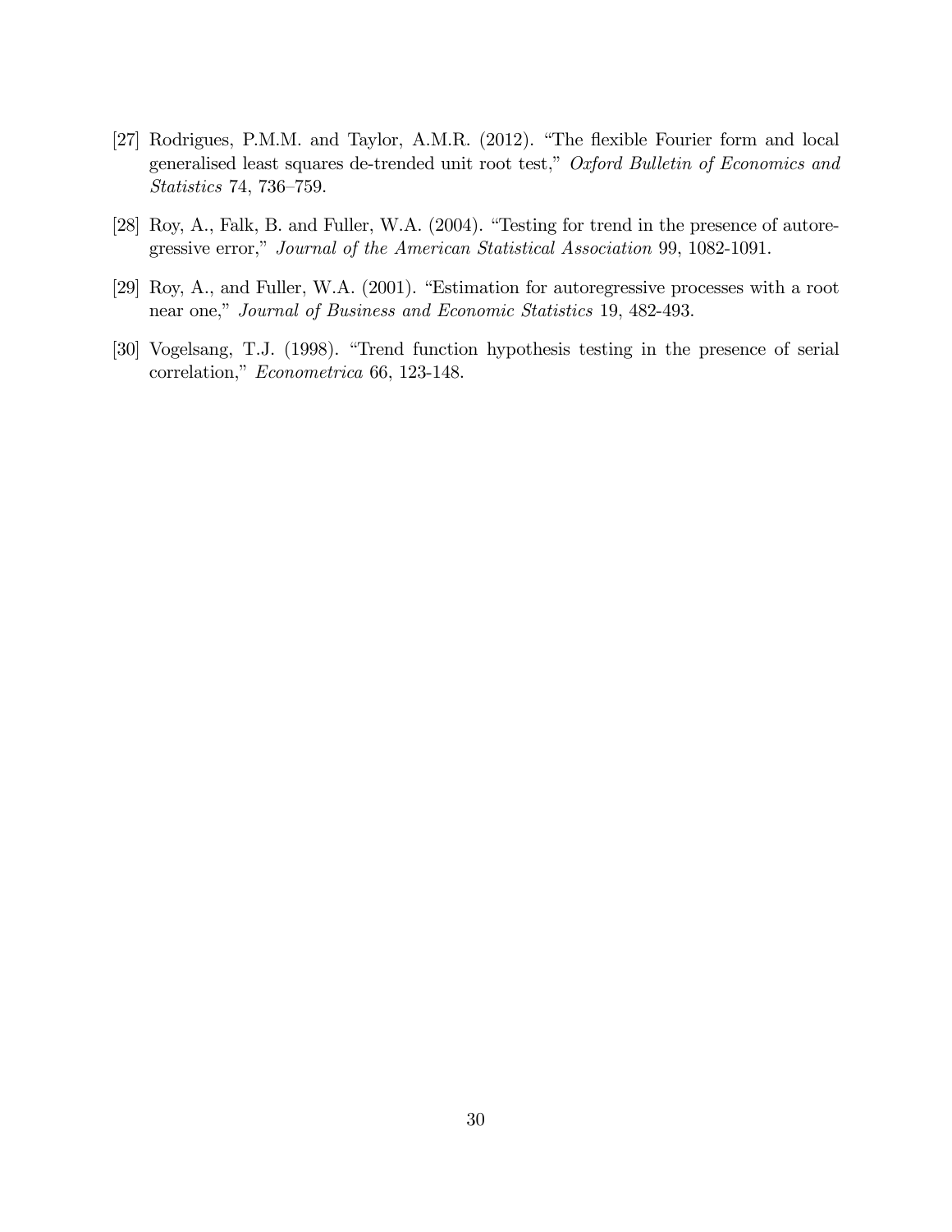[27] Rodrigues, P.M.M. and Taylor, A.M.R. (2012). "The flexible Fourier form and local generalised least squares de-trended unit root test," *Oxford Bulletin of Economics and Statistics* 74, 736–759.

[28] Roy, A., Falk, B. and Fuller, W.A. (2004). "Testing for trend in the presence of autoregressive error," *Journal of the American Statistical Association* 99, 1082-1091.

[29] Roy, A., and Fuller, W.A. (2001). "Estimation for autoregressive processes with a root near one," *Journal of Business and Economic Statistics* 19, 482-493.

[30] Vogelsang, T.J. (1998). "Trend function hypothesis testing in the presence of serial correlation," *Econometrica* 66, 123-148.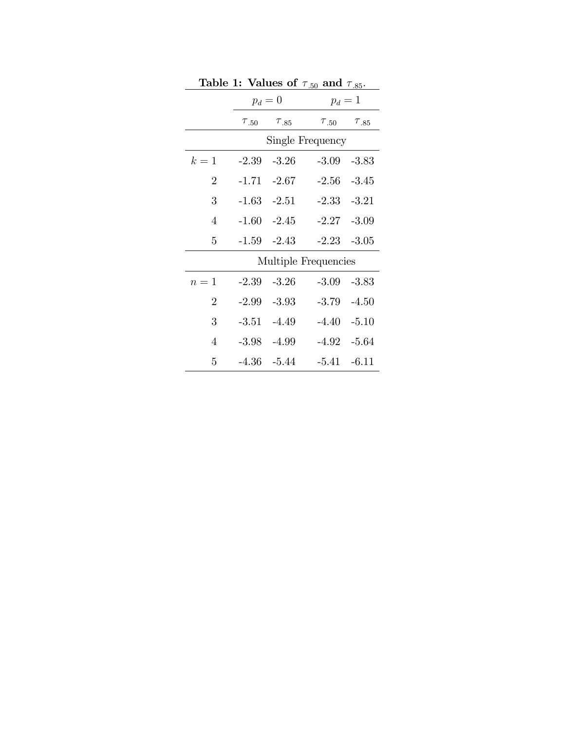**Table 1: Values of $\tau_{.50}$ and $\tau_{.85}$.**

| | $p_d = 0$ | | $p_d = 1$ | |
|---|---|---|---|---|
| | $\tau_{.50}$ | $\tau_{.85}$ | $\tau_{.50}$ | $\tau_{.85}$ |
| | Single Frequency | | | |
| $k = 1$ | -2.39 | -3.26 | -3.09 | -3.83 |
| 2 | -1.71 | -2.67 | -2.56 | -3.45 |
| 3 | -1.63 | -2.51 | -2.33 | -3.21 |
| 4 | -1.60 | -2.45 | -2.27 | -3.09 |
| 5 | -1.59 | -2.43 | -2.23 | -3.05 |
| | Multiple Frequencies | | | |
| $n = 1$ | -2.39 | -3.26 | -3.09 | -3.83 |
| 2 | -2.99 | -3.93 | -3.79 | -4.50 |
| 3 | -3.51 | -4.49 | -4.40 | -5.10 |
| 4 | -3.98 | -4.99 | -4.92 | -5.64 |
| 5 | -4.36 | -5.44 | -5.41 | -6.11 |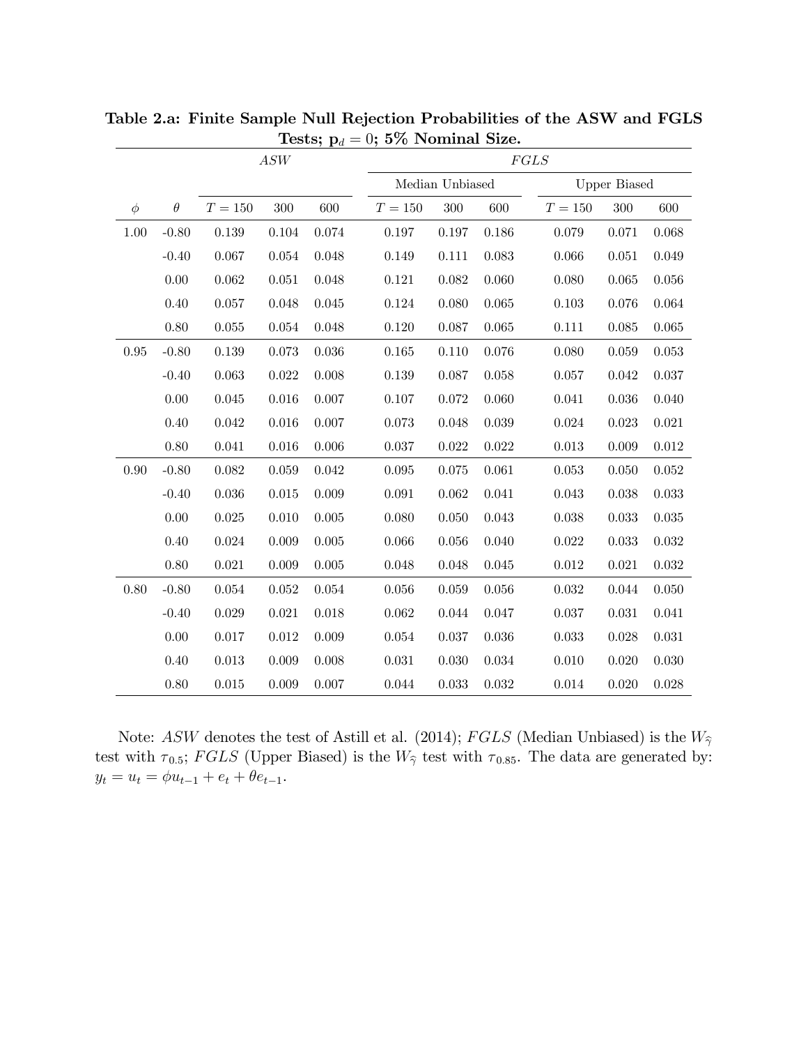**Table 2.a: Finite Sample Null Rejection Probabilities of the ASW and FGLS Tests; $\mathbf{p}_d = 0$; 5% Nominal Size.**

| | | *ASW* | | | *FGLS* | | | | | |
|---|---|---|---|---|---|---|---|---|---|---|
| | | | | | Median Unbiased | | | Upper Biased | | |
| $\phi$ | $\theta$ | $T = 150$ | 300 | 600 | $T = 150$ | 300 | 600 | $T = 150$ | 300 | 600 |
| 1.00 | -0.80 | 0.139 | 0.104 | 0.074 | 0.197 | 0.197 | 0.186 | 0.079 | 0.071 | 0.068 |
| | -0.40 | 0.067 | 0.054 | 0.048 | 0.149 | 0.111 | 0.083 | 0.066 | 0.051 | 0.049 |
| | 0.00 | 0.062 | 0.051 | 0.048 | 0.121 | 0.082 | 0.060 | 0.080 | 0.065 | 0.056 |
| | 0.40 | 0.057 | 0.048 | 0.045 | 0.124 | 0.080 | 0.065 | 0.103 | 0.076 | 0.064 |
| | 0.80 | 0.055 | 0.054 | 0.048 | 0.120 | 0.087 | 0.065 | 0.111 | 0.085 | 0.065 |
| 0.95 | -0.80 | 0.139 | 0.073 | 0.036 | 0.165 | 0.110 | 0.076 | 0.080 | 0.059 | 0.053 |
| | -0.40 | 0.063 | 0.022 | 0.008 | 0.139 | 0.087 | 0.058 | 0.057 | 0.042 | 0.037 |
| | 0.00 | 0.045 | 0.016 | 0.007 | 0.107 | 0.072 | 0.060 | 0.041 | 0.036 | 0.040 |
| | 0.40 | 0.042 | 0.016 | 0.007 | 0.073 | 0.048 | 0.039 | 0.024 | 0.023 | 0.021 |
| | 0.80 | 0.041 | 0.016 | 0.006 | 0.037 | 0.022 | 0.022 | 0.013 | 0.009 | 0.012 |
| 0.90 | -0.80 | 0.082 | 0.059 | 0.042 | 0.095 | 0.075 | 0.061 | 0.053 | 0.050 | 0.052 |
| | -0.40 | 0.036 | 0.015 | 0.009 | 0.091 | 0.062 | 0.041 | 0.043 | 0.038 | 0.033 |
| | 0.00 | 0.025 | 0.010 | 0.005 | 0.080 | 0.050 | 0.043 | 0.038 | 0.033 | 0.035 |
| | 0.40 | 0.024 | 0.009 | 0.005 | 0.066 | 0.056 | 0.040 | 0.022 | 0.033 | 0.032 |
| | 0.80 | 0.021 | 0.009 | 0.005 | 0.048 | 0.048 | 0.045 | 0.012 | 0.021 | 0.032 |
| 0.80 | -0.80 | 0.054 | 0.052 | 0.054 | 0.056 | 0.059 | 0.056 | 0.032 | 0.044 | 0.050 |
| | -0.40 | 0.029 | 0.021 | 0.018 | 0.062 | 0.044 | 0.047 | 0.037 | 0.031 | 0.041 |
| | 0.00 | 0.017 | 0.012 | 0.009 | 0.054 | 0.037 | 0.036 | 0.033 | 0.028 | 0.031 |
| | 0.40 | 0.013 | 0.009 | 0.008 | 0.031 | 0.030 | 0.034 | 0.010 | 0.020 | 0.030 |
| | 0.80 | 0.015 | 0.009 | 0.007 | 0.044 | 0.033 | 0.032 | 0.014 | 0.020 | 0.028 |

Note: *ASW* denotes the test of Astill et al. (2014); *FGLS* (Median Unbiased) is the $W_{\widehat{\gamma}}$ test with $\tau_{0.5}$; *FGLS* (Upper Biased) is the $W_{\widehat{\gamma}}$ test with $\tau_{0.85}$. The data are generated by: $y_t = u_t = \phi u_{t-1} + e_t + \theta e_{t-1}$.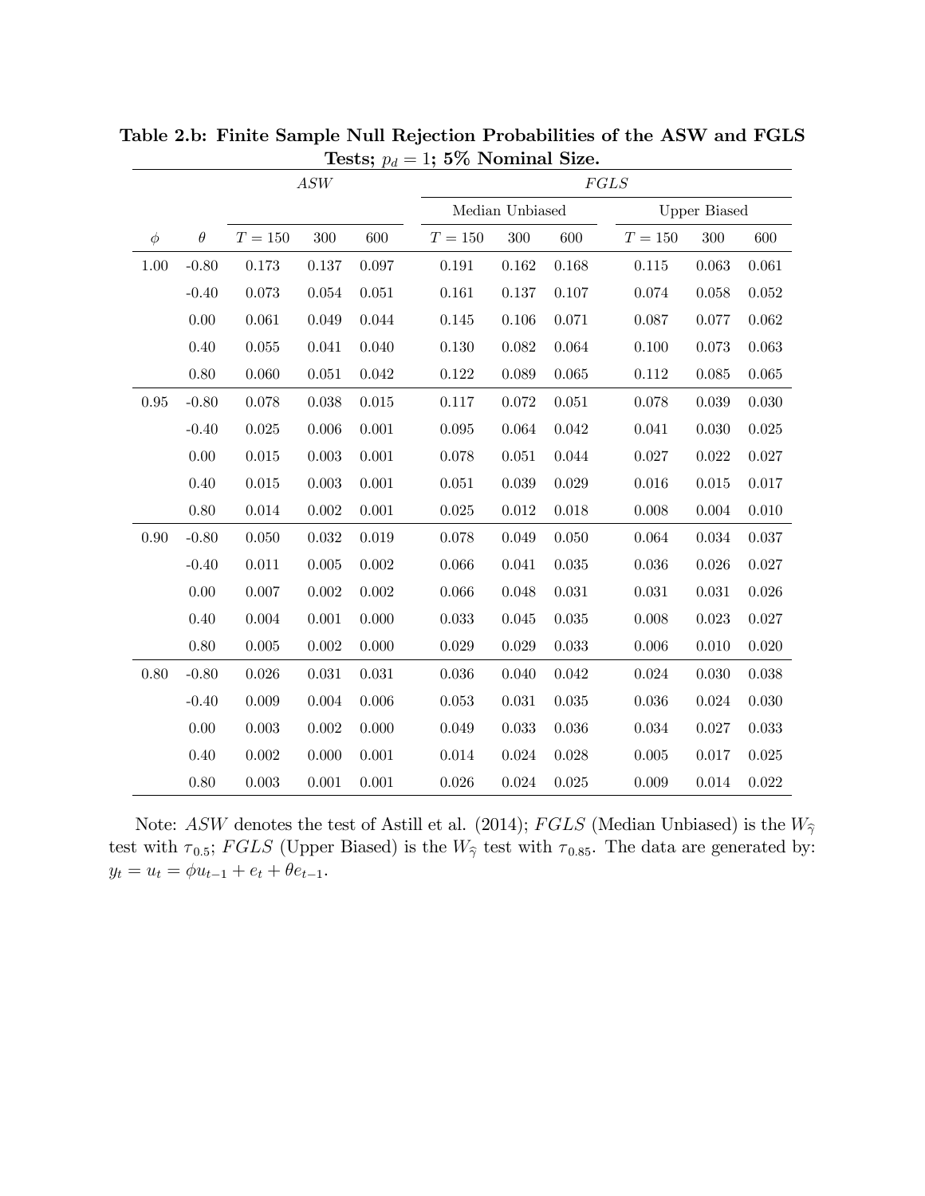**Table 2.b: Finite Sample Null Rejection Probabilities of the ASW and FGLS Tests; $p_d = 1$; 5% Nominal Size.**

| | | *ASW* | | | *FGLS* | | | | | |
|---|---|---|---|---|---|---|---|---|---|---|
| | | | | | Median Unbiased | | | Upper Biased | | |
| $\phi$ | $\theta$ | $T = 150$ | 300 | 600 | $T = 150$ | 300 | 600 | $T = 150$ | 300 | 600 |
| 1.00 | -0.80 | 0.173 | 0.137 | 0.097 | 0.191 | 0.162 | 0.168 | 0.115 | 0.063 | 0.061 |
| | -0.40 | 0.073 | 0.054 | 0.051 | 0.161 | 0.137 | 0.107 | 0.074 | 0.058 | 0.052 |
| | 0.00 | 0.061 | 0.049 | 0.044 | 0.145 | 0.106 | 0.071 | 0.087 | 0.077 | 0.062 |
| | 0.40 | 0.055 | 0.041 | 0.040 | 0.130 | 0.082 | 0.064 | 0.100 | 0.073 | 0.063 |
| | 0.80 | 0.060 | 0.051 | 0.042 | 0.122 | 0.089 | 0.065 | 0.112 | 0.085 | 0.065 |
| 0.95 | -0.80 | 0.078 | 0.038 | 0.015 | 0.117 | 0.072 | 0.051 | 0.078 | 0.039 | 0.030 |
| | -0.40 | 0.025 | 0.006 | 0.001 | 0.095 | 0.064 | 0.042 | 0.041 | 0.030 | 0.025 |
| | 0.00 | 0.015 | 0.003 | 0.001 | 0.078 | 0.051 | 0.044 | 0.027 | 0.022 | 0.027 |
| | 0.40 | 0.015 | 0.003 | 0.001 | 0.051 | 0.039 | 0.029 | 0.016 | 0.015 | 0.017 |
| | 0.80 | 0.014 | 0.002 | 0.001 | 0.025 | 0.012 | 0.018 | 0.008 | 0.004 | 0.010 |
| 0.90 | -0.80 | 0.050 | 0.032 | 0.019 | 0.078 | 0.049 | 0.050 | 0.064 | 0.034 | 0.037 |
| | -0.40 | 0.011 | 0.005 | 0.002 | 0.066 | 0.041 | 0.035 | 0.036 | 0.026 | 0.027 |
| | 0.00 | 0.007 | 0.002 | 0.002 | 0.066 | 0.048 | 0.031 | 0.031 | 0.031 | 0.026 |
| | 0.40 | 0.004 | 0.001 | 0.000 | 0.033 | 0.045 | 0.035 | 0.008 | 0.023 | 0.027 |
| | 0.80 | 0.005 | 0.002 | 0.000 | 0.029 | 0.029 | 0.033 | 0.006 | 0.010 | 0.020 |
| 0.80 | -0.80 | 0.026 | 0.031 | 0.031 | 0.036 | 0.040 | 0.042 | 0.024 | 0.030 | 0.038 |
| | -0.40 | 0.009 | 0.004 | 0.006 | 0.053 | 0.031 | 0.035 | 0.036 | 0.024 | 0.030 |
| | 0.00 | 0.003 | 0.002 | 0.000 | 0.049 | 0.033 | 0.036 | 0.034 | 0.027 | 0.033 |
| | 0.40 | 0.002 | 0.000 | 0.001 | 0.014 | 0.024 | 0.028 | 0.005 | 0.017 | 0.025 |
| | 0.80 | 0.003 | 0.001 | 0.001 | 0.026 | 0.024 | 0.025 | 0.009 | 0.014 | 0.022 |

Note: *ASW* denotes the test of Astill et al. (2014); *FGLS* (Median Unbiased) is the $W_{\widehat{\gamma}}$ test with $\tau_{0.5}$; *FGLS* (Upper Biased) is the $W_{\widehat{\gamma}}$ test with $\tau_{0.85}$. The data are generated by: $y_t = u_t = \phi u_{t-1} + e_t + \theta e_{t-1}$.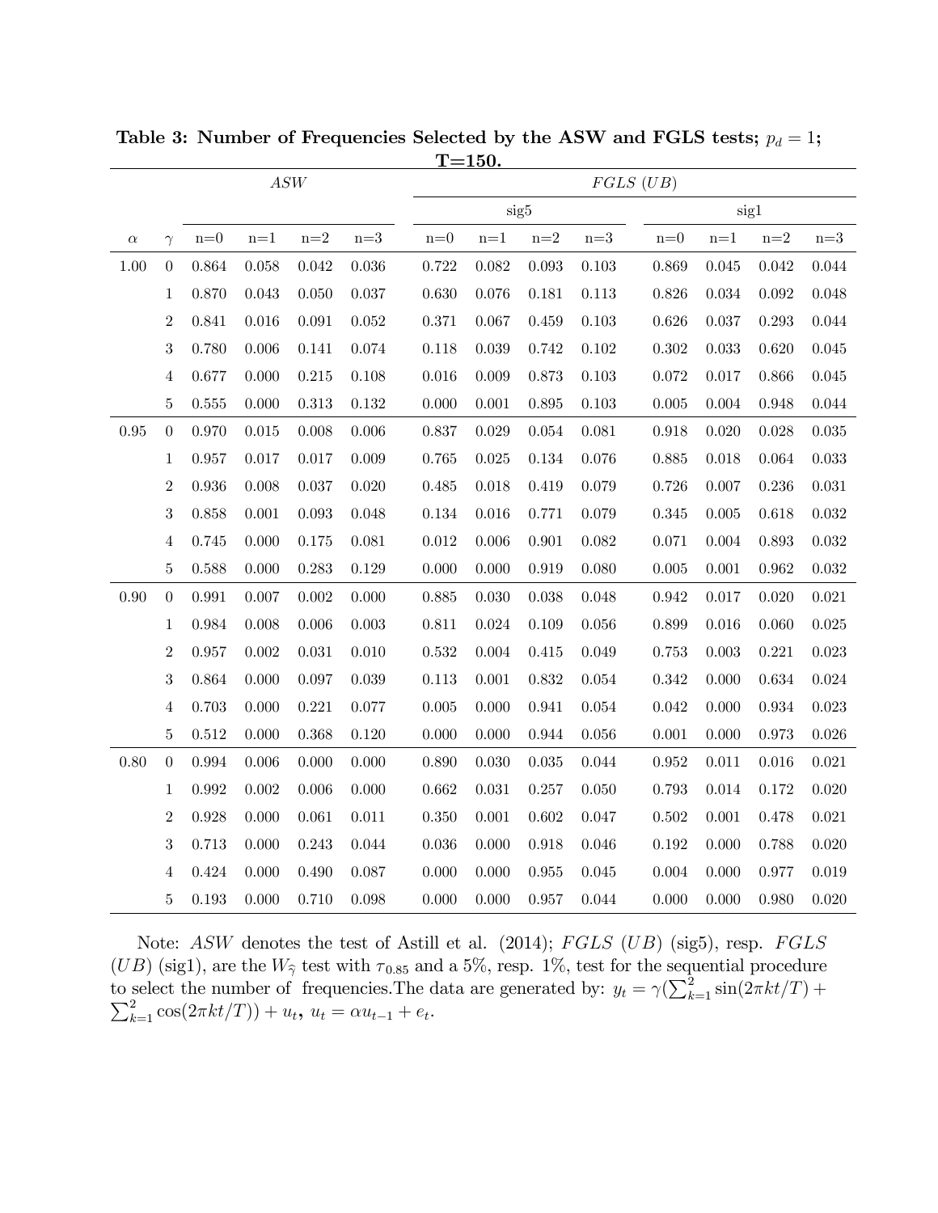**Table 3: Number of Frequencies Selected by the ASW and FGLS tests; $p_d = 1$; T=150.**

| | | *ASW* | | | | *FGLS (UB)* | | | | | | | |
|---|---|---|---|---|---|---|---|---|---|---|---|---|---|
| | | | | | | sig5 | | | | sig1 | | | |
| $\alpha$ | $\gamma$ | n=0 | n=1 | n=2 | n=3 | n=0 | n=1 | n=2 | n=3 | n=0 | n=1 | n=2 | n=3 |
| 1.00 | 0 | 0.864 | 0.058 | 0.042 | 0.036 | 0.722 | 0.082 | 0.093 | 0.103 | 0.869 | 0.045 | 0.042 | 0.044 |
| | 1 | 0.870 | 0.043 | 0.050 | 0.037 | 0.630 | 0.076 | 0.181 | 0.113 | 0.826 | 0.034 | 0.092 | 0.048 |
| | 2 | 0.841 | 0.016 | 0.091 | 0.052 | 0.371 | 0.067 | 0.459 | 0.103 | 0.626 | 0.037 | 0.293 | 0.044 |
| | 3 | 0.780 | 0.006 | 0.141 | 0.074 | 0.118 | 0.039 | 0.742 | 0.102 | 0.302 | 0.033 | 0.620 | 0.045 |
| | 4 | 0.677 | 0.000 | 0.215 | 0.108 | 0.016 | 0.009 | 0.873 | 0.103 | 0.072 | 0.017 | 0.866 | 0.045 |
| | 5 | 0.555 | 0.000 | 0.313 | 0.132 | 0.000 | 0.001 | 0.895 | 0.103 | 0.005 | 0.004 | 0.948 | 0.044 |
| 0.95 | 0 | 0.970 | 0.015 | 0.008 | 0.006 | 0.837 | 0.029 | 0.054 | 0.081 | 0.918 | 0.020 | 0.028 | 0.035 |
| | 1 | 0.957 | 0.017 | 0.017 | 0.009 | 0.765 | 0.025 | 0.134 | 0.076 | 0.885 | 0.018 | 0.064 | 0.033 |
| | 2 | 0.936 | 0.008 | 0.037 | 0.020 | 0.485 | 0.018 | 0.419 | 0.079 | 0.726 | 0.007 | 0.236 | 0.031 |
| | 3 | 0.858 | 0.001 | 0.093 | 0.048 | 0.134 | 0.016 | 0.771 | 0.079 | 0.345 | 0.005 | 0.618 | 0.032 |
| | 4 | 0.745 | 0.000 | 0.175 | 0.081 | 0.012 | 0.006 | 0.901 | 0.082 | 0.071 | 0.004 | 0.893 | 0.032 |
| | 5 | 0.588 | 0.000 | 0.283 | 0.129 | 0.000 | 0.000 | 0.919 | 0.080 | 0.005 | 0.001 | 0.962 | 0.032 |
| 0.90 | 0 | 0.991 | 0.007 | 0.002 | 0.000 | 0.885 | 0.030 | 0.038 | 0.048 | 0.942 | 0.017 | 0.020 | 0.021 |
| | 1 | 0.984 | 0.008 | 0.006 | 0.003 | 0.811 | 0.024 | 0.109 | 0.056 | 0.899 | 0.016 | 0.060 | 0.025 |
| | 2 | 0.957 | 0.002 | 0.031 | 0.010 | 0.532 | 0.004 | 0.415 | 0.049 | 0.753 | 0.003 | 0.221 | 0.023 |
| | 3 | 0.864 | 0.000 | 0.097 | 0.039 | 0.113 | 0.001 | 0.832 | 0.054 | 0.342 | 0.000 | 0.634 | 0.024 |
| | 4 | 0.703 | 0.000 | 0.221 | 0.077 | 0.005 | 0.000 | 0.941 | 0.054 | 0.042 | 0.000 | 0.934 | 0.023 |
| | 5 | 0.512 | 0.000 | 0.368 | 0.120 | 0.000 | 0.000 | 0.944 | 0.056 | 0.001 | 0.000 | 0.973 | 0.026 |
| 0.80 | 0 | 0.994 | 0.006 | 0.000 | 0.000 | 0.890 | 0.030 | 0.035 | 0.044 | 0.952 | 0.011 | 0.016 | 0.021 |
| | 1 | 0.992 | 0.002 | 0.006 | 0.000 | 0.662 | 0.031 | 0.257 | 0.050 | 0.793 | 0.014 | 0.172 | 0.020 |
| | 2 | 0.928 | 0.000 | 0.061 | 0.011 | 0.350 | 0.001 | 0.602 | 0.047 | 0.502 | 0.001 | 0.478 | 0.021 |
| | 3 | 0.713 | 0.000 | 0.243 | 0.044 | 0.036 | 0.000 | 0.918 | 0.046 | 0.192 | 0.000 | 0.788 | 0.020 |
| | 4 | 0.424 | 0.000 | 0.490 | 0.087 | 0.000 | 0.000 | 0.955 | 0.045 | 0.004 | 0.000 | 0.977 | 0.019 |
| | 5 | 0.193 | 0.000 | 0.710 | 0.098 | 0.000 | 0.000 | 0.957 | 0.044 | 0.000 | 0.000 | 0.980 | 0.020 |

Note: *ASW* denotes the test of Astill et al. (2014); *FGLS (UB)* (sig5), resp. *FGLS (UB)* (sig1), are the $W_{\widehat{\gamma}}$ test with $\tau_{0.85}$ and a 5%, resp. 1%, test for the sequential procedure to select the number of frequencies. The data are generated by: $y_t = \gamma(\sum_{k=1}^{2}\sin(2\pi kt/T) + \sum_{k=1}^{2}\cos(2\pi kt/T)) + u_t$, $u_t = \alpha u_{t-1} + e_t$.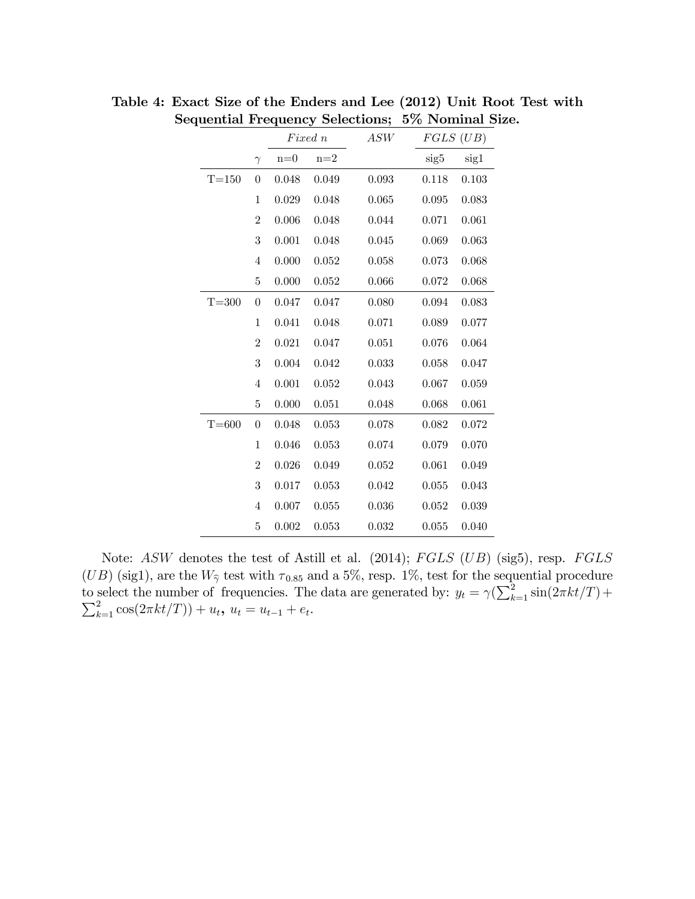**Table 4: Exact Size of the Enders and Lee (2012) Unit Root Test with Sequential Frequency Selections; 5% Nominal Size.**

| | | *Fixed n* | | *ASW* | *FGLS (UB)* | |
|---|---|---|---|---|---|---|
| | $\gamma$ | n=0 | n=2 | | sig5 | sig1 |
| T=150 | 0 | 0.048 | 0.049 | 0.093 | 0.118 | 0.103 |
| | 1 | 0.029 | 0.048 | 0.065 | 0.095 | 0.083 |
| | 2 | 0.006 | 0.048 | 0.044 | 0.071 | 0.061 |
| | 3 | 0.001 | 0.048 | 0.045 | 0.069 | 0.063 |
| | 4 | 0.000 | 0.052 | 0.058 | 0.073 | 0.068 |
| | 5 | 0.000 | 0.052 | 0.066 | 0.072 | 0.068 |
| T=300 | 0 | 0.047 | 0.047 | 0.080 | 0.094 | 0.083 |
| | 1 | 0.041 | 0.048 | 0.071 | 0.089 | 0.077 |
| | 2 | 0.021 | 0.047 | 0.051 | 0.076 | 0.064 |
| | 3 | 0.004 | 0.042 | 0.033 | 0.058 | 0.047 |
| | 4 | 0.001 | 0.052 | 0.043 | 0.067 | 0.059 |
| | 5 | 0.000 | 0.051 | 0.048 | 0.068 | 0.061 |
| T=600 | 0 | 0.048 | 0.053 | 0.078 | 0.082 | 0.072 |
| | 1 | 0.046 | 0.053 | 0.074 | 0.079 | 0.070 |
| | 2 | 0.026 | 0.049 | 0.052 | 0.061 | 0.049 |
| | 3 | 0.017 | 0.053 | 0.042 | 0.055 | 0.043 |
| | 4 | 0.007 | 0.055 | 0.036 | 0.052 | 0.039 |
| | 5 | 0.002 | 0.053 | 0.032 | 0.055 | 0.040 |

Note: *ASW* denotes the test of Astill et al. (2014); *FGLS* (*UB*) (sig5), resp. *FGLS* (*UB*) (sig1), are the $W_{\hat{\gamma}}$ test with $\tau_{0.85}$ and a 5%, resp. 1%, test for the sequential procedure to select the number of frequencies. The data are generated by: $y_t = \gamma(\sum_{k=1}^{2}\sin(2\pi kt/T) + \sum_{k=1}^{2}\cos(2\pi kt/T)) + u_t$, $u_t = u_{t-1} + e_t$.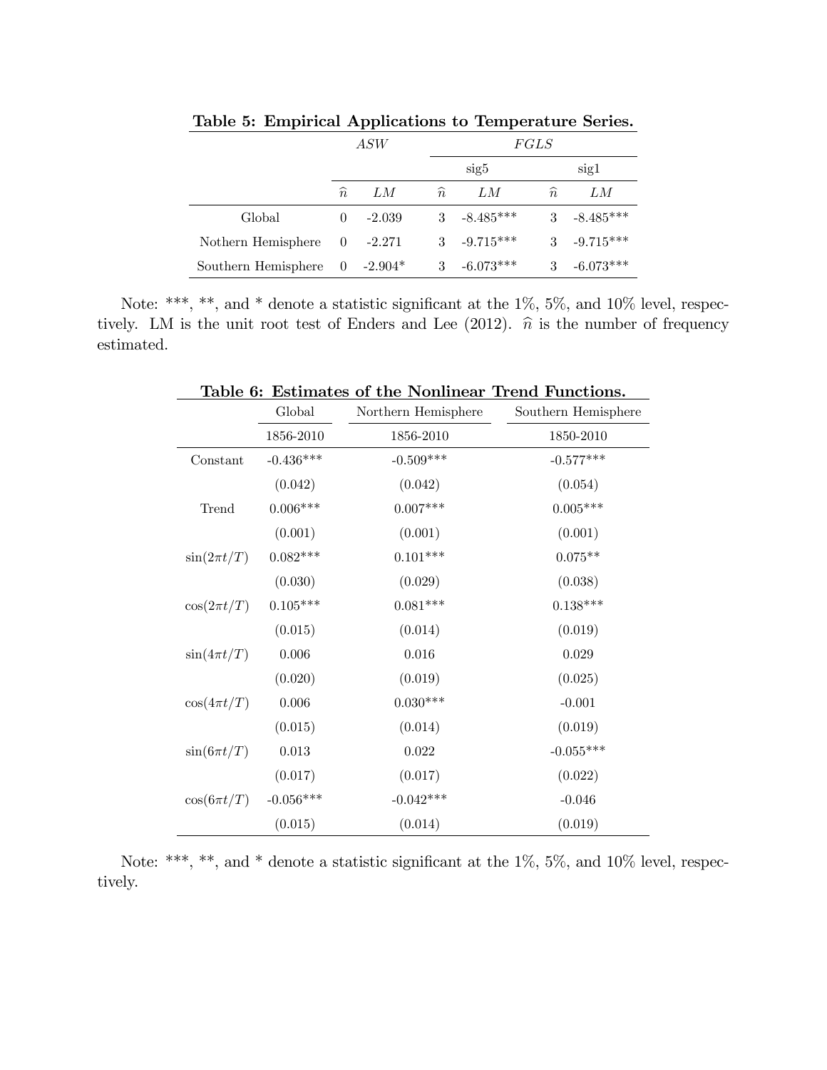**Table 5: Empirical Applications to Temperature Series.**

| | *ASW* | | *FGLS* | | | |
|---|---|---|---|---|---|---|
| | | | sig5 | | sig1 | |
| | $\widehat{n}$ | *LM* | $\widehat{n}$ | *LM* | $\widehat{n}$ | *LM* |
| Global | 0 | -2.039 | 3 | -8.485*** | 3 | -8.485*** |
| Nothern Hemisphere | 0 | -2.271 | 3 | -9.715*** | 3 | -9.715*** |
| Southern Hemisphere | 0 | -2.904* | 3 | -6.073*** | 3 | -6.073*** |

Note: ***, **, and * denote a statistic significant at the 1%, 5%, and 10% level, respectively. LM is the unit root test of Enders and Lee (2012). $\widehat{n}$ is the number of frequency estimated.

**Table 6: Estimates of the Nonlinear Trend Functions.**

| | Global | Northern Hemisphere | Southern Hemisphere |
|---|---|---|---|
| | 1856-2010 | 1856-2010 | 1850-2010 |
| Constant | -0.436*** | -0.509*** | -0.577*** |
| | (0.042) | (0.042) | (0.054) |
| Trend | 0.006*** | 0.007*** | 0.005*** |
| | (0.001) | (0.001) | (0.001) |
| $\sin(2\pi t/T)$ | 0.082*** | 0.101*** | 0.075** |
| | (0.030) | (0.029) | (0.038) |
| $\cos(2\pi t/T)$ | 0.105*** | 0.081*** | 0.138*** |
| | (0.015) | (0.014) | (0.019) |
| $\sin(4\pi t/T)$ | 0.006 | 0.016 | 0.029 |
| | (0.020) | (0.019) | (0.025) |
| $\cos(4\pi t/T)$ | 0.006 | 0.030*** | -0.001 |
| | (0.015) | (0.014) | (0.019) |
| $\sin(6\pi t/T)$ | 0.013 | 0.022 | -0.055*** |
| | (0.017) | (0.017) | (0.022) |
| $\cos(6\pi t/T)$ | -0.056*** | -0.042*** | -0.046 |
| | (0.015) | (0.014) | (0.019) |

Note: ***, **, and * denote a statistic significant at the 1%, 5%, and 10% level, respectively.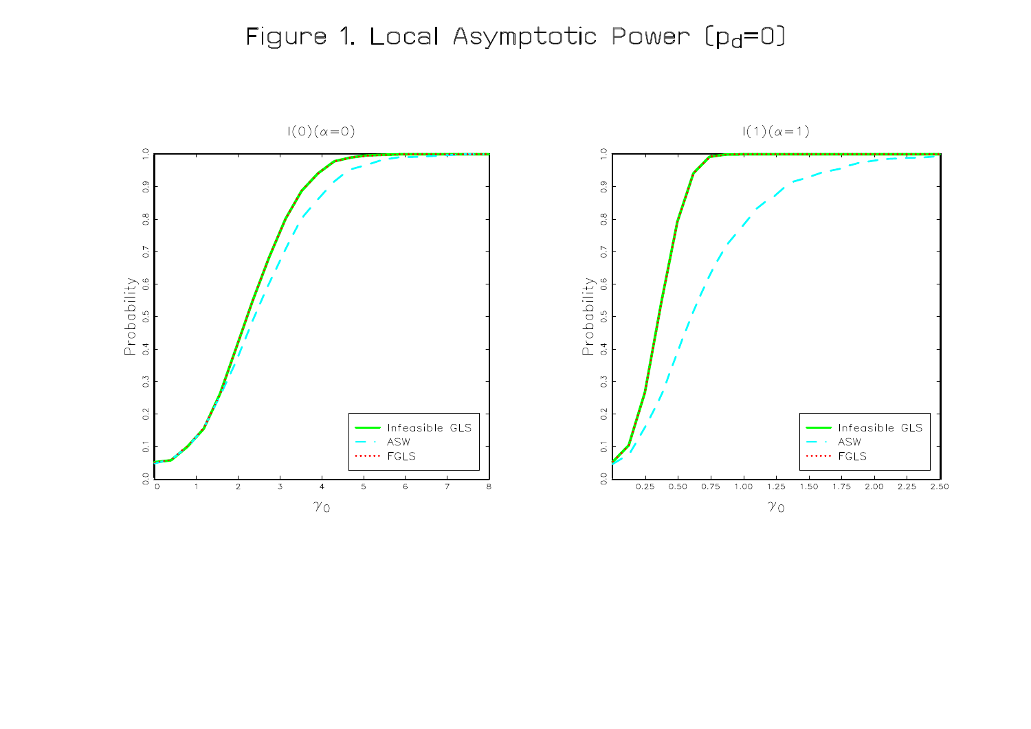# Figure 1. Local Asymptotic Power ($p_d$=0)

I(0)($\alpha$=0)

I(1)($\alpha$=1)

Infeasible GLS

ASW

FGLS

Probability

$\gamma_0$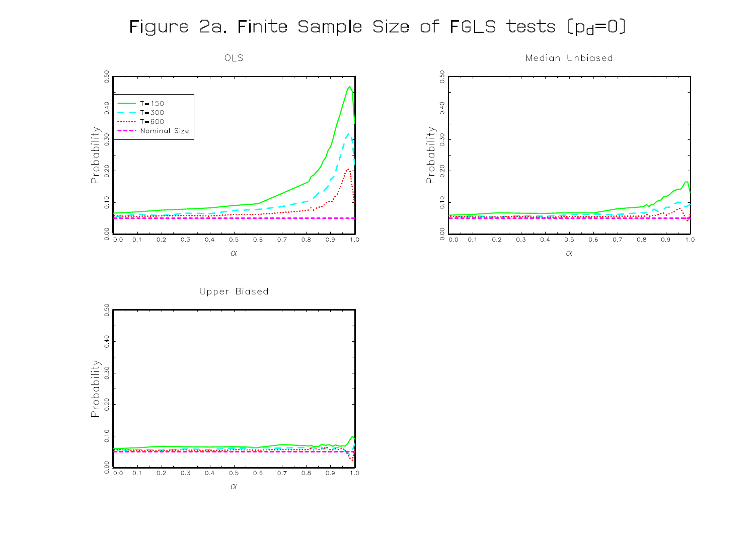# Figure 2a. Finite Sample Size of FGLS tests ($p_d$=0)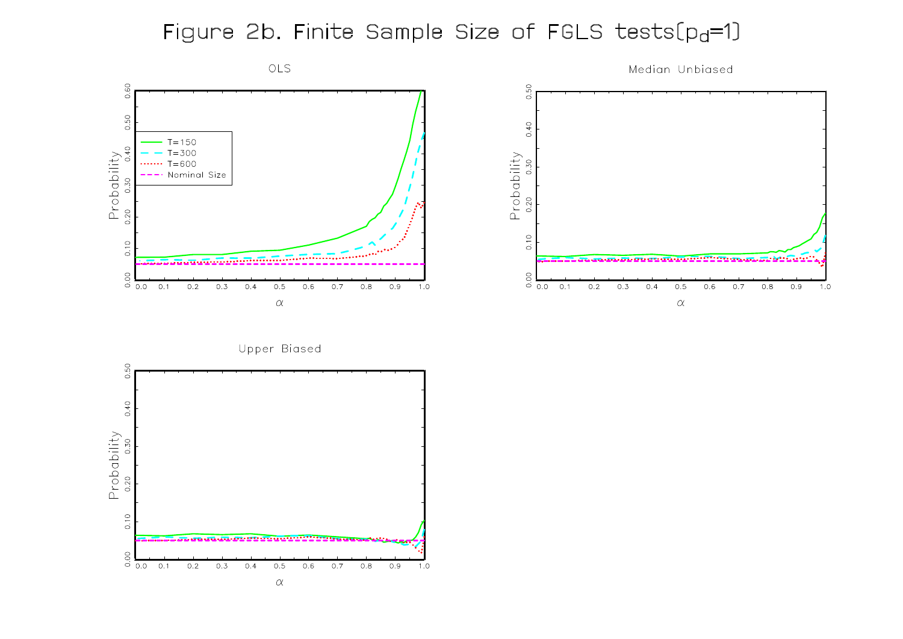# Figure 2b. Finite Sample Size of FGLS tests[$p_d$=1]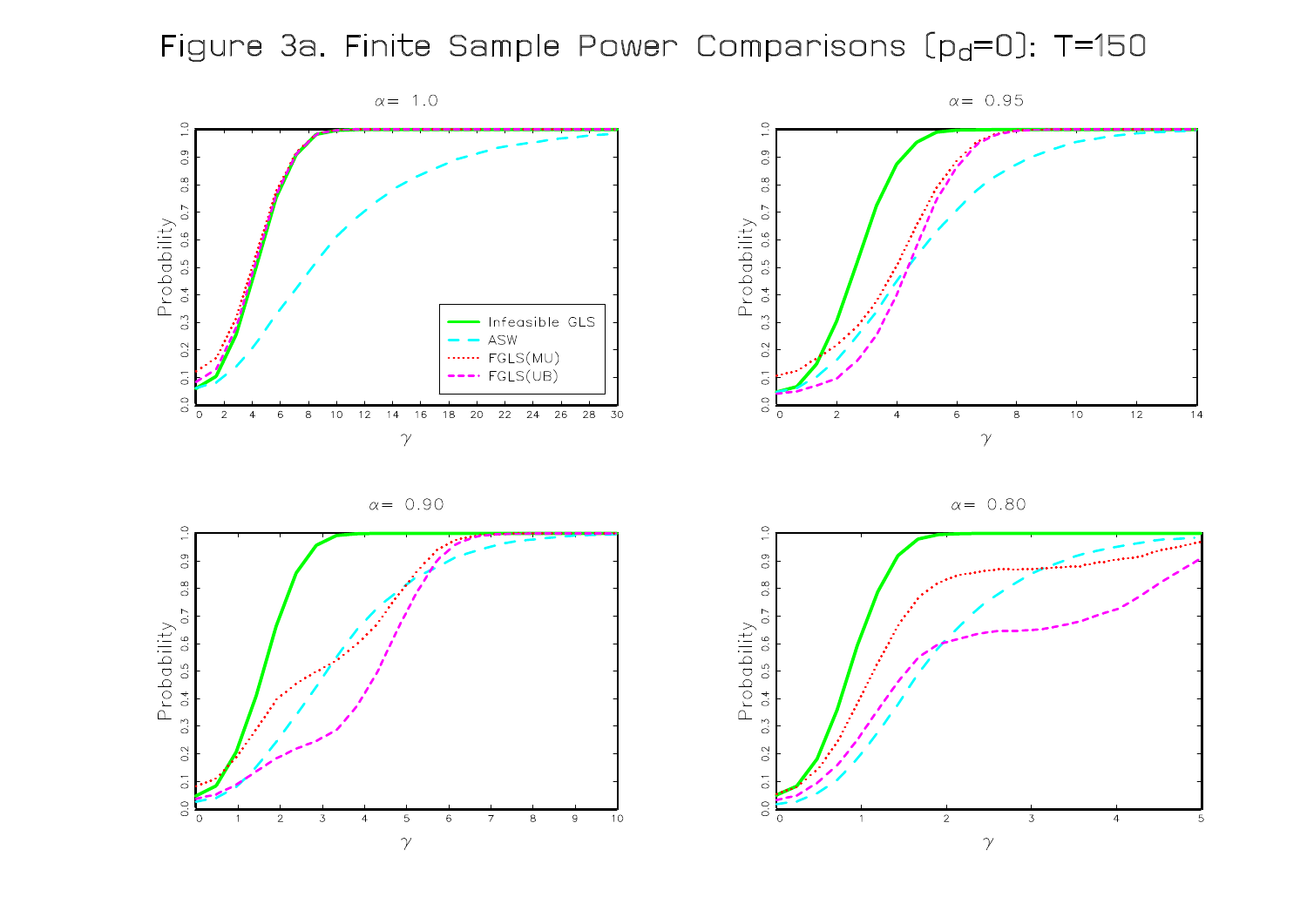# Figure 3a. Finite Sample Power Comparisons ($p_d$=0): T=150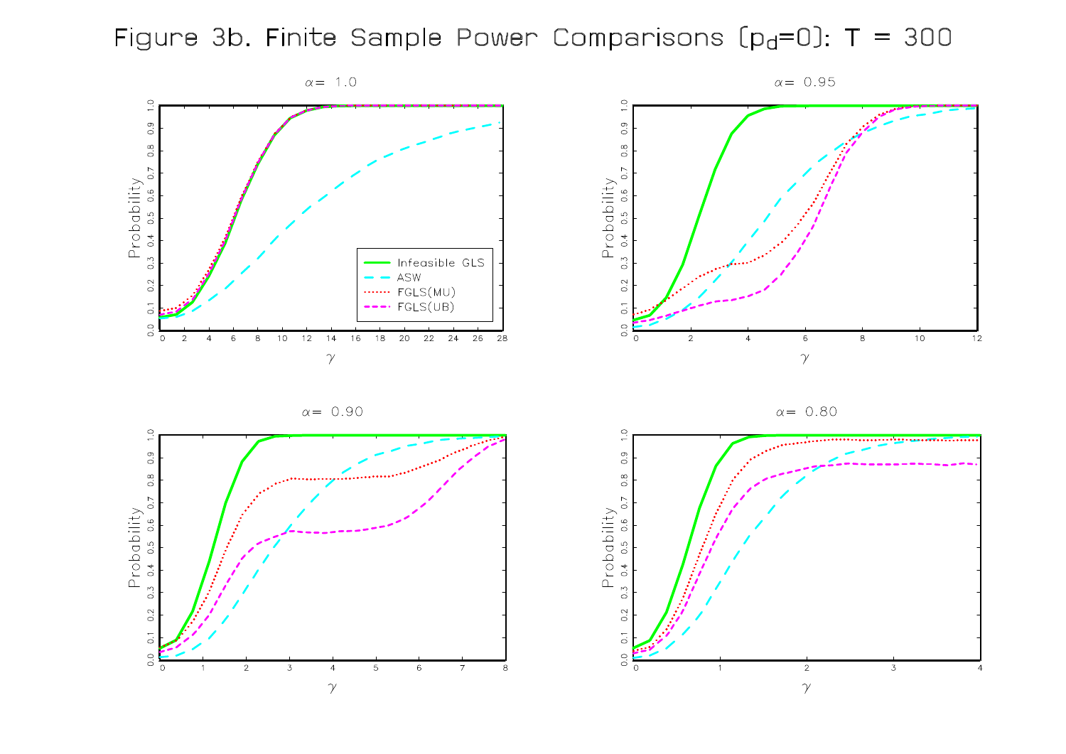# Figure 3b. Finite Sample Power Comparisons ($p_d$=0): T = 300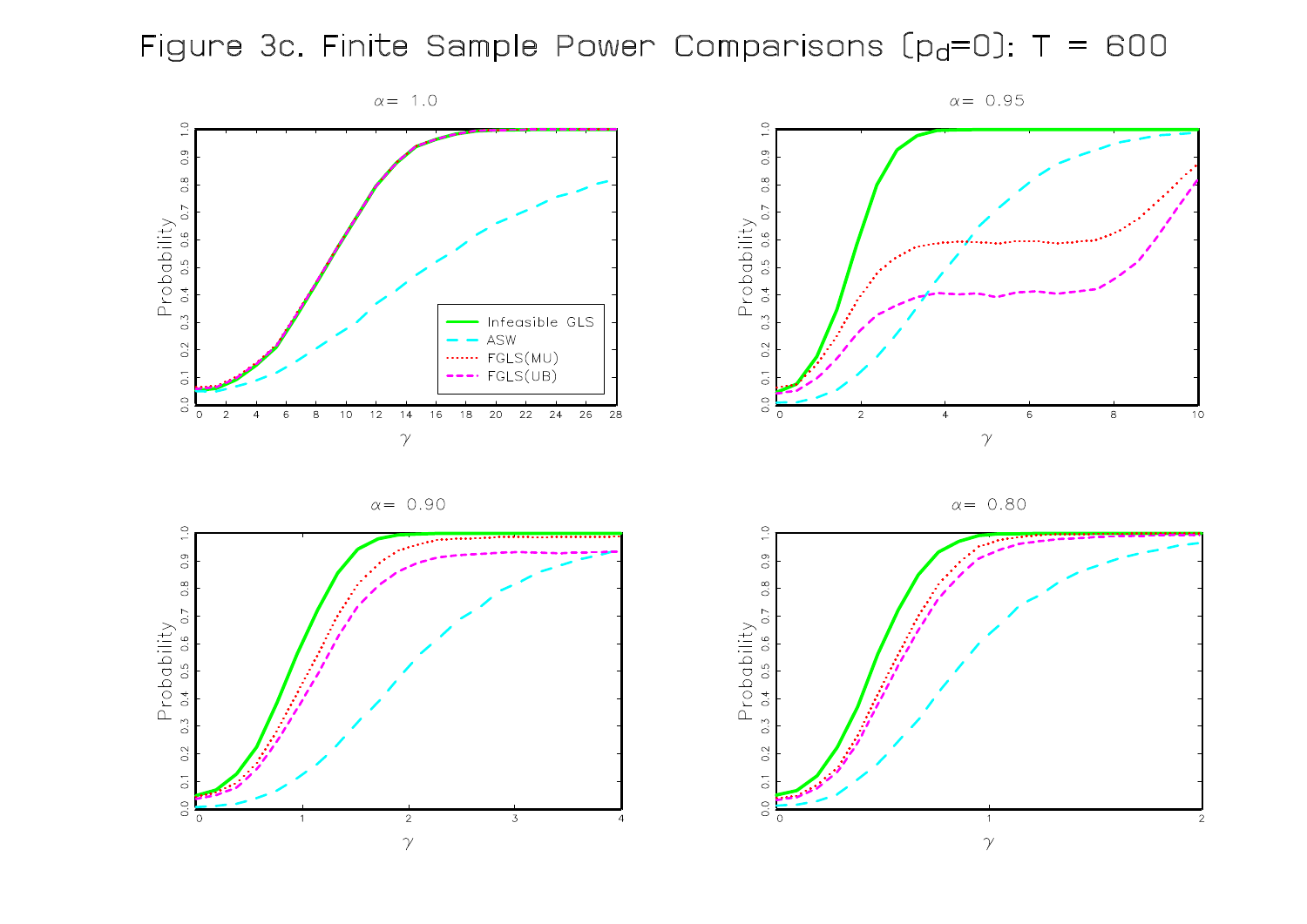# Figure 3c. Finite Sample Power Comparisons ($p_d$=0): T = 600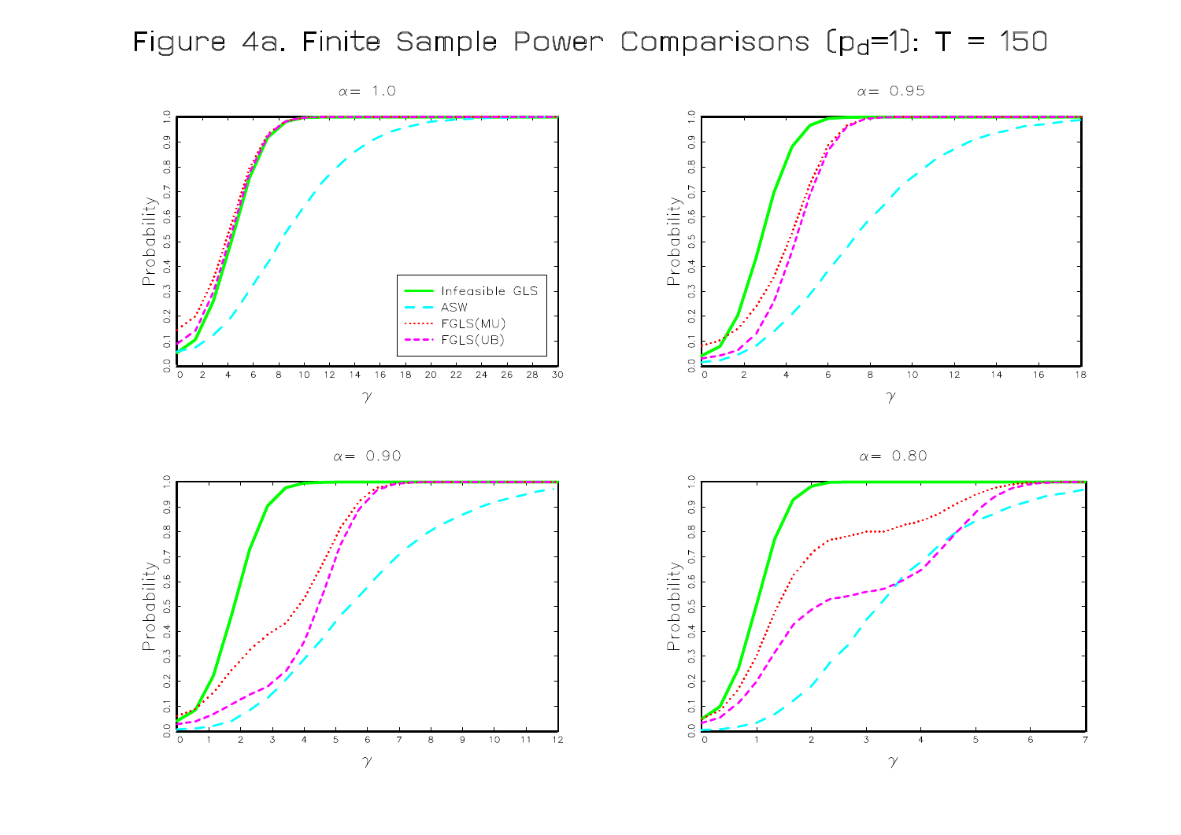Figure 4a. Finite Sample Power Comparisons ($p_d=1$): T = 150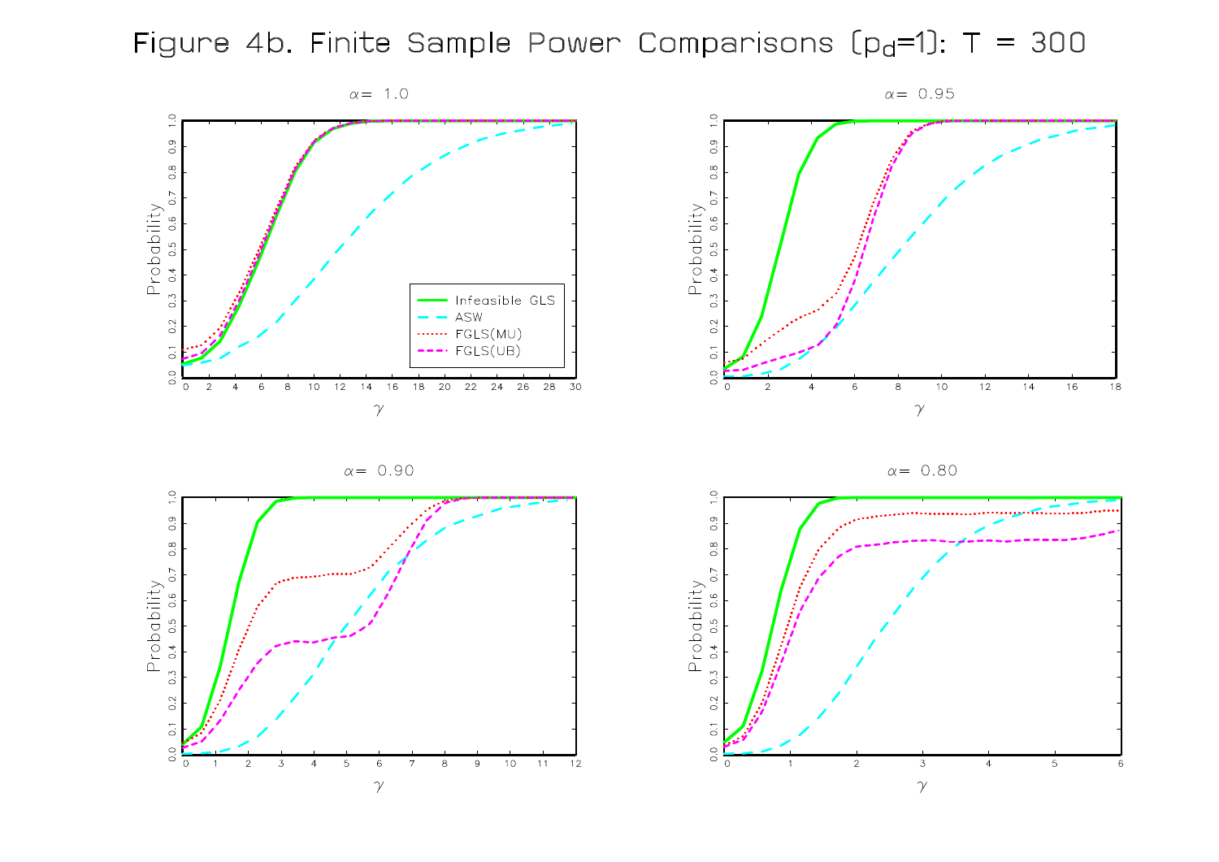Figure 4b. Finite Sample Power Comparisons ($p_d$=1): T = 300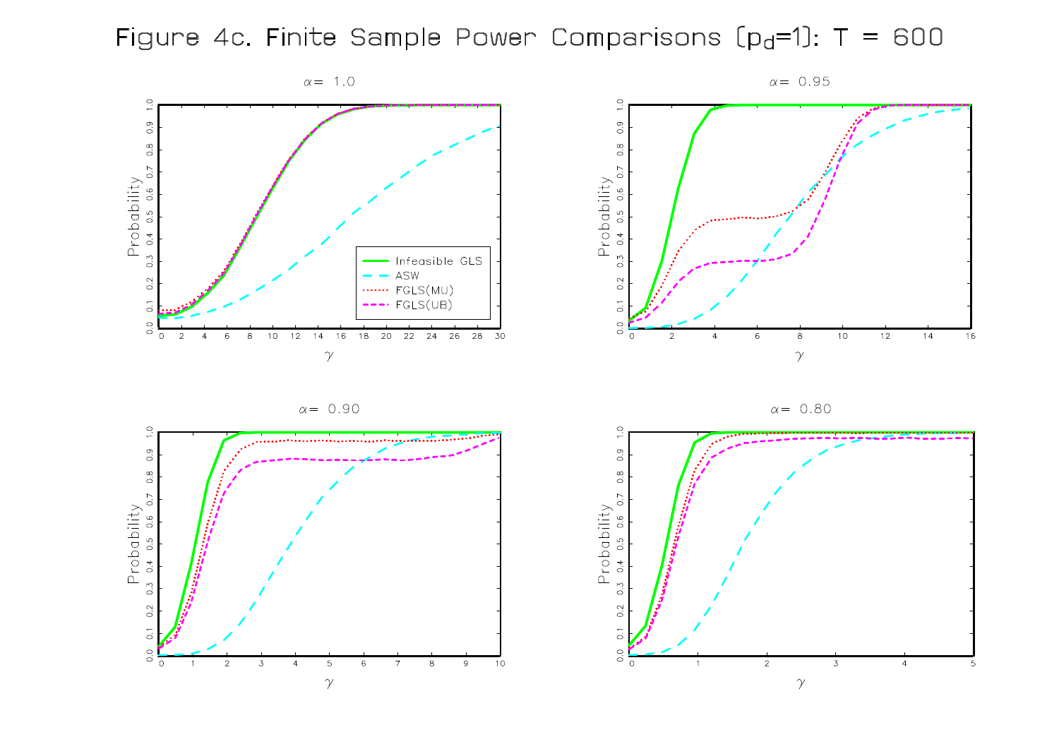# Figure 4c. Finite Sample Power Comparisons ($p_d$=1): T = 600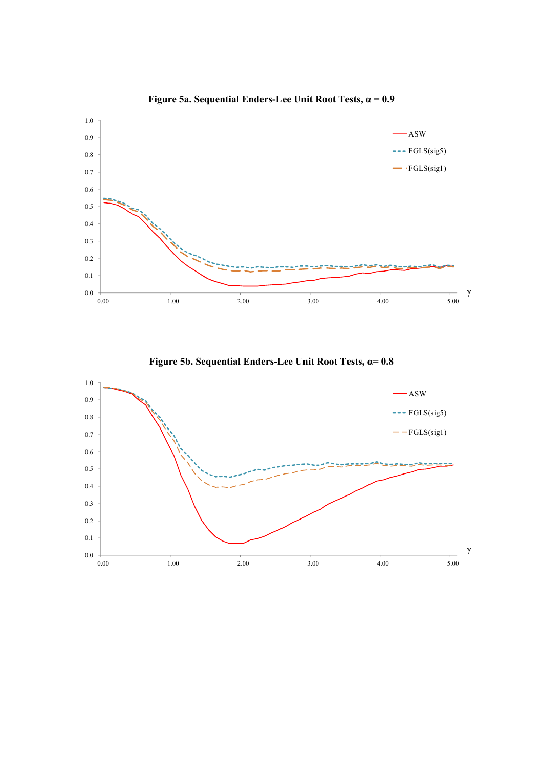**Figure 5a. Sequential Enders-Lee Unit Root Tests, α = 0.9**

**Figure 5b. Sequential Enders-Lee Unit Root Tests, α= 0.8**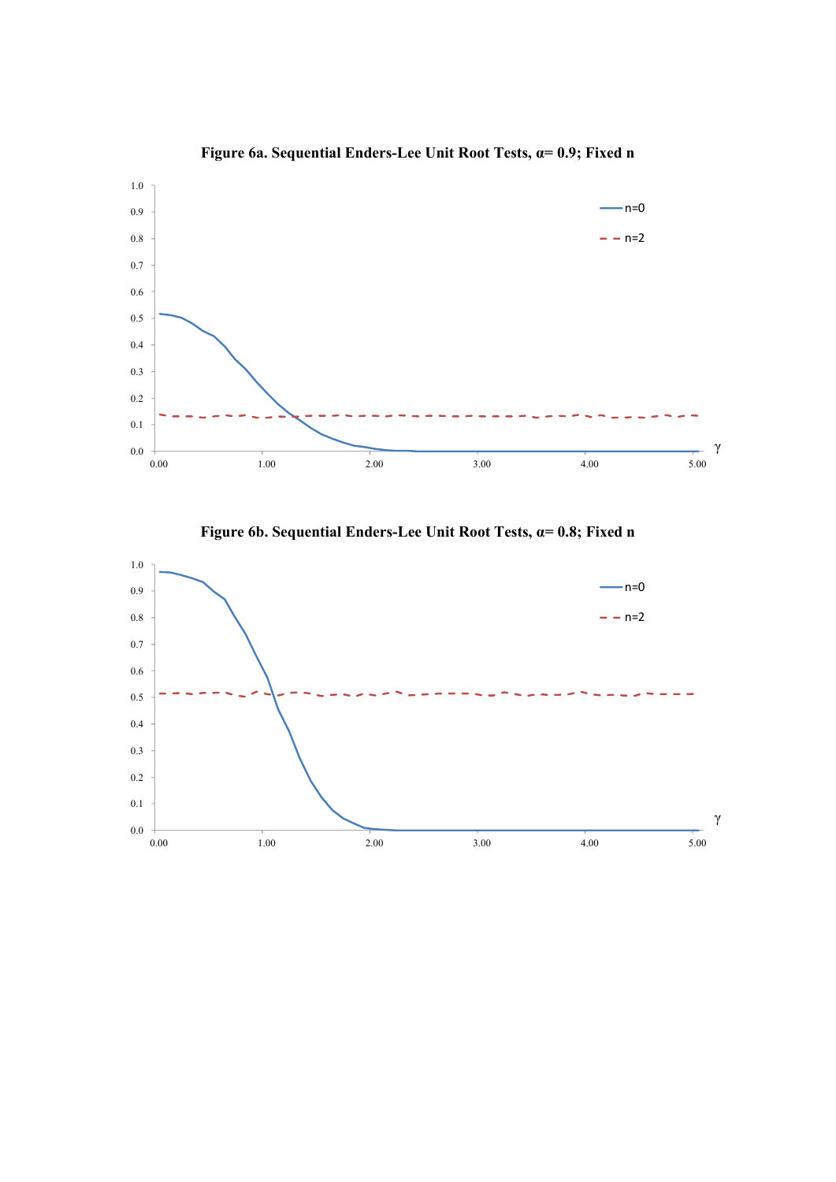**Figure 6a. Sequential Enders-Lee Unit Root Tests, α= 0.9; Fixed n**

**Figure 6b. Sequential Enders-Lee Unit Root Tests, α= 0.8; Fixed n**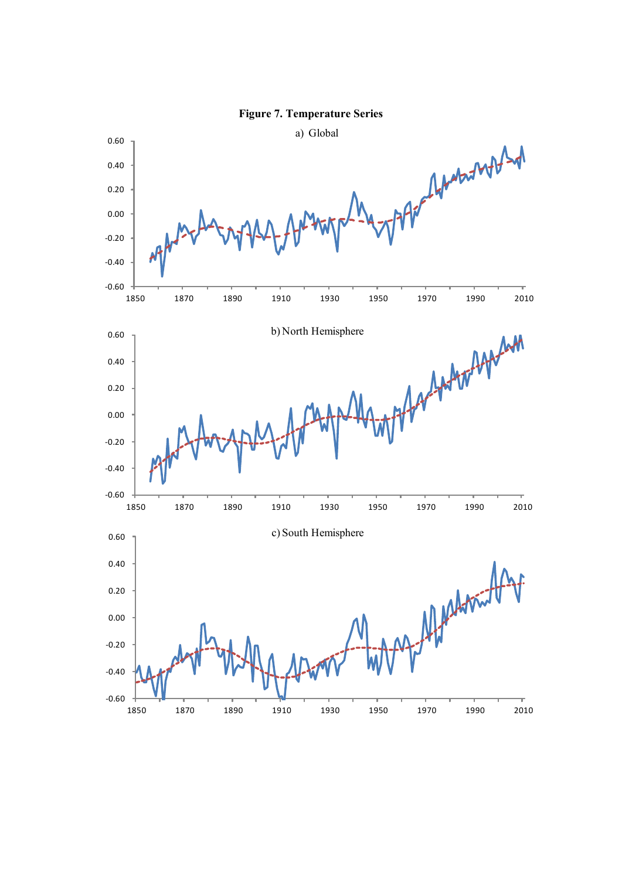**Figure 7. Temperature Series**

a) Global

0.60
0.40
0.20
0.00
-0.20
-0.40
-0.60

1850 1870 1890 1910 1930 1950 1970 1990 2010

b) North Hemisphere

0.60
0.40
0.20
0.00
-0.20
-0.40
-0.60

1850 1870 1890 1910 1930 1950 1970 1990 2010

c) South Hemisphere

0.60
0.40
0.20
0.00
-0.20
-0.40
-0.60

1850 1870 1890 1910 1930 1950 1970 1990 2010